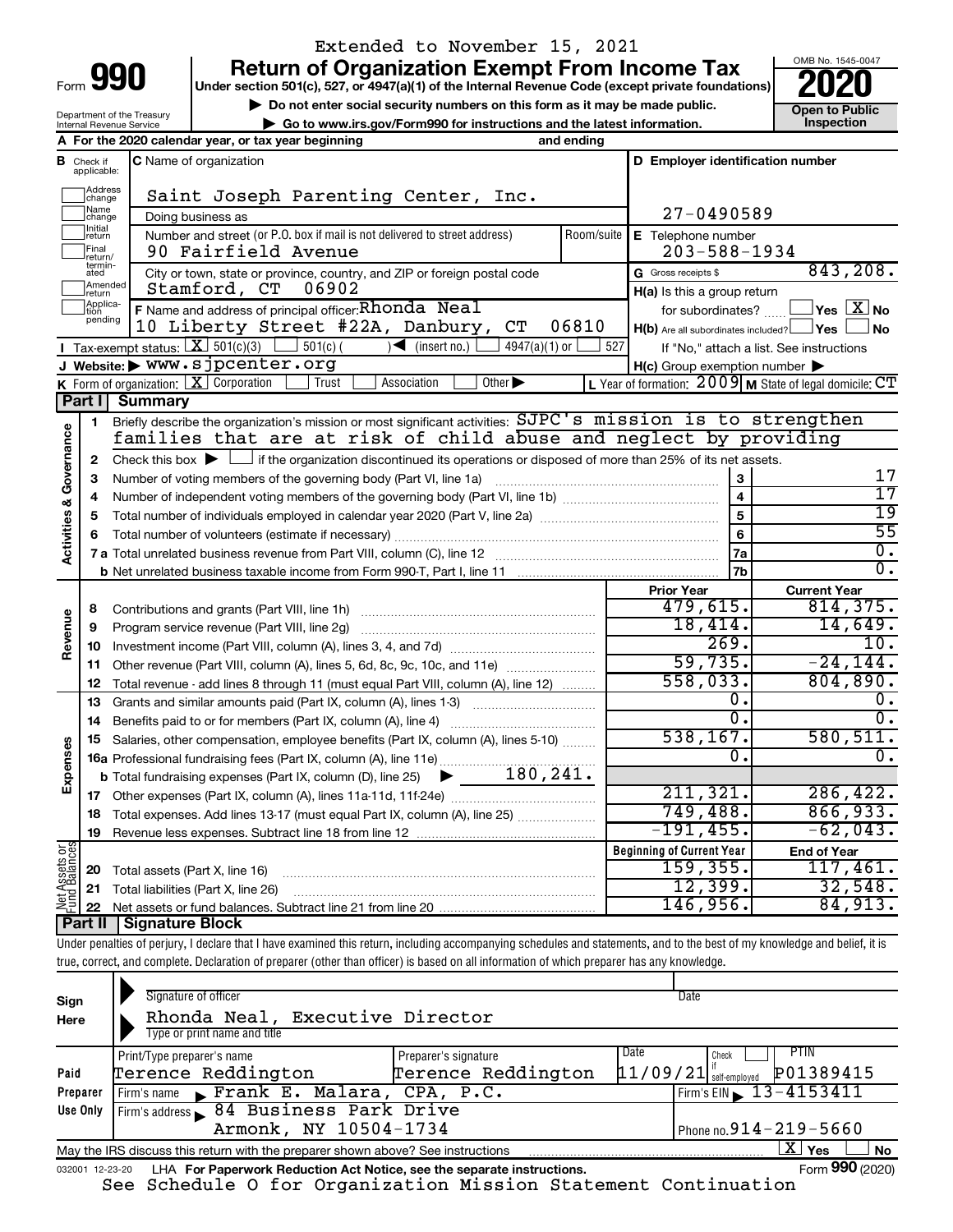Extended to November 15, 2021

# Form 990

## Return of Organization Exempt From Income Tax

**Under section 501(c), 527, or 4947(a)(1) of the Internal Revenue Code (except private foundations)**

▶ Do not enter social security numbers on this form as it may be made public.

▶ Go to www.irs.gov/Form990 for instructions and the latest information.

Department of the Treasury
Internal Revenue Service

OMB No. 1545-0047

**2020**

**Open to Public Inspection**

**A** For the 2020 calendar year, or tax year beginning and ending

**B** Check if applicable: Address change, Name change, Initial return, Final return/terminated, Amended return, Application pending

**C** Name of organization: Saint Joseph Parenting Center, Inc.

Doing business as

Number and street (or P.O. box if mail is not delivered to street address): 90 Fairfield Avenue | Room/suite

City or town, state or province, country, and ZIP or foreign postal code: Stamford, CT 06902

**D** Employer identification number: 27-0490589

**E** Telephone number: 203-588-1934

**G** Gross receipts $ 843,208.

**F** Name and address of principal officer: Rhonda Neal, 10 Liberty Street #22A, Danbury, CT 06810

**H(a)** Is this a group return for subordinates? ☐ Yes ☒ No

**H(b)** Are all subordinates included? ☐ Yes ☐ No — If "No," attach a list. See instructions

**H(c)** Group exemption number ▶

**I** Tax-exempt status: ☒ 501(c)(3) ☐ 501(c) ( ) ◀ (insert no.) ☐ 4947(a)(1) or ☐ 527

**J** Website: ▶ www.sjpcenter.org

**K** Form of organization: ☒ Corporation ☐ Trust ☐ Association ☐ Other ▶

**L** Year of formation: 2009 **M** State of legal domicile: CT

## Part I Summary

**Activities & Governance**

1 Briefly describe the organization's mission or most significant activities: SJPC's mission is to strengthen families that are at risk of child abuse and neglect by providing

2 Check this box ▶ ☐ if the organization discontinued its operations or disposed of more than 25% of its net assets.

| Line | Description | | Value |
|---|---|---|---|
| 3 | Number of voting members of the governing body (Part VI, line 1a) | 3 | 17 |
| 4 | Number of independent voting members of the governing body (Part VI, line 1b) | 4 | 17 |
| 5 | Total number of individuals employed in calendar year 2020 (Part V, line 2a) | 5 | 19 |
| 6 | Total number of volunteers (estimate if necessary) | 6 | 55 |
| 7a | Total unrelated business revenue from Part VIII, column (C), line 12 | 7a | 0. |
| b | Net unrelated business taxable income from Form 990-T, Part I, line 11 | 7b | 0. |

| Section | Line | Description | Prior Year | Current Year |
|---|---|---|---|---|
| Revenue | 8 | Contributions and grants (Part VIII, line 1h) | 479,615. | 814,375. |
| | 9 | Program service revenue (Part VIII, line 2g) | 18,414. | 14,649. |
| | 10 | Investment income (Part VIII, column (A), lines 3, 4, and 7d) | 269. | 10. |
| | 11 | Other revenue (Part VIII, column (A), lines 5, 6d, 8c, 9c, 10c, and 11e) | 59,735. | -24,144. |
| | 12 | Total revenue - add lines 8 through 11 (must equal Part VIII, column (A), line 12) | 558,033. | 804,890. |
| Expenses | 13 | Grants and similar amounts paid (Part IX, column (A), lines 1-3) | 0. | 0. |
| | 14 | Benefits paid to or for members (Part IX, column (A), line 4) | 0. | 0. |
| | 15 | Salaries, other compensation, employee benefits (Part IX, column (A), lines 5-10) | 538,167. | 580,511. |
| | 16a | Professional fundraising fees (Part IX, column (A), line 11e) | 0. | 0. |
| | b | Total fundraising expenses (Part IX, column (D), line 25) ▶ 180,241. | | |
| | 17 | Other expenses (Part IX, column (A), lines 11a-11d, 11f-24e) | 211,321. | 286,422. |
| | 18 | Total expenses. Add lines 13-17 (must equal Part IX, column (A), line 25) | 749,488. | 866,933. |
| | 19 | Revenue less expenses. Subtract line 18 from line 12 | -191,455. | -62,043. |
| | | | **Beginning of Current Year** | **End of Year** |
| Net Assets or Fund Balances | 20 | Total assets (Part X, line 16) | 159,355. | 117,461. |
| | 21 | Total liabilities (Part X, line 26) | 12,399. | 32,548. |
| | 22 | Net assets or fund balances. Subtract line 21 from line 20 | 146,956. | 84,913. |

## Part II Signature Block

Under penalties of perjury, I declare that I have examined this return, including accompanying schedules and statements, and to the best of my knowledge and belief, it is true, correct, and complete. Declaration of preparer (other than officer) is based on all information of which preparer has any knowledge.

**Sign Here**

Signature of officer | Date

Rhonda Neal, Executive Director
Type or print name and title

**Paid Preparer Use Only**

| Print/Type preparer's name | Preparer's signature | Date | Check if self-employed | PTIN |
|---|---|---|---|---|
| Terence Reddington | Terence Reddington | 11/09/21 | | P01389415 |

Firm's name ▶ Frank E. Malara, CPA, P.C. | Firm's EIN ▶ 13-4153411

Firm's address ▶ 84 Business Park Drive, Armonk, NY 10504-1734 | Phone no. 914-219-5660

May the IRS discuss this return with the preparer shown above? See instructions ☒ Yes ☐ No

032001 12-23-20 LHA For Paperwork Reduction Act Notice, see the separate instructions. Form **990** (2020)

See Schedule O for Organization Mission Statement Continuation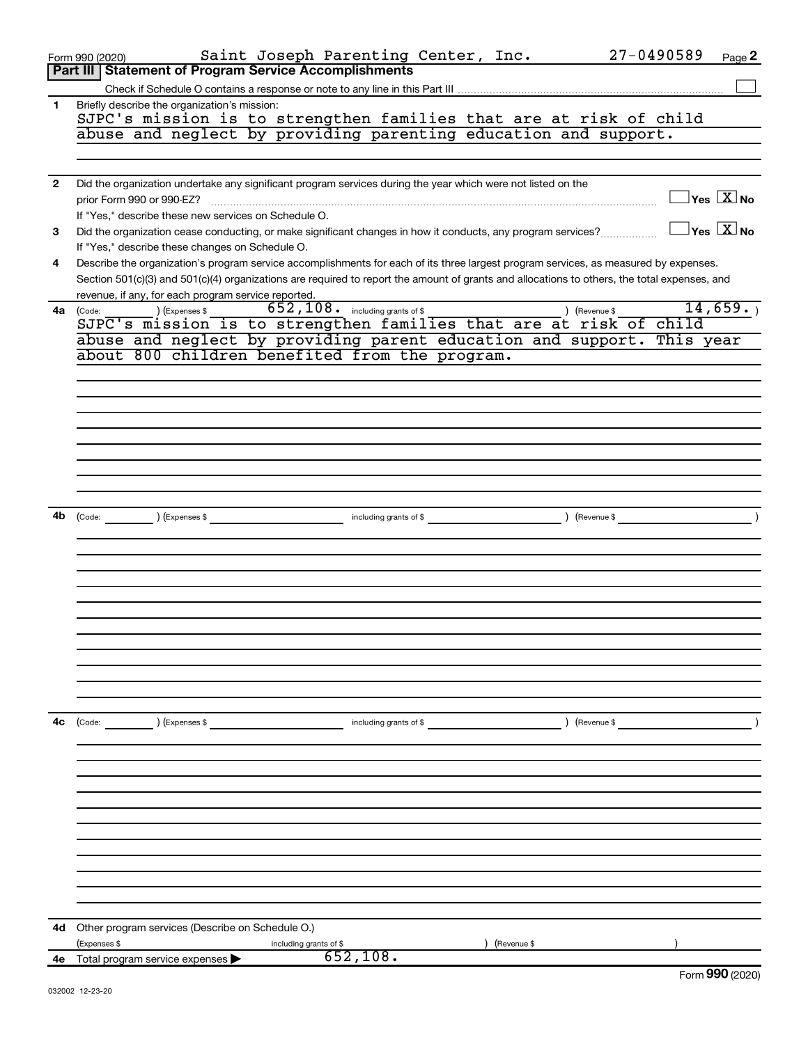Form 990 (2020) Saint Joseph Parenting Center, Inc. 27-0490589 Page **2**

## Part III Statement of Program Service Accomplishments

Check if Schedule O contains a response or note to any line in this Part III ☐

**1** Briefly describe the organization's mission:

SJPC's mission is to strengthen families that are at risk of child abuse and neglect by providing parenting education and support.

**2** Did the organization undertake any significant program services during the year which were not listed on the prior Form 990 or 990-EZ? ☐ Yes ☒ No

If "Yes," describe these new services on Schedule O.

**3** Did the organization cease conducting, or make significant changes in how it conducts, any program services? ☐ Yes ☒ No

If "Yes," describe these changes on Schedule O.

**4** Describe the organization's program service accomplishments for each of its three largest program services, as measured by expenses. Section 501(c)(3) and 501(c)(4) organizations are required to report the amount of grants and allocations to others, the total expenses, and revenue, if any, for each program service reported.

**4a** (Code: ) (Expenses $ 652,108. including grants of $ ) (Revenue $ 14,659. )

SJPC's mission is to strengthen families that are at risk of child abuse and neglect by providing parent education and support. This year about 800 children benefited from the program.

**4b** (Code: ) (Expenses $ including grants of $ ) (Revenue $ )

**4c** (Code: ) (Expenses $ including grants of $ ) (Revenue $ )

**4d** Other program services (Describe on Schedule O.)

(Expenses $ including grants of $ ) (Revenue $ )

**4e** Total program service expenses ▶ 652,108.

Form **990** (2020)

032002 12-23-20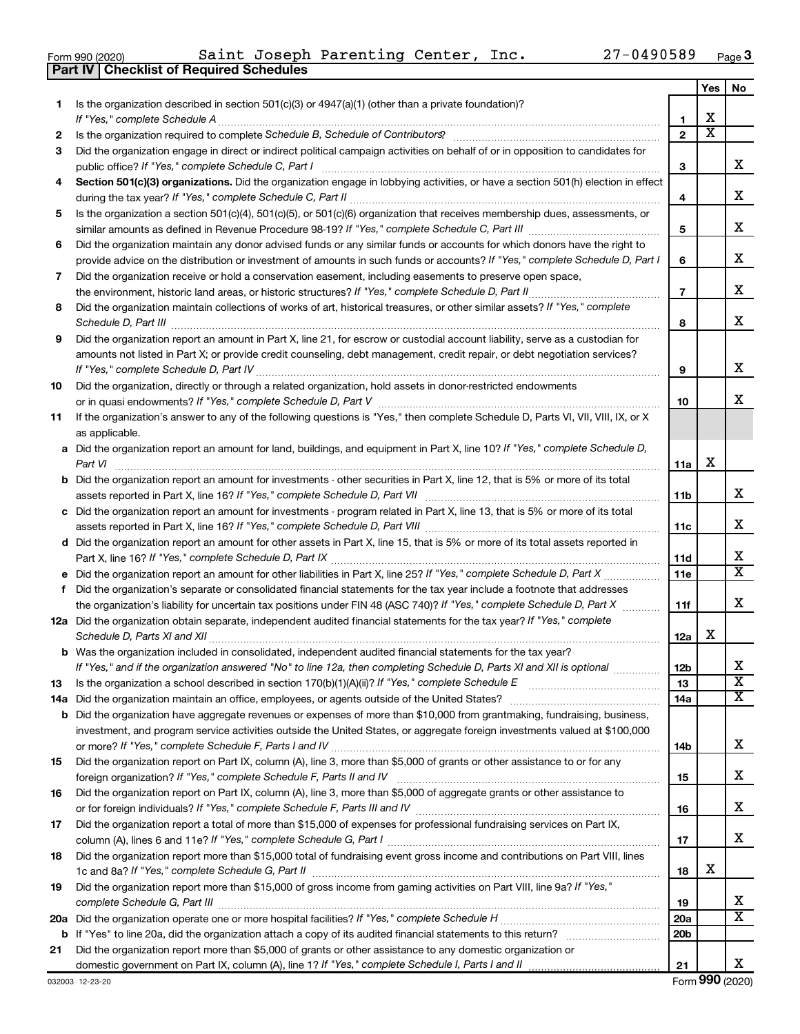Form 990 (2020) Saint Joseph Parenting Center, Inc. 27-0490589 Page 3

**Part IV | Checklist of Required Schedules**

| | | | Yes | No |
|---|---|---|---|---|
| 1 | Is the organization described in section 501(c)(3) or 4947(a)(1) (other than a private foundation)? *If "Yes," complete Schedule A* | 1 | X | |
| 2 | Is the organization required to complete *Schedule B, Schedule of Contributors*? | 2 | X | |
| 3 | Did the organization engage in direct or indirect political campaign activities on behalf of or in opposition to candidates for public office? *If "Yes," complete Schedule C, Part I* | 3 | | X |
| 4 | **Section 501(c)(3) organizations.** Did the organization engage in lobbying activities, or have a section 501(h) election in effect during the tax year? *If "Yes," complete Schedule C, Part II* | 4 | | X |
| 5 | Is the organization a section 501(c)(4), 501(c)(5), or 501(c)(6) organization that receives membership dues, assessments, or similar amounts as defined in Revenue Procedure 98-19? *If "Yes," complete Schedule C, Part III* | 5 | | X |
| 6 | Did the organization maintain any donor advised funds or any similar funds or accounts for which donors have the right to provide advice on the distribution or investment of amounts in such funds or accounts? *If "Yes," complete Schedule D, Part I* | 6 | | X |
| 7 | Did the organization receive or hold a conservation easement, including easements to preserve open space, the environment, historic land areas, or historic structures? *If "Yes," complete Schedule D, Part II* | 7 | | X |
| 8 | Did the organization maintain collections of works of art, historical treasures, or other similar assets? *If "Yes," complete Schedule D, Part III* | 8 | | X |
| 9 | Did the organization report an amount in Part X, line 21, for escrow or custodial account liability, serve as a custodian for amounts not listed in Part X; or provide credit counseling, debt management, credit repair, or debt negotiation services? *If "Yes," complete Schedule D, Part IV* | 9 | | X |
| 10 | Did the organization, directly or through a related organization, hold assets in donor-restricted endowments or in quasi endowments? *If "Yes," complete Schedule D, Part V* | 10 | | X |
| 11 | If the organization's answer to any of the following questions is "Yes," then complete Schedule D, Parts VI, VII, VIII, IX, or X as applicable. | | | |
| a | Did the organization report an amount for land, buildings, and equipment in Part X, line 10? *If "Yes," complete Schedule D, Part VI* | 11a | X | |
| b | Did the organization report an amount for investments - other securities in Part X, line 12, that is 5% or more of its total assets reported in Part X, line 16? *If "Yes," complete Schedule D, Part VII* | 11b | | X |
| c | Did the organization report an amount for investments - program related in Part X, line 13, that is 5% or more of its total assets reported in Part X, line 16? *If "Yes," complete Schedule D, Part VIII* | 11c | | X |
| d | Did the organization report an amount for other assets in Part X, line 15, that is 5% or more of its total assets reported in Part X, line 16? *If "Yes," complete Schedule D, Part IX* | 11d | | X |
| e | Did the organization report an amount for other liabilities in Part X, line 25? *If "Yes," complete Schedule D, Part X* | 11e | | X |
| f | Did the organization's separate or consolidated financial statements for the tax year include a footnote that addresses the organization's liability for uncertain tax positions under FIN 48 (ASC 740)? *If "Yes," complete Schedule D, Part X* | 11f | | X |
| 12a | Did the organization obtain separate, independent audited financial statements for the tax year? *If "Yes," complete Schedule D, Parts XI and XII* | 12a | X | |
| b | Was the organization included in consolidated, independent audited financial statements for the tax year? *If "Yes," and if the organization answered "No" to line 12a, then completing Schedule D, Parts XI and XII is optional* | 12b | | X |
| 13 | Is the organization a school described in section 170(b)(1)(A)(ii)? *If "Yes," complete Schedule E* | 13 | | X |
| 14a | Did the organization maintain an office, employees, or agents outside of the United States? | 14a | | X |
| b | Did the organization have aggregate revenues or expenses of more than $10,000 from grantmaking, fundraising, business, investment, and program service activities outside the United States, or aggregate foreign investments valued at $100,000 or more? *If "Yes," complete Schedule F, Parts I and IV* | 14b | | X |
| 15 | Did the organization report on Part IX, column (A), line 3, more than $5,000 of grants or other assistance to or for any foreign organization? *If "Yes," complete Schedule F, Parts II and IV* | 15 | | X |
| 16 | Did the organization report on Part IX, column (A), line 3, more than $5,000 of aggregate grants or other assistance to or for foreign individuals? *If "Yes," complete Schedule F, Parts III and IV* | 16 | | X |
| 17 | Did the organization report a total of more than $15,000 of expenses for professional fundraising services on Part IX, column (A), lines 6 and 11e? *If "Yes," complete Schedule G, Part I* | 17 | | X |
| 18 | Did the organization report more than $15,000 total of fundraising event gross income and contributions on Part VIII, lines 1c and 8a? *If "Yes," complete Schedule G, Part II* | 18 | X | |
| 19 | Did the organization report more than $15,000 of gross income from gaming activities on Part VIII, line 9a? *If "Yes," complete Schedule G, Part III* | 19 | | X |
| 20a | Did the organization operate one or more hospital facilities? *If "Yes," complete Schedule H* | 20a | | X |
| b | If "Yes" to line 20a, did the organization attach a copy of its audited financial statements to this return? | 20b | | |
| 21 | Did the organization report more than $5,000 of grants or other assistance to any domestic organization or domestic government on Part IX, column (A), line 1? *If "Yes," complete Schedule I, Parts I and II* | 21 | | X |

032003 12-23-20 Form **990** (2020)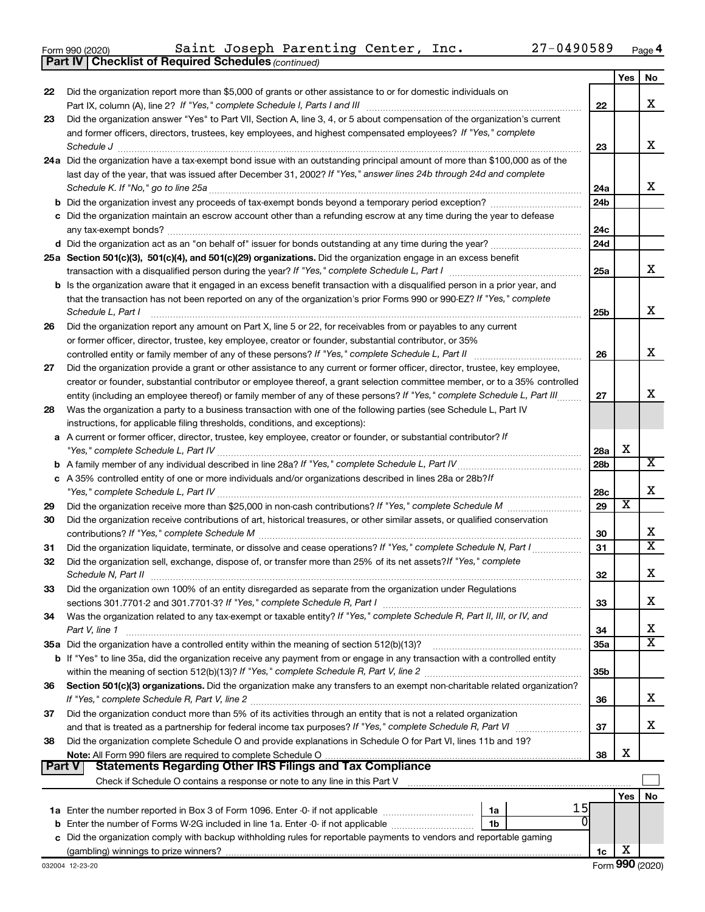Form 990 (2020) Saint Joseph Parenting Center, Inc. 27-0490589 Page 4

**Part IV | Checklist of Required Schedules** *(continued)*

| | | | Yes | No |
|---|---|---|---|---|
| 22 | Did the organization report more than $5,000 of grants or other assistance to or for domestic individuals on Part IX, column (A), line 2? *If "Yes," complete Schedule I, Parts I and III* | 22 | | X |
| 23 | Did the organization answer "Yes" to Part VII, Section A, line 3, 4, or 5 about compensation of the organization's current and former officers, directors, trustees, key employees, and highest compensated employees? *If "Yes," complete Schedule J* | 23 | | X |
| 24a | Did the organization have a tax-exempt bond issue with an outstanding principal amount of more than $100,000 as of the last day of the year, that was issued after December 31, 2002? *If "Yes," answer lines 24b through 24d and complete Schedule K. If "No," go to line 25a* | 24a | | X |
| b | Did the organization invest any proceeds of tax-exempt bonds beyond a temporary period exception? | 24b | | |
| c | Did the organization maintain an escrow account other than a refunding escrow at any time during the year to defease any tax-exempt bonds? | 24c | | |
| d | Did the organization act as an "on behalf of" issuer for bonds outstanding at any time during the year? | 24d | | |
| 25a | **Section 501(c)(3), 501(c)(4), and 501(c)(29) organizations.** Did the organization engage in an excess benefit transaction with a disqualified person during the year? *If "Yes," complete Schedule L, Part I* | 25a | | X |
| b | Is the organization aware that it engaged in an excess benefit transaction with a disqualified person in a prior year, and that the transaction has not been reported on any of the organization's prior Forms 990 or 990-EZ? *If "Yes," complete Schedule L, Part I* | 25b | | X |
| 26 | Did the organization report any amount on Part X, line 5 or 22, for receivables from or payables to any current or former officer, director, trustee, key employee, creator or founder, substantial contributor, or 35% controlled entity or family member of any of these persons? *If "Yes," complete Schedule L, Part II* | 26 | | X |
| 27 | Did the organization provide a grant or other assistance to any current or former officer, director, trustee, key employee, creator or founder, substantial contributor or employee thereof, a grant selection committee member, or to a 35% controlled entity (including an employee thereof) or family member of any of these persons? *If "Yes," complete Schedule L, Part III* | 27 | | X |
| 28 | Was the organization a party to a business transaction with one of the following parties (see Schedule L, Part IV instructions, for applicable filing thresholds, conditions, and exceptions): | | | |
| a | A current or former officer, director, trustee, key employee, creator or founder, or substantial contributor? *If "Yes," complete Schedule L, Part IV* | 28a | X | |
| b | A family member of any individual described in line 28a? *If "Yes," complete Schedule L, Part IV* | 28b | | X |
| c | A 35% controlled entity of one or more individuals and/or organizations described in lines 28a or 28b? *If "Yes," complete Schedule L, Part IV* | 28c | | X |
| 29 | Did the organization receive more than $25,000 in non-cash contributions? *If "Yes," complete Schedule M* | 29 | X | |
| 30 | Did the organization receive contributions of art, historical treasures, or other similar assets, or qualified conservation contributions? *If "Yes," complete Schedule M* | 30 | | X |
| 31 | Did the organization liquidate, terminate, or dissolve and cease operations? *If "Yes," complete Schedule N, Part I* | 31 | | X |
| 32 | Did the organization sell, exchange, dispose of, or transfer more than 25% of its net assets? *If "Yes," complete Schedule N, Part II* | 32 | | X |
| 33 | Did the organization own 100% of an entity disregarded as separate from the organization under Regulations sections 301.7701-2 and 301.7701-3? *If "Yes," complete Schedule R, Part I* | 33 | | X |
| 34 | Was the organization related to any tax-exempt or taxable entity? *If "Yes," complete Schedule R, Part II, III, or IV, and Part V, line 1* | 34 | | X |
| 35a | Did the organization have a controlled entity within the meaning of section 512(b)(13)? | 35a | | X |
| b | If "Yes" to line 35a, did the organization receive any payment from or engage in any transaction with a controlled entity within the meaning of section 512(b)(13)? *If "Yes," complete Schedule R, Part V, line 2* | 35b | | |
| 36 | **Section 501(c)(3) organizations.** Did the organization make any transfers to an exempt non-charitable related organization? *If "Yes," complete Schedule R, Part V, line 2* | 36 | | X |
| 37 | Did the organization conduct more than 5% of its activities through an entity that is not a related organization and that is treated as a partnership for federal income tax purposes? *If "Yes," complete Schedule R, Part VI* | 37 | | X |
| 38 | Did the organization complete Schedule O and provide explanations in Schedule O for Part VI, lines 11b and 19? **Note:** All Form 990 filers are required to complete Schedule O | 38 | X | |

**Part V | Statements Regarding Other IRS Filings and Tax Compliance**

Check if Schedule O contains a response or note to any line in this Part V ☐

| | | | | | Yes | No |
|---|---|---|---|---|---|---|
| 1a | Enter the number reported in Box 3 of Form 1096. Enter -0- if not applicable | 1a | 15 | | | |
| b | Enter the number of Forms W-2G included in line 1a. Enter -0- if not applicable | 1b | 0 | | | |
| c | Did the organization comply with backup withholding rules for reportable payments to vendors and reportable gaming (gambling) winnings to prize winners? | | | 1c | X | |

032004 12-23-20 Form **990** (2020)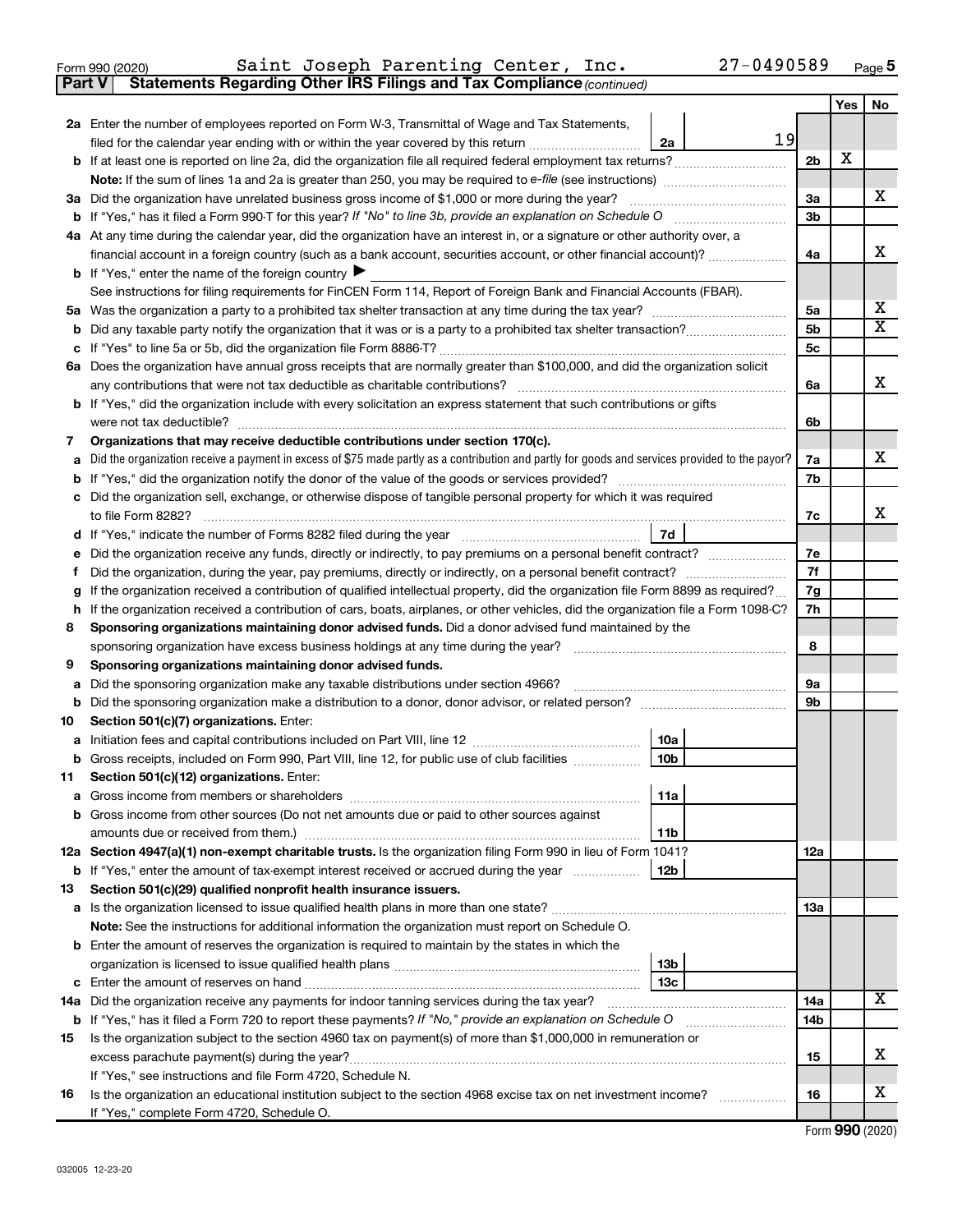Form 990 (2020) Saint Joseph Parenting Center, Inc. 27-0490589 Page 5

**Part V Statements Regarding Other IRS Filings and Tax Compliance** *(continued)*

| | | | | | Yes | No |
|---|---|---|---|---|---|---|
| **2a** | Enter the number of employees reported on Form W-3, Transmittal of Wage and Tax Statements, filed for the calendar year ending with or within the year covered by this return | 2a | 19 | | | |
| **b** | If at least one is reported on line 2a, did the organization file all required federal employment tax returns? | | | 2b | X | |
| | **Note:** If the sum of lines 1a and 2a is greater than 250, you may be required to *e-file* (see instructions) | | | | | |
| **3a** | Did the organization have unrelated business gross income of $1,000 or more during the year? | | | 3a | | X |
| **b** | If "Yes," has it filed a Form 990-T for this year? *If "No" to line 3b, provide an explanation on Schedule O* | | | 3b | | |
| **4a** | At any time during the calendar year, did the organization have an interest in, or a signature or other authority over, a financial account in a foreign country (such as a bank account, securities account, or other financial account)? | | | 4a | | X |
| **b** | If "Yes," enter the name of the foreign country ▶ | | | | | |
| | See instructions for filing requirements for FinCEN Form 114, Report of Foreign Bank and Financial Accounts (FBAR). | | | | | |
| **5a** | Was the organization a party to a prohibited tax shelter transaction at any time during the tax year? | | | 5a | | X |
| **b** | Did any taxable party notify the organization that it was or is a party to a prohibited tax shelter transaction? | | | 5b | | X |
| **c** | If "Yes" to line 5a or 5b, did the organization file Form 8886-T? | | | 5c | | |
| **6a** | Does the organization have annual gross receipts that are normally greater than $100,000, and did the organization solicit any contributions that were not tax deductible as charitable contributions? | | | 6a | | X |
| **b** | If "Yes," did the organization include with every solicitation an express statement that such contributions or gifts were not tax deductible? | | | 6b | | |
| **7** | **Organizations that may receive deductible contributions under section 170(c).** | | | | | |
| **a** | Did the organization receive a payment in excess of $75 made partly as a contribution and partly for goods and services provided to the payor? | | | 7a | | X |
| **b** | If "Yes," did the organization notify the donor of the value of the goods or services provided? | | | 7b | | |
| **c** | Did the organization sell, exchange, or otherwise dispose of tangible personal property for which it was required to file Form 8282? | | | 7c | | X |
| **d** | If "Yes," indicate the number of Forms 8282 filed during the year | 7d | | | | |
| **e** | Did the organization receive any funds, directly or indirectly, to pay premiums on a personal benefit contract? | | | 7e | | |
| **f** | Did the organization, during the year, pay premiums, directly or indirectly, on a personal benefit contract? | | | 7f | | |
| **g** | If the organization received a contribution of qualified intellectual property, did the organization file Form 8899 as required? | | | 7g | | |
| **h** | If the organization received a contribution of cars, boats, airplanes, or other vehicles, did the organization file a Form 1098-C? | | | 7h | | |
| **8** | **Sponsoring organizations maintaining donor advised funds.** Did a donor advised fund maintained by the sponsoring organization have excess business holdings at any time during the year? | | | 8 | | |
| **9** | **Sponsoring organizations maintaining donor advised funds.** | | | | | |
| **a** | Did the sponsoring organization make any taxable distributions under section 4966? | | | 9a | | |
| **b** | Did the sponsoring organization make a distribution to a donor, donor advisor, or related person? | | | 9b | | |
| **10** | **Section 501(c)(7) organizations.** Enter: | | | | | |
| **a** | Initiation fees and capital contributions included on Part VIII, line 12 | 10a | | | | |
| **b** | Gross receipts, included on Form 990, Part VIII, line 12, for public use of club facilities | 10b | | | | |
| **11** | **Section 501(c)(12) organizations.** Enter: | | | | | |
| **a** | Gross income from members or shareholders | 11a | | | | |
| **b** | Gross income from other sources (Do not net amounts due or paid to other sources against amounts due or received from them.) | 11b | | | | |
| **12a** | **Section 4947(a)(1) non-exempt charitable trusts.** Is the organization filing Form 990 in lieu of Form 1041? | | | 12a | | |
| **b** | If "Yes," enter the amount of tax-exempt interest received or accrued during the year | 12b | | | | |
| **13** | **Section 501(c)(29) qualified nonprofit health insurance issuers.** | | | | | |
| **a** | Is the organization licensed to issue qualified health plans in more than one state? | | | 13a | | |
| | **Note:** See the instructions for additional information the organization must report on Schedule O. | | | | | |
| **b** | Enter the amount of reserves the organization is required to maintain by the states in which the organization is licensed to issue qualified health plans | 13b | | | | |
| **c** | Enter the amount of reserves on hand | 13c | | | | |
| **14a** | Did the organization receive any payments for indoor tanning services during the tax year? | | | 14a | | X |
| **b** | If "Yes," has it filed a Form 720 to report these payments? *If "No," provide an explanation on Schedule O* | | | 14b | | |
| **15** | Is the organization subject to the section 4960 tax on payment(s) of more than $1,000,000 in remuneration or excess parachute payment(s) during the year? | | | 15 | | X |
| | If "Yes," see instructions and file Form 4720, Schedule N. | | | | | |
| **16** | Is the organization an educational institution subject to the section 4968 excise tax on net investment income? | | | 16 | | X |
| | If "Yes," complete Form 4720, Schedule O. | | | | | |

Form **990** (2020)

032005 12-23-20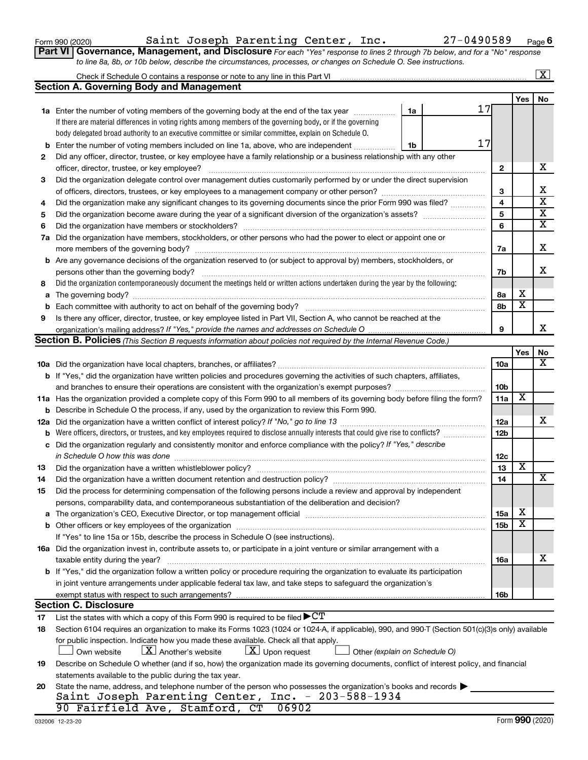Form 990 (2020) Saint Joseph Parenting Center, Inc. 27-0490589 Page 6

**Part VI Governance, Management, and Disclosure** *For each "Yes" response to lines 2 through 7b below, and for a "No" response to line 8a, 8b, or 10b below, describe the circumstances, processes, or changes on Schedule O. See instructions.*

Check if Schedule O contains a response or note to any line in this Part VI ... [X]

## Section A. Governing Body and Management

| | | | | Yes | No |
|---|---|---|---|---|---|
| **1a** | Enter the number of voting members of the governing body at the end of the tax year ... If there are material differences in voting rights among members of the governing body, or if the governing body delegated broad authority to an executive committee or similar committee, explain on Schedule O. | 1a: 17 | | | |
| **b** | Enter the number of voting members included on line 1a, above, who are independent | 1b: 17 | | | |
| **2** | Did any officer, director, trustee, or key employee have a family relationship or a business relationship with any other officer, director, trustee, or key employee? | | 2 | | X |
| **3** | Did the organization delegate control over management duties customarily performed by or under the direct supervision of officers, directors, trustees, or key employees to a management company or other person? | | 3 | | X |
| **4** | Did the organization make any significant changes to its governing documents since the prior Form 990 was filed? | | 4 | | X |
| **5** | Did the organization become aware during the year of a significant diversion of the organization's assets? | | 5 | | X |
| **6** | Did the organization have members or stockholders? | | 6 | | X |
| **7a** | Did the organization have members, stockholders, or other persons who had the power to elect or appoint one or more members of the governing body? | | 7a | | X |
| **b** | Are any governance decisions of the organization reserved to (or subject to approval by) members, stockholders, or persons other than the governing body? | | 7b | | X |
| **8** | Did the organization contemporaneously document the meetings held or written actions undertaken during the year by the following: | | | | |
| **a** | The governing body? | | 8a | X | |
| **b** | Each committee with authority to act on behalf of the governing body? | | 8b | X | |
| **9** | Is there any officer, director, trustee, or key employee listed in Part VII, Section A, who cannot be reached at the organization's mailing address? *If "Yes," provide the names and addresses on Schedule O* | | 9 | | X |

## Section B. Policies *(This Section B requests information about policies not required by the Internal Revenue Code.)*

| | | | Yes | No |
|---|---|---|---|---|
| **10a** | Did the organization have local chapters, branches, or affiliates? | 10a | | X |
| **b** | If "Yes," did the organization have written policies and procedures governing the activities of such chapters, affiliates, and branches to ensure their operations are consistent with the organization's exempt purposes? | 10b | | |
| **11a** | Has the organization provided a complete copy of this Form 990 to all members of its governing body before filing the form? | 11a | X | |
| **b** | Describe in Schedule O the process, if any, used by the organization to review this Form 990. | | | |
| **12a** | Did the organization have a written conflict of interest policy? *If "No," go to line 13* | 12a | | X |
| **b** | Were officers, directors, or trustees, and key employees required to disclose annually interests that could give rise to conflicts? | 12b | | |
| **c** | Did the organization regularly and consistently monitor and enforce compliance with the policy? *If "Yes," describe in Schedule O how this was done* | 12c | | |
| **13** | Did the organization have a written whistleblower policy? | 13 | X | |
| **14** | Did the organization have a written document retention and destruction policy? | 14 | | X |
| **15** | Did the process for determining compensation of the following persons include a review and approval by independent persons, comparability data, and contemporaneous substantiation of the deliberation and decision? | | | |
| **a** | The organization's CEO, Executive Director, or top management official | 15a | X | |
| **b** | Other officers or key employees of the organization | 15b | X | |
| | If "Yes" to line 15a or 15b, describe the process in Schedule O (see instructions). | | | |
| **16a** | Did the organization invest in, contribute assets to, or participate in a joint venture or similar arrangement with a taxable entity during the year? | 16a | | X |
| **b** | If "Yes," did the organization follow a written policy or procedure requiring the organization to evaluate its participation in joint venture arrangements under applicable federal tax law, and take steps to safeguard the organization's exempt status with respect to such arrangements? | 16b | | |

## Section C. Disclosure

**17** List the states with which a copy of this Form 990 is required to be filed ▶ CT

**18** Section 6104 requires an organization to make its Forms 1023 (1024 or 1024-A, if applicable), 990, and 990-T (Section 501(c)(3)s only) available for public inspection. Indicate how you made these available. Check all that apply.

[ ] Own website [X] Another's website [X] Upon request [ ] Other *(explain on Schedule O)*

**19** Describe on Schedule O whether (and if so, how) the organization made its governing documents, conflict of interest policy, and financial statements available to the public during the tax year.

**20** State the name, address, and telephone number of the person who possesses the organization's books and records ▶

Saint Joseph Parenting Center, Inc. - 203-588-1934
90 Fairfield Ave, Stamford, CT 06902

032006 12-23-20 Form **990** (2020)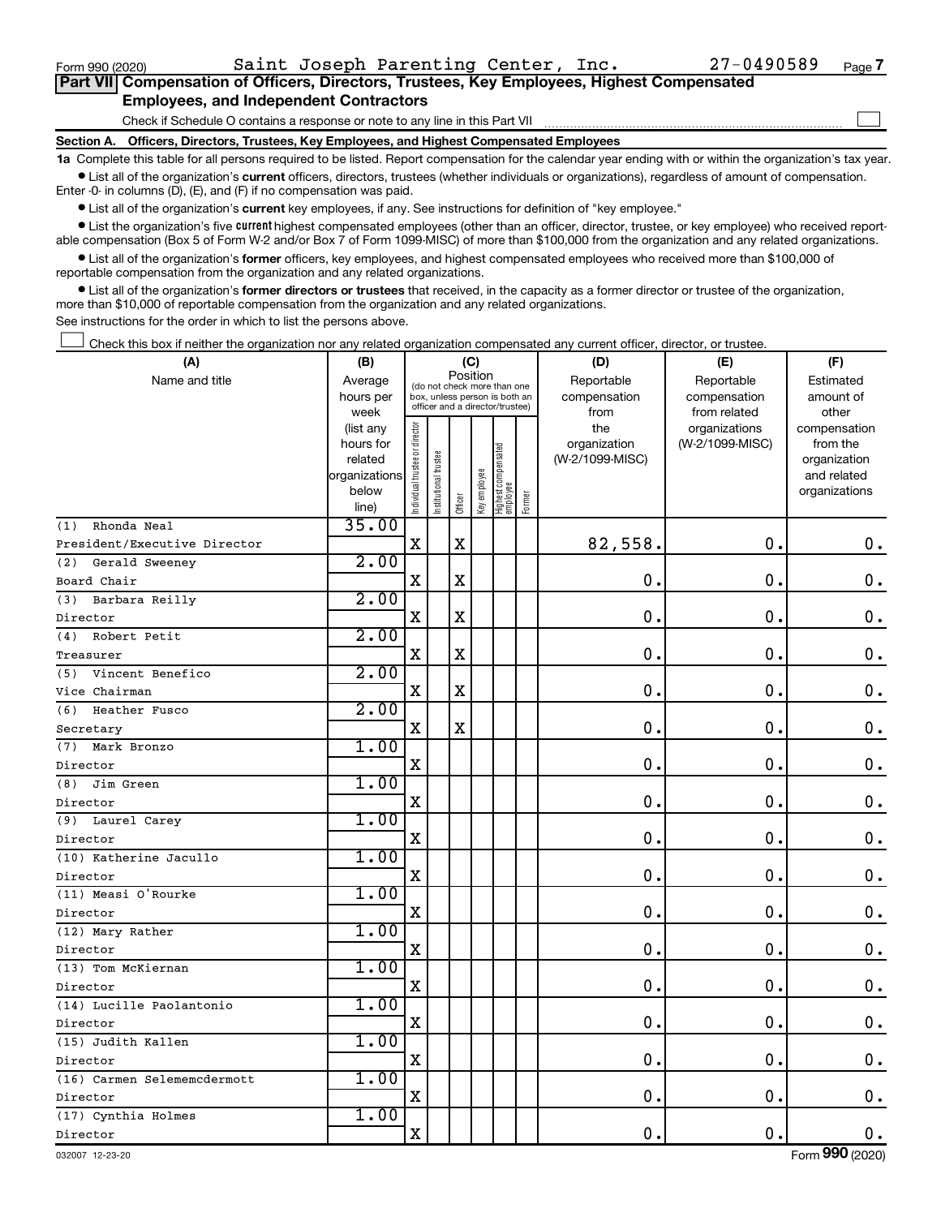Form 990 (2020) Saint Joseph Parenting Center, Inc. 27-0490589 Page 7

## Part VII Compensation of Officers, Directors, Trustees, Key Employees, Highest Compensated Employees, and Independent Contractors

Check if Schedule O contains a response or note to any line in this Part VII ☐

### Section A. Officers, Directors, Trustees, Key Employees, and Highest Compensated Employees

**1a** Complete this table for all persons required to be listed. Report compensation for the calendar year ending with or within the organization's tax year.

- List all of the organization's **current** officers, directors, trustees (whether individuals or organizations), regardless of amount of compensation. Enter -0- in columns (D), (E), and (F) if no compensation was paid.
- List all of the organization's **current** key employees, if any. See instructions for definition of "key employee."
- List the organization's five **current** highest compensated employees (other than an officer, director, trustee, or key employee) who received reportable compensation (Box 5 of Form W-2 and/or Box 7 of Form 1099-MISC) of more than $100,000 from the organization and any related organizations.
- List all of the organization's **former** officers, key employees, and highest compensated employees who received more than $100,000 of reportable compensation from the organization and any related organizations.
- List all of the organization's **former directors or trustees** that received, in the capacity as a former director or trustee of the organization, more than $10,000 of reportable compensation from the organization and any related organizations.

See instructions for the order in which to list the persons above.

☐ Check this box if neither the organization nor any related organization compensated any current officer, director, or trustee.

| (A) Name and title | (B) Average hours per week (list any hours for related organizations below line) | (C) Position: Individual trustee or director | Institutional trustee | Officer | Key employee | Highest compensated employee | Former | (D) Reportable compensation from the organization (W-2/1099-MISC) | (E) Reportable compensation from related organizations (W-2/1099-MISC) | (F) Estimated amount of other compensation from the organization and related organizations |
|---|---|---|---|---|---|---|---|---|---|---|
| (1) Rhonda Neal<br>President/Executive Director | 35.00 | X | | X | | | | 82,558. | 0. | 0. |
| (2) Gerald Sweeney<br>Board Chair | 2.00 | X | | X | | | | 0. | 0. | 0. |
| (3) Barbara Reilly<br>Director | 2.00 | X | | X | | | | 0. | 0. | 0. |
| (4) Robert Petit<br>Treasurer | 2.00 | X | | X | | | | 0. | 0. | 0. |
| (5) Vincent Benefico<br>Vice Chairman | 2.00 | X | | X | | | | 0. | 0. | 0. |
| (6) Heather Fusco<br>Secretary | 2.00 | X | | X | | | | 0. | 0. | 0. |
| (7) Mark Bronzo<br>Director | 1.00 | X | | | | | | 0. | 0. | 0. |
| (8) Jim Green<br>Director | 1.00 | X | | | | | | 0. | 0. | 0. |
| (9) Laurel Carey<br>Director | 1.00 | X | | | | | | 0. | 0. | 0. |
| (10) Katherine Jacullo<br>Director | 1.00 | X | | | | | | 0. | 0. | 0. |
| (11) Measi O'Rourke<br>Director | 1.00 | X | | | | | | 0. | 0. | 0. |
| (12) Mary Rather<br>Director | 1.00 | X | | | | | | 0. | 0. | 0. |
| (13) Tom McKiernan<br>Director | 1.00 | X | | | | | | 0. | 0. | 0. |
| (14) Lucille Paolantonio<br>Director | 1.00 | X | | | | | | 0. | 0. | 0. |
| (15) Judith Kallen<br>Director | 1.00 | X | | | | | | 0. | 0. | 0. |
| (16) Carmen Selememcdermott<br>Director | 1.00 | X | | | | | | 0. | 0. | 0. |
| (17) Cynthia Holmes<br>Director | 1.00 | X | | | | | | 0. | 0. | 0. |

032007 12-23-20 Form 990 (2020)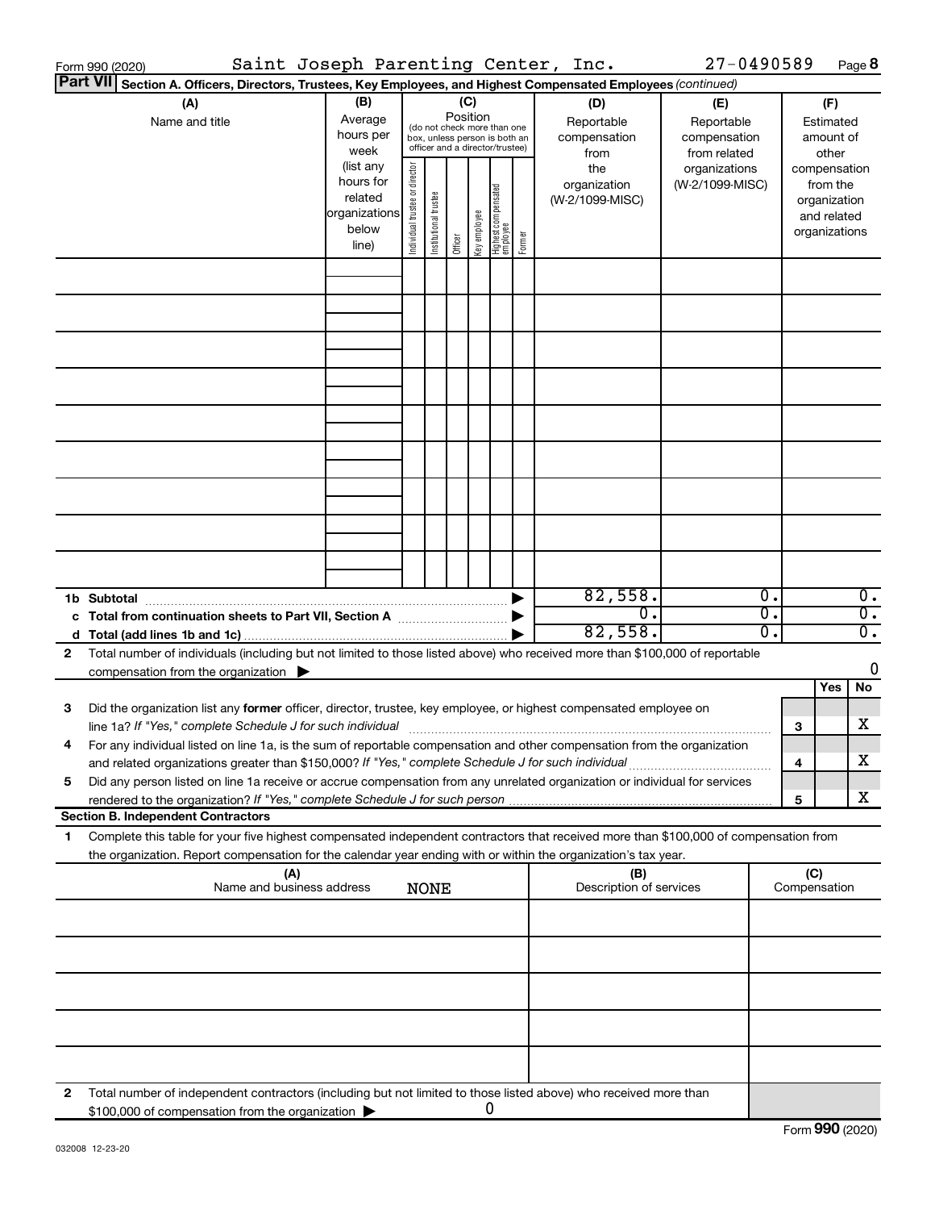Form 990 (2020) Saint Joseph Parenting Center, Inc. 27-0490589 Page 8

**Part VII Section A. Officers, Directors, Trustees, Key Employees, and Highest Compensated Employees** *(continued)*

| (A) Name and title | (B) Average hours per week (list any hours for related organizations below line) | (C) Position (do not check more than one box, unless person is both an officer and a director/trustee): Individual trustee or director | Institutional trustee | Officer | Key employee | Highest compensated employee | Former | (D) Reportable compensation from the organization (W-2/1099-MISC) | (E) Reportable compensation from related organizations (W-2/1099-MISC) | (F) Estimated amount of other compensation from the organization and related organizations |
|---|---|---|---|---|---|---|---|---|---|---|
| | | | | | | | | | | |
| | | | | | | | | | | |
| | | | | | | | | | | |
| | | | | | | | | | | |
| | | | | | | | | | | |
| | | | | | | | | | | |
| | | | | | | | | | | |
| | | | | | | | | | | |
| | | | | | | | | | | |
| **1b Subtotal** | | | | | | | ▶ | 82,558. | 0. | 0. |
| **c Total from continuation sheets to Part VII, Section A** | | | | | | | ▶ | 0. | 0. | 0. |
| **d Total (add lines 1b and 1c)** | | | | | | | ▶ | 82,558. | 0. | 0. |

**2** Total number of individuals (including but not limited to those listed above) who received more than $100,000 of reportable compensation from the organization ▶ 0

| | | | Yes | No |
|---|---|---|---|---|
| **3** | Did the organization list any **former** officer, director, trustee, key employee, or highest compensated employee on line 1a? *If "Yes," complete Schedule J for such individual* | 3 | | X |
| **4** | For any individual listed on line 1a, is the sum of reportable compensation and other compensation from the organization and related organizations greater than $150,000? *If "Yes," complete Schedule J for such individual* | 4 | | X |
| **5** | Did any person listed on line 1a receive or accrue compensation from any unrelated organization or individual for services rendered to the organization? *If "Yes," complete Schedule J for such person* | 5 | | X |

**Section B. Independent Contractors**

**1** Complete this table for your five highest compensated independent contractors that received more than $100,000 of compensation from the organization. Report compensation for the calendar year ending with or within the organization's tax year.

| (A) Name and business address NONE | (B) Description of services | (C) Compensation |
|---|---|---|
| | | |
| | | |
| | | |
| | | |
| | | |

**2** Total number of independent contractors (including but not limited to those listed above) who received more than $100,000 of compensation from the organization ▶ 0

Form **990** (2020)

032008 12-23-20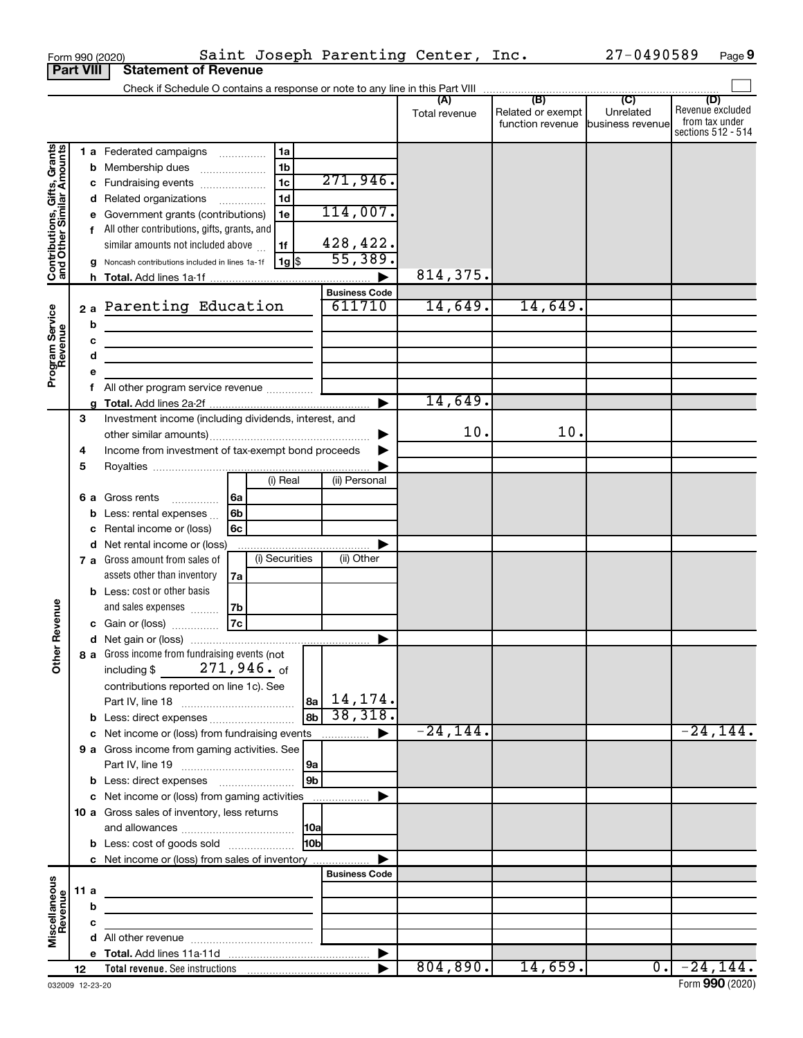Form 990 (2020) Saint Joseph Parenting Center, Inc. 27-0490589 Page 9

**Part VIII Statement of Revenue**

Check if Schedule O contains a response or note to any line in this Part VIII

| | | | | (A) Total revenue | (B) Related or exempt function revenue | (C) Unrelated business revenue | (D) Revenue excluded from tax under sections 512 - 514 |
|---|---|---|---|---|---|---|---|
| **Contributions, Gifts, Grants and Other Similar Amounts** | 1 a | Federated campaigns | 1a | | | | |
| | b | Membership dues | 1b | | | | |
| | c | Fundraising events | 1c 271,946. | | | | |
| | d | Related organizations | 1d | | | | |
| | e | Government grants (contributions) | 1e 114,007. | | | | |
| | f | All other contributions, gifts, grants, and similar amounts not included above | 1f 428,422. | | | | |
| | g | Noncash contributions included in lines 1a-1f | 1g $ 55,389. | | | | |
| | h | **Total.** Add lines 1a-1f | | 814,375. | | | |
| **Program Service Revenue** | | | Business Code | | | | |
| | 2 a | Parenting Education | 611710 | 14,649. | 14,649. | | |
| | b | | | | | | |
| | c | | | | | | |
| | d | | | | | | |
| | e | | | | | | |
| | f | All other program service revenue | | | | | |
| | g | **Total.** Add lines 2a-2f | | 14,649. | | | |
| **Other Revenue** | 3 | Investment income (including dividends, interest, and other similar amounts) | | 10. | 10. | | |
| | 4 | Income from investment of tax-exempt bond proceeds | | | | | |
| | 5 | Royalties | | | | | |
| | | | (i) Real / (ii) Personal | | | | |
| | 6 a | Gross rents | 6a | | | | |
| | b | Less: rental expenses | 6b | | | | |
| | c | Rental income or (loss) | 6c | | | | |
| | d | Net rental income or (loss) | | | | | |
| | | | (i) Securities / (ii) Other | | | | |
| | 7 a | Gross amount from sales of assets other than inventory | 7a | | | | |
| | b | Less: cost or other basis and sales expenses | 7b | | | | |
| | c | Gain or (loss) | 7c | | | | |
| | d | Net gain or (loss) | | | | | |
| | 8 a | Gross income from fundraising events (not including $ 271,946. of contributions reported on line 1c). See Part IV, line 18 | 8a 14,174. | | | | |
| | b | Less: direct expenses | 8b 38,318. | | | | |
| | c | Net income or (loss) from fundraising events | | -24,144. | | | -24,144. |
| | 9 a | Gross income from gaming activities. See Part IV, line 19 | 9a | | | | |
| | b | Less: direct expenses | 9b | | | | |
| | c | Net income or (loss) from gaming activities | | | | | |
| | 10 a | Gross sales of inventory, less returns and allowances | 10a | | | | |
| | b | Less: cost of goods sold | 10b | | | | |
| | c | Net income or (loss) from sales of inventory | | | | | |
| **Miscellaneous Revenue** | | | Business Code | | | | |
| | 11 a | | | | | | |
| | b | | | | | | |
| | c | | | | | | |
| | d | All other revenue | | | | | |
| | e | **Total.** Add lines 11a-11d | | | | | |
| | 12 | **Total revenue.** See instructions | | 804,890. | 14,659. | 0. | -24,144. |

032009 12-23-20

Form **990** (2020)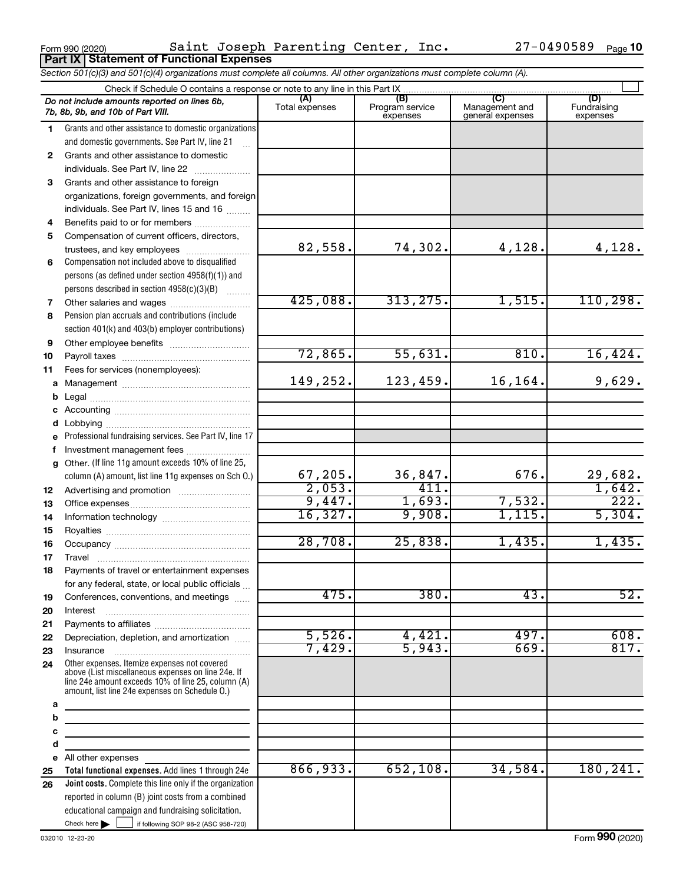Form 990 (2020) Saint Joseph Parenting Center, Inc. 27-0490589 Page 10

**Part IX Statement of Functional Expenses**

*Section 501(c)(3) and 501(c)(4) organizations must complete all columns. All other organizations must complete column (A).*

Check if Schedule O contains a response or note to any line in this Part IX ☐

| *Do not include amounts reported on lines 6b, 7b, 8b, 9b, and 10b of Part VIII.* | (A) Total expenses | (B) Program service expenses | (C) Management and general expenses | (D) Fundraising expenses |
|---|---|---|---|---|
| 1 Grants and other assistance to domestic organizations and domestic governments. See Part IV, line 21 | | | | |
| 2 Grants and other assistance to domestic individuals. See Part IV, line 22 | | | | |
| 3 Grants and other assistance to foreign organizations, foreign governments, and foreign individuals. See Part IV, lines 15 and 16 | | | | |
| 4 Benefits paid to or for members | | | | |
| 5 Compensation of current officers, directors, trustees, and key employees | 82,558. | 74,302. | 4,128. | 4,128. |
| 6 Compensation not included above to disqualified persons (as defined under section 4958(f)(1)) and persons described in section 4958(c)(3)(B) | | | | |
| 7 Other salaries and wages | 425,088. | 313,275. | 1,515. | 110,298. |
| 8 Pension plan accruals and contributions (include section 401(k) and 403(b) employer contributions) | | | | |
| 9 Other employee benefits | | | | |
| 10 Payroll taxes | 72,865. | 55,631. | 810. | 16,424. |
| 11 Fees for services (nonemployees): | | | | |
| a Management | 149,252. | 123,459. | 16,164. | 9,629. |
| b Legal | | | | |
| c Accounting | | | | |
| d Lobbying | | | | |
| e Professional fundraising services. See Part IV, line 17 | | | | |
| f Investment management fees | | | | |
| g Other. (If line 11g amount exceeds 10% of line 25, column (A) amount, list line 11g expenses on Sch O.) | 67,205. | 36,847. | 676. | 29,682. |
| 12 Advertising and promotion | 2,053. | 411. | | 1,642. |
| 13 Office expenses | 9,447. | 1,693. | 7,532. | 222. |
| 14 Information technology | 16,327. | 9,908. | 1,115. | 5,304. |
| 15 Royalties | | | | |
| 16 Occupancy | 28,708. | 25,838. | 1,435. | 1,435. |
| 17 Travel | | | | |
| 18 Payments of travel or entertainment expenses for any federal, state, or local public officials | | | | |
| 19 Conferences, conventions, and meetings | 475. | 380. | 43. | 52. |
| 20 Interest | | | | |
| 21 Payments to affiliates | | | | |
| 22 Depreciation, depletion, and amortization | 5,526. | 4,421. | 497. | 608. |
| 23 Insurance | 7,429. | 5,943. | 669. | 817. |
| 24 Other expenses. Itemize expenses not covered above (List miscellaneous expenses on line 24e. If line 24e amount exceeds 10% of line 25, column (A) amount, list line 24e expenses on Schedule O.) | | | | |
| a | | | | |
| b | | | | |
| c | | | | |
| d | | | | |
| e All other expenses | | | | |
| 25 **Total functional expenses.** Add lines 1 through 24e | 866,933. | 652,108. | 34,584. | 180,241. |
| 26 **Joint costs.** Complete this line only if the organization reported in column (B) joint costs from a combined educational campaign and fundraising solicitation. Check here ☐ if following SOP 98-2 (ASC 958-720) | | | | |

032010 12-23-20 Form **990** (2020)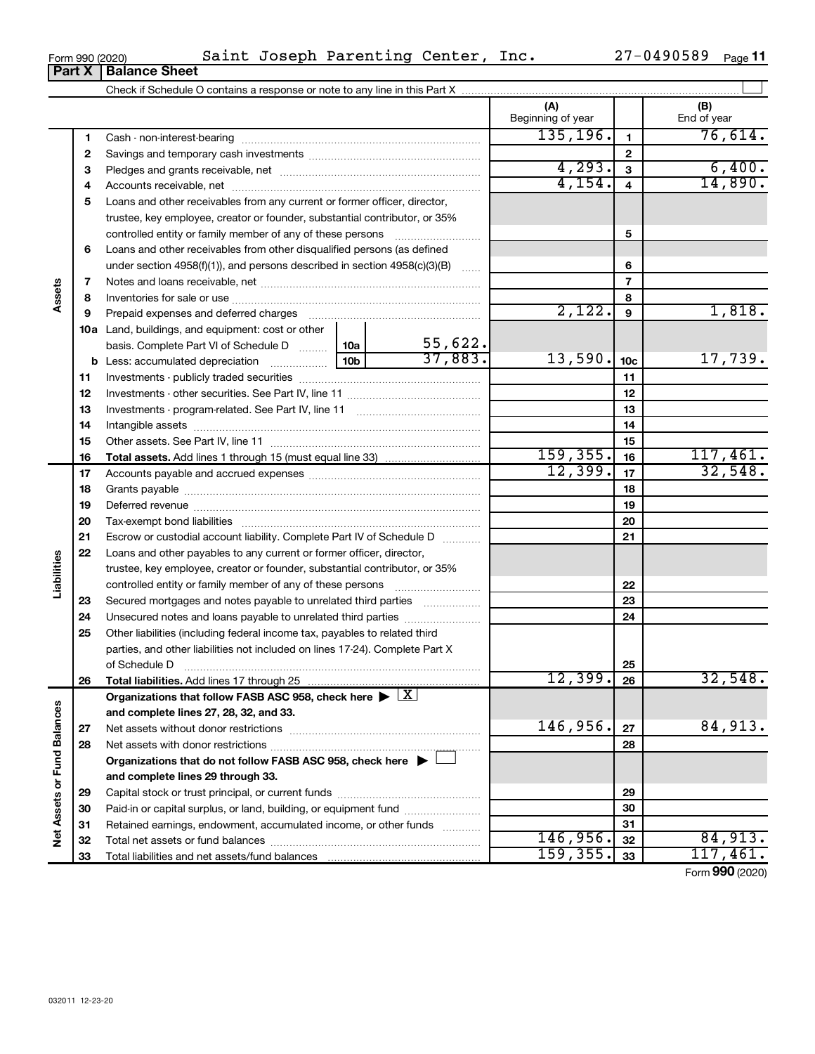Form 990 (2020) Saint Joseph Parenting Center, Inc. 27-0490589

## Part X Balance Sheet

Check if Schedule O contains a response or note to any line in this Part X

| | | | | (A) Beginning of year | | (B) End of year |
|---|---|---|---|---|---|---|
| **Assets** | 1 | Cash - non-interest-bearing | | 135,196. | 1 | 76,614. |
| | 2 | Savings and temporary cash investments | | | 2 | |
| | 3 | Pledges and grants receivable, net | | 4,293. | 3 | 6,400. |
| | 4 | Accounts receivable, net | | 4,154. | 4 | 14,890. |
| | 5 | Loans and other receivables from any current or former officer, director, trustee, key employee, creator or founder, substantial contributor, or 35% controlled entity or family member of any of these persons | | | 5 | |
| | 6 | Loans and other receivables from other disqualified persons (as defined under section 4958(f)(1)), and persons described in section 4958(c)(3)(B) | | | 6 | |
| | 7 | Notes and loans receivable, net | | | 7 | |
| | 8 | Inventories for sale or use | | | 8 | |
| | 9 | Prepaid expenses and deferred charges | | 2,122. | 9 | 1,818. |
| | 10a | Land, buildings, and equipment: cost or other basis. Complete Part VI of Schedule D | 10a 55,622. | | | |
| | b | Less: accumulated depreciation | 10b 37,883. | 13,590. | 10c | 17,739. |
| | 11 | Investments - publicly traded securities | | | 11 | |
| | 12 | Investments - other securities. See Part IV, line 11 | | | 12 | |
| | 13 | Investments - program-related. See Part IV, line 11 | | | 13 | |
| | 14 | Intangible assets | | | 14 | |
| | 15 | Other assets. See Part IV, line 11 | | | 15 | |
| | 16 | **Total assets.** Add lines 1 through 15 (must equal line 33) | | 159,355. | 16 | 117,461. |
| **Liabilities** | 17 | Accounts payable and accrued expenses | | 12,399. | 17 | 32,548. |
| | 18 | Grants payable | | | 18 | |
| | 19 | Deferred revenue | | | 19 | |
| | 20 | Tax-exempt bond liabilities | | | 20 | |
| | 21 | Escrow or custodial account liability. Complete Part IV of Schedule D | | | 21 | |
| | 22 | Loans and other payables to any current or former officer, director, trustee, key employee, creator or founder, substantial contributor, or 35% controlled entity or family member of any of these persons | | | 22 | |
| | 23 | Secured mortgages and notes payable to unrelated third parties | | | 23 | |
| | 24 | Unsecured notes and loans payable to unrelated third parties | | | 24 | |
| | 25 | Other liabilities (including federal income tax, payables to related third parties, and other liabilities not included on lines 17-24). Complete Part X of Schedule D | | | 25 | |
| | 26 | **Total liabilities.** Add lines 17 through 25 | | 12,399. | 26 | 32,548. |
| **Net Assets or Fund Balances** | | **Organizations that follow FASB ASC 958, check here ▶ X and complete lines 27, 28, 32, and 33.** | | | | |
| | 27 | Net assets without donor restrictions | | 146,956. | 27 | 84,913. |
| | 28 | Net assets with donor restrictions | | | 28 | |
| | | **Organizations that do not follow FASB ASC 958, check here ▶ ☐ and complete lines 29 through 33.** | | | | |
| | 29 | Capital stock or trust principal, or current funds | | | 29 | |
| | 30 | Paid-in or capital surplus, or land, building, or equipment fund | | | 30 | |
| | 31 | Retained earnings, endowment, accumulated income, or other funds | | | 31 | |
| | 32 | Total net assets or fund balances | | 146,956. | 32 | 84,913. |
| | 33 | Total liabilities and net assets/fund balances | | 159,355. | 33 | 117,461. |

Form **990** (2020)

032011 12-23-20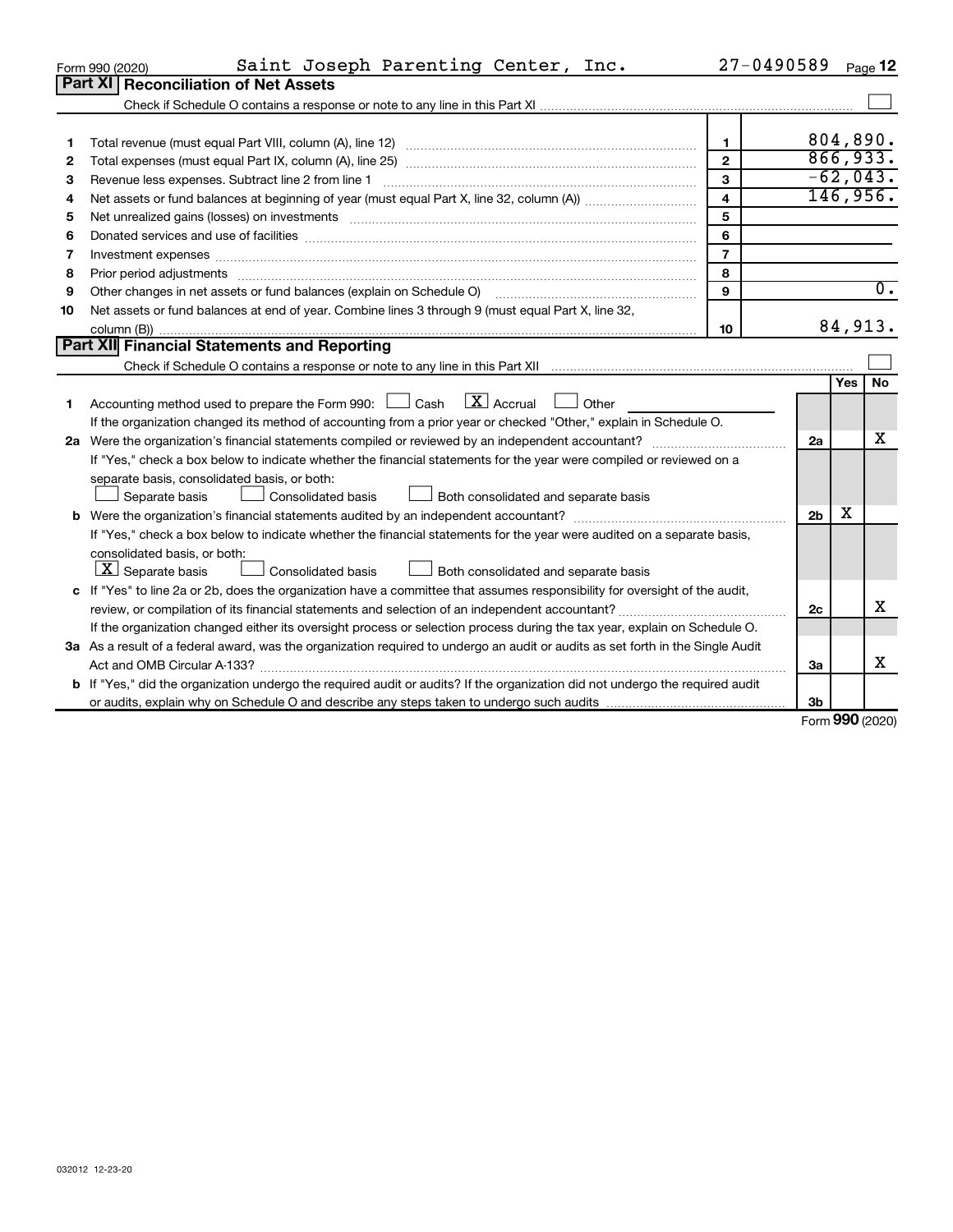Form 990 (2020) Saint Joseph Parenting Center, Inc. 27-0490589 Page 12

## Part XI Reconciliation of Net Assets

Check if Schedule O contains a response or note to any line in this Part XI ☐

| | | | |
|---|---|---|---|
| 1 | Total revenue (must equal Part VIII, column (A), line 12) | 1 | 804,890. |
| 2 | Total expenses (must equal Part IX, column (A), line 25) | 2 | 866,933. |
| 3 | Revenue less expenses. Subtract line 2 from line 1 | 3 | -62,043. |
| 4 | Net assets or fund balances at beginning of year (must equal Part X, line 32, column (A)) | 4 | 146,956. |
| 5 | Net unrealized gains (losses) on investments | 5 | |
| 6 | Donated services and use of facilities | 6 | |
| 7 | Investment expenses | 7 | |
| 8 | Prior period adjustments | 8 | |
| 9 | Other changes in net assets or fund balances (explain on Schedule O) | 9 | 0. |
| 10 | Net assets or fund balances at end of year. Combine lines 3 through 9 (must equal Part X, line 32, column (B)) | 10 | 84,913. |

## Part XII Financial Statements and Reporting

Check if Schedule O contains a response or note to any line in this Part XII ☐

| | | | Yes | No |
|---|---|---|---|---|
| 1 | Accounting method used to prepare the Form 990: ☐ Cash ☒ Accrual ☐ Other<br>If the organization changed its method of accounting from a prior year or checked "Other," explain in Schedule O. | | | |
| 2a | Were the organization's financial statements compiled or reviewed by an independent accountant?<br>If "Yes," check a box below to indicate whether the financial statements for the year were compiled or reviewed on a separate basis, consolidated basis, or both:<br>☐ Separate basis ☐ Consolidated basis ☐ Both consolidated and separate basis | 2a | | X |
| b | Were the organization's financial statements audited by an independent accountant?<br>If "Yes," check a box below to indicate whether the financial statements for the year were audited on a separate basis, consolidated basis, or both:<br>☒ Separate basis ☐ Consolidated basis ☐ Both consolidated and separate basis | 2b | X | |
| c | If "Yes" to line 2a or 2b, does the organization have a committee that assumes responsibility for oversight of the audit, review, or compilation of its financial statements and selection of an independent accountant?<br>If the organization changed either its oversight process or selection process during the tax year, explain on Schedule O. | 2c | | X |
| 3a | As a result of a federal award, was the organization required to undergo an audit or audits as set forth in the Single Audit Act and OMB Circular A-133? | 3a | | X |
| b | If "Yes," did the organization undergo the required audit or audits? If the organization did not undergo the required audit or audits, explain why on Schedule O and describe any steps taken to undergo such audits | 3b | | |

Form **990** (2020)

032012 12-23-20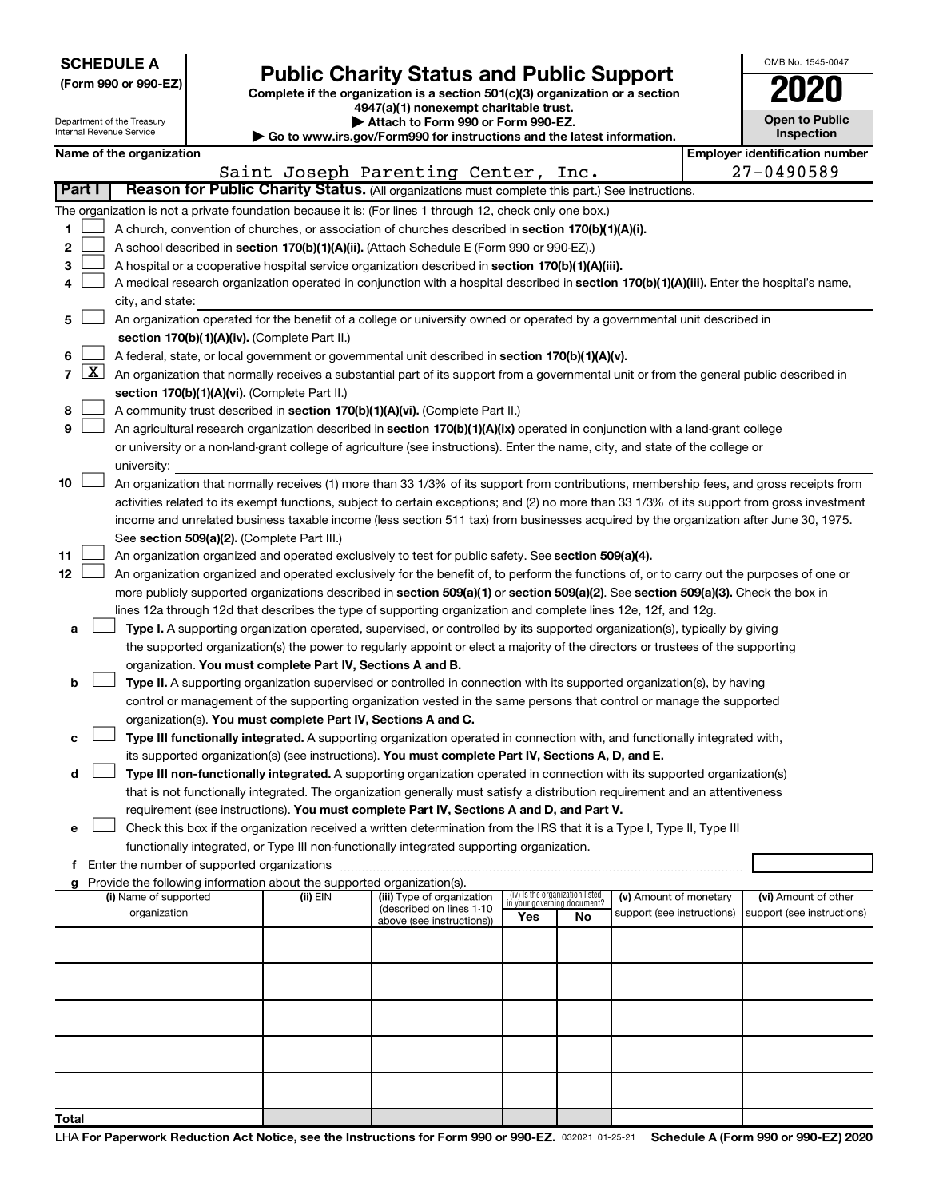**SCHEDULE A**
**(Form 990 or 990-EZ)**

Department of the Treasury
Internal Revenue Service

# Public Charity Status and Public Support

**Complete if the organization is a section 501(c)(3) organization or a section 4947(a)(1) nonexempt charitable trust.**
**▶ Attach to Form 990 or Form 990-EZ.**
**▶ Go to www.irs.gov/Form990 for instructions and the latest information.**

OMB No. 1545-0047
**2020**
**Open to Public Inspection**

**Name of the organization:** Saint Joseph Parenting Center, Inc.
**Employer identification number:** 27-0490589

**Part I** **Reason for Public Charity Status.** (All organizations must complete this part.) See instructions.

The organization is not a private foundation because it is: (For lines 1 through 12, check only one box.)

1 ☐ A church, convention of churches, or association of churches described in **section 170(b)(1)(A)(i).**

2 ☐ A school described in **section 170(b)(1)(A)(ii).** (Attach Schedule E (Form 990 or 990-EZ).)

3 ☐ A hospital or a cooperative hospital service organization described in **section 170(b)(1)(A)(iii).**

4 ☐ A medical research organization operated in conjunction with a hospital described in **section 170(b)(1)(A)(iii).** Enter the hospital's name, city, and state:

5 ☐ An organization operated for the benefit of a college or university owned or operated by a governmental unit described in **section 170(b)(1)(A)(iv).** (Complete Part II.)

6 ☐ A federal, state, or local government or governmental unit described in **section 170(b)(1)(A)(v).**

7 ☒ An organization that normally receives a substantial part of its support from a governmental unit or from the general public described in **section 170(b)(1)(A)(vi).** (Complete Part II.)

8 ☐ A community trust described in **section 170(b)(1)(A)(vi).** (Complete Part II.)

9 ☐ An agricultural research organization described in **section 170(b)(1)(A)(ix)** operated in conjunction with a land-grant college or university or a non-land-grant college of agriculture (see instructions). Enter the name, city, and state of the college or university:

10 ☐ An organization that normally receives (1) more than 33 1/3% of its support from contributions, membership fees, and gross receipts from activities related to its exempt functions, subject to certain exceptions; and (2) no more than 33 1/3% of its support from gross investment income and unrelated business taxable income (less section 511 tax) from businesses acquired by the organization after June 30, 1975. See **section 509(a)(2).** (Complete Part III.)

11 ☐ An organization organized and operated exclusively to test for public safety. See **section 509(a)(4).**

12 ☐ An organization organized and operated exclusively for the benefit of, to perform the functions of, or to carry out the purposes of one or more publicly supported organizations described in **section 509(a)(1)** or **section 509(a)(2).** See **section 509(a)(3).** Check the box in lines 12a through 12d that describes the type of supporting organization and complete lines 12e, 12f, and 12g.

a ☐ **Type I.** A supporting organization operated, supervised, or controlled by its supported organization(s), typically by giving the supported organization(s) the power to regularly appoint or elect a majority of the directors or trustees of the supporting organization. **You must complete Part IV, Sections A and B.**

b ☐ **Type II.** A supporting organization supervised or controlled in connection with its supported organization(s), by having control or management of the supporting organization vested in the same persons that control or manage the supported organization(s). **You must complete Part IV, Sections A and C.**

c ☐ **Type III functionally integrated.** A supporting organization operated in connection with, and functionally integrated with, its supported organization(s) (see instructions). **You must complete Part IV, Sections A, D, and E.**

d ☐ **Type III non-functionally integrated.** A supporting organization operated in connection with its supported organization(s) that is not functionally integrated. The organization generally must satisfy a distribution requirement and an attentiveness requirement (see instructions). **You must complete Part IV, Sections A and D, and Part V.**

e ☐ Check this box if the organization received a written determination from the IRS that it is a Type I, Type II, Type III functionally integrated, or Type III non-functionally integrated supporting organization.

f Enter the number of supported organizations

g Provide the following information about the supported organization(s).

| (i) Name of supported organization | (ii) EIN | (iii) Type of organization (described on lines 1-10 above (see instructions)) | (iv) Is the organization listed in your governing document? Yes | No | (v) Amount of monetary support (see instructions) | (vi) Amount of other support (see instructions) |
|---|---|---|---|---|---|---|
| | | | | | | |
| | | | | | | |
| | | | | | | |
| | | | | | | |
| | | | | | | |
| **Total** | | | | | | |

LHA **For Paperwork Reduction Act Notice, see the Instructions for Form 990 or 990-EZ.** 032021 01-25-21 **Schedule A (Form 990 or 990-EZ) 2020**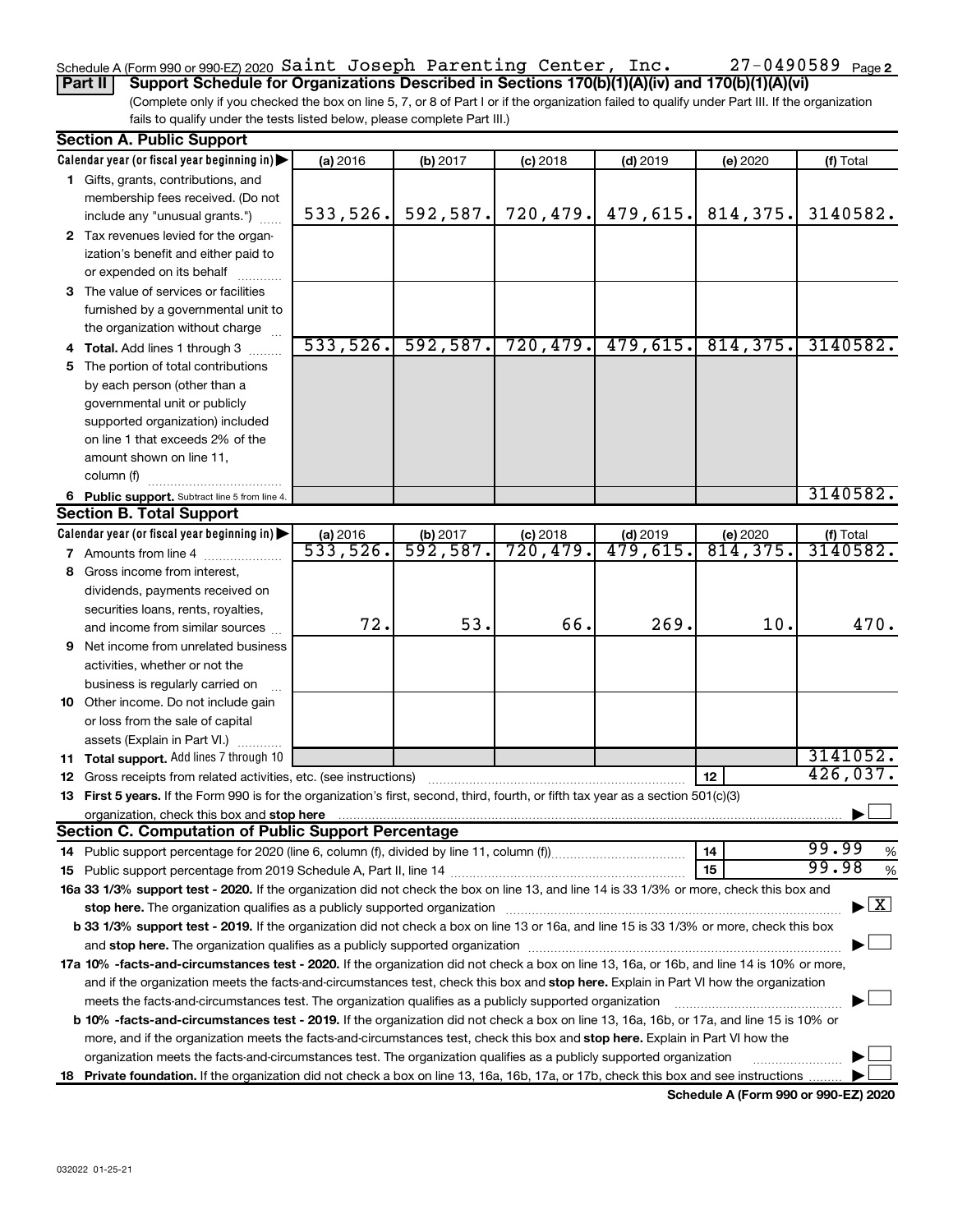Schedule A (Form 990 or 990-EZ) 2020 Saint Joseph Parenting Center, Inc. 27-0490589 Page 2

**Part II Support Schedule for Organizations Described in Sections 170(b)(1)(A)(iv) and 170(b)(1)(A)(vi)**

(Complete only if you checked the box on line 5, 7, or 8 of Part I or if the organization failed to qualify under Part III. If the organization fails to qualify under the tests listed below, please complete Part III.)

**Section A. Public Support**

| Calendar year (or fiscal year beginning in) | (a) 2016 | (b) 2017 | (c) 2018 | (d) 2019 | (e) 2020 | (f) Total |
|---|---|---|---|---|---|---|
| 1 Gifts, grants, contributions, and membership fees received. (Do not include any "unusual grants.") | 533,526. | 592,587. | 720,479. | 479,615. | 814,375. | 3140582. |
| 2 Tax revenues levied for the organization's benefit and either paid to or expended on its behalf | | | | | | |
| 3 The value of services or facilities furnished by a governmental unit to the organization without charge | | | | | | |
| 4 **Total.** Add lines 1 through 3 | 533,526. | 592,587. | 720,479. | 479,615. | 814,375. | 3140582. |
| 5 The portion of total contributions by each person (other than a governmental unit or publicly supported organization) included on line 1 that exceeds 2% of the amount shown on line 11, column (f) | | | | | | |
| 6 **Public support.** Subtract line 5 from line 4. | | | | | | 3140582. |

**Section B. Total Support**

| Calendar year (or fiscal year beginning in) | (a) 2016 | (b) 2017 | (c) 2018 | (d) 2019 | (e) 2020 | (f) Total |
|---|---|---|---|---|---|---|
| 7 Amounts from line 4 | 533,526. | 592,587. | 720,479. | 479,615. | 814,375. | 3140582. |
| 8 Gross income from interest, dividends, payments received on securities loans, rents, royalties, and income from similar sources | 72. | 53. | 66. | 269. | 10. | 470. |
| 9 Net income from unrelated business activities, whether or not the business is regularly carried on | | | | | | |
| 10 Other income. Do not include gain or loss from the sale of capital assets (Explain in Part VI.) | | | | | | |
| 11 **Total support.** Add lines 7 through 10 | | | | | | 3141052. |

12 Gross receipts from related activities, etc. (see instructions) | 12 | 426,037.

13 **First 5 years.** If the Form 990 is for the organization's first, second, third, fourth, or fifth tax year as a section 501(c)(3) organization, check this box and **stop here** ☐

**Section C. Computation of Public Support Percentage**

14 Public support percentage for 2020 (line 6, column (f), divided by line 11, column (f)) | 14 | 99.99 %

15 Public support percentage from 2019 Schedule A, Part II, line 14 | 15 | 99.98 %

**16a 33 1/3% support test - 2020.** If the organization did not check the box on line 13, and line 14 is 33 1/3% or more, check this box and **stop here.** The organization qualifies as a publicly supported organization ☒

**b 33 1/3% support test - 2019.** If the organization did not check a box on line 13 or 16a, and line 15 is 33 1/3% or more, check this box and **stop here.** The organization qualifies as a publicly supported organization ☐

**17a 10% -facts-and-circumstances test - 2020.** If the organization did not check a box on line 13, 16a, or 16b, and line 14 is 10% or more, and if the organization meets the facts-and-circumstances test, check this box and **stop here.** Explain in Part VI how the organization meets the facts-and-circumstances test. The organization qualifies as a publicly supported organization ☐

**b 10% -facts-and-circumstances test - 2019.** If the organization did not check a box on line 13, 16a, 16b, or 17a, and line 15 is 10% or more, and if the organization meets the facts-and-circumstances test, check this box and **stop here.** Explain in Part VI how the organization meets the facts-and-circumstances test. The organization qualifies as a publicly supported organization ☐

**18 Private foundation.** If the organization did not check a box on line 13, 16a, 16b, 17a, or 17b, check this box and see instructions ☐

**Schedule A (Form 990 or 990-EZ) 2020**

032022 01-25-21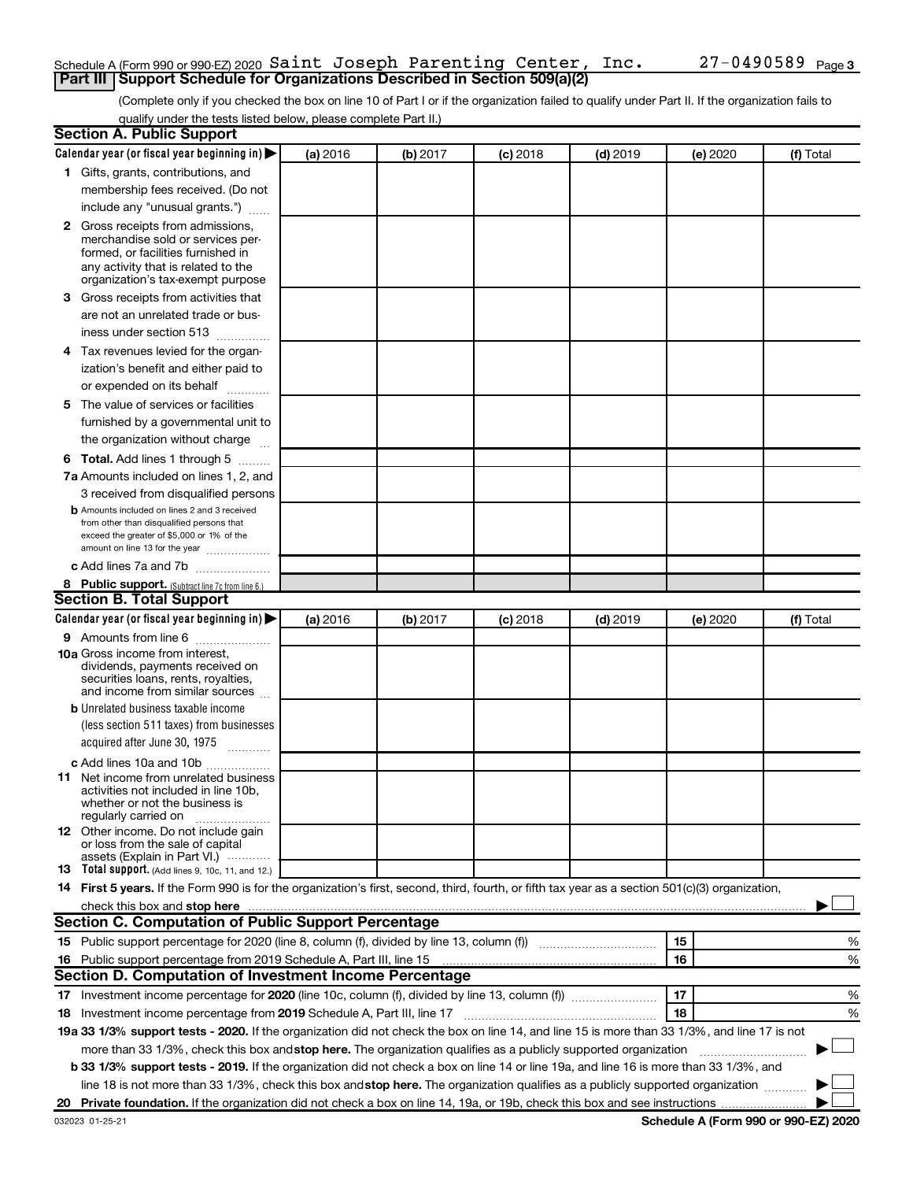Schedule A (Form 990 or 990-EZ) 2020 Saint Joseph Parenting Center, Inc. 27-0490589 Page 3

## Part III Support Schedule for Organizations Described in Section 509(a)(2)

(Complete only if you checked the box on line 10 of Part I or if the organization failed to qualify under Part II. If the organization fails to qualify under the tests listed below, please complete Part II.)

### Section A. Public Support

| Calendar year (or fiscal year beginning in) ▶ | (a) 2016 | (b) 2017 | (c) 2018 | (d) 2019 | (e) 2020 | (f) Total |
|---|---|---|---|---|---|---|
| **1** Gifts, grants, contributions, and membership fees received. (Do not include any "unusual grants.") | | | | | | |
| **2** Gross receipts from admissions, merchandise sold or services performed, or facilities furnished in any activity that is related to the organization's tax-exempt purpose | | | | | | |
| **3** Gross receipts from activities that are not an unrelated trade or business under section 513 | | | | | | |
| **4** Tax revenues levied for the organization's benefit and either paid to or expended on its behalf | | | | | | |
| **5** The value of services or facilities furnished by a governmental unit to the organization without charge | | | | | | |
| **6 Total.** Add lines 1 through 5 | | | | | | |
| **7a** Amounts included on lines 1, 2, and 3 received from disqualified persons | | | | | | |
| **b** Amounts included on lines 2 and 3 received from other than disqualified persons that exceed the greater of $5,000 or 1% of the amount on line 13 for the year | | | | | | |
| **c** Add lines 7a and 7b | | | | | | |
| **8 Public support.** (Subtract line 7c from line 6.) | | | | | | |

### Section B. Total Support

| Calendar year (or fiscal year beginning in) ▶ | (a) 2016 | (b) 2017 | (c) 2018 | (d) 2019 | (e) 2020 | (f) Total |
|---|---|---|---|---|---|---|
| **9** Amounts from line 6 | | | | | | |
| **10a** Gross income from interest, dividends, payments received on securities loans, rents, royalties, and income from similar sources | | | | | | |
| **b** Unrelated business taxable income (less section 511 taxes) from businesses acquired after June 30, 1975 | | | | | | |
| **c** Add lines 10a and 10b | | | | | | |
| **11** Net income from unrelated business activities not included in line 10b, whether or not the business is regularly carried on | | | | | | |
| **12** Other income. Do not include gain or loss from the sale of capital assets (Explain in Part VI.) | | | | | | |
| **13 Total support.** (Add lines 9, 10c, 11, and 12.) | | | | | | |

**14 First 5 years.** If the Form 990 is for the organization's first, second, third, fourth, or fifth tax year as a section 501(c)(3) organization, check this box and **stop here** ▶ ☐

### Section C. Computation of Public Support Percentage

| | | |
|---|---|---|
| **15** Public support percentage for 2020 (line 8, column (f), divided by line 13, column (f)) | 15 | % |
| **16** Public support percentage from 2019 Schedule A, Part III, line 15 | 16 | % |

### Section D. Computation of Investment Income Percentage

| | | |
|---|---|---|
| **17** Investment income percentage for **2020** (line 10c, column (f), divided by line 13, column (f)) | 17 | % |
| **18** Investment income percentage from **2019** Schedule A, Part III, line 17 | 18 | % |

**19a 33 1/3% support tests - 2020.** If the organization did not check the box on line 14, and line 15 is more than 33 1/3%, and line 17 is not more than 33 1/3%, check this box and **stop here.** The organization qualifies as a publicly supported organization ▶ ☐

**b 33 1/3% support tests - 2019.** If the organization did not check a box on line 14 or line 19a, and line 16 is more than 33 1/3%, and line 18 is not more than 33 1/3%, check this box and **stop here.** The organization qualifies as a publicly supported organization ▶ ☐

**20 Private foundation.** If the organization did not check a box on line 14, 19a, or 19b, check this box and see instructions ▶ ☐

032023 01-25-21 **Schedule A (Form 990 or 990-EZ) 2020**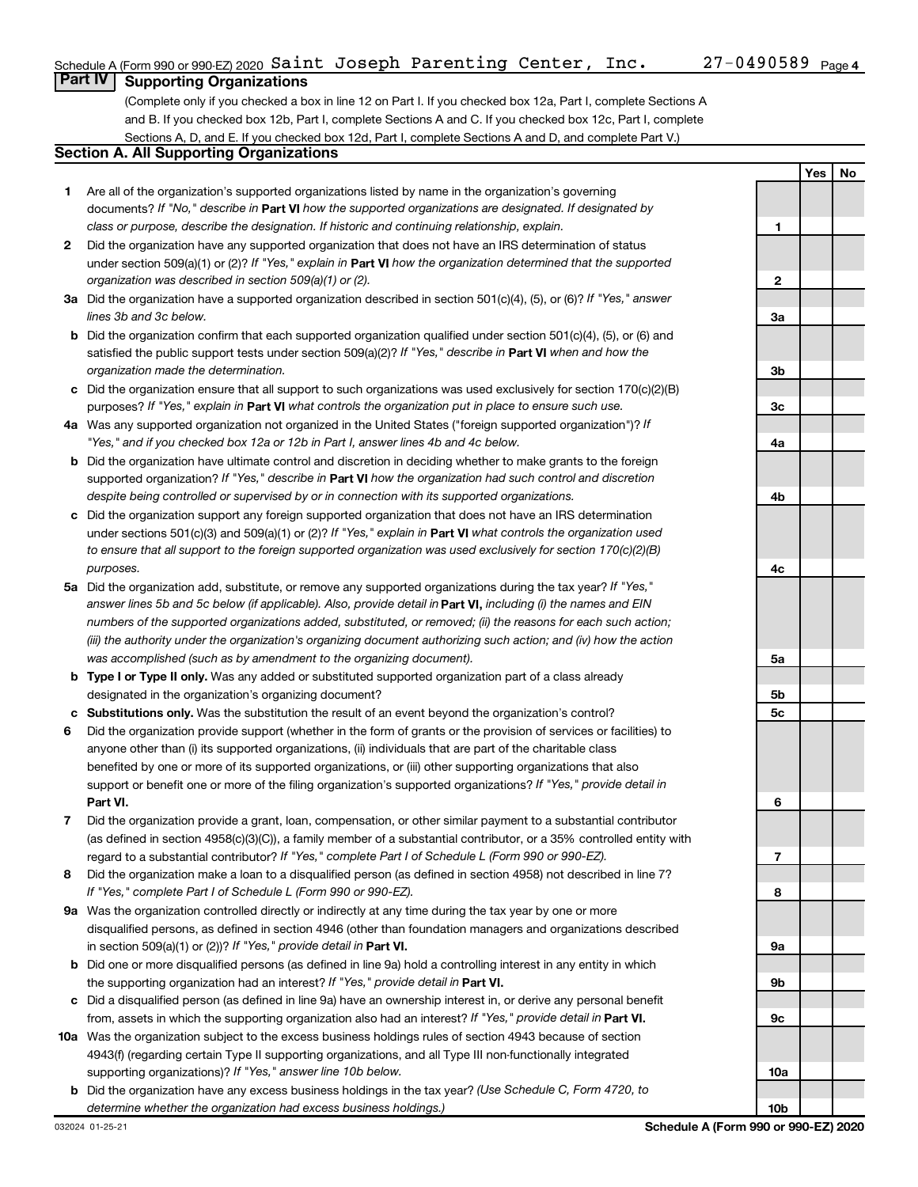Schedule A (Form 990 or 990-EZ) 2020 Saint Joseph Parenting Center, Inc. 27-0490589 Page 4

## Part IV Supporting Organizations

(Complete only if you checked a box in line 12 on Part I. If you checked box 12a, Part I, complete Sections A and B. If you checked box 12b, Part I, complete Sections A and C. If you checked box 12c, Part I, complete Sections A, D, and E. If you checked box 12d, Part I, complete Sections A and D, and complete Part V.)

### Section A. All Supporting Organizations

| | | | Yes | No |
|---|---|---|---|---|
| **1** | Are all of the organization's supported organizations listed by name in the organization's governing documents? *If "No," describe in* **Part VI** *how the supported organizations are designated. If designated by class or purpose, describe the designation. If historic and continuing relationship, explain.* | **1** | | |
| **2** | Did the organization have any supported organization that does not have an IRS determination of status under section 509(a)(1) or (2)? *If "Yes," explain in* **Part VI** *how the organization determined that the supported organization was described in section 509(a)(1) or (2).* | **2** | | |
| **3a** | Did the organization have a supported organization described in section 501(c)(4), (5), or (6)? *If "Yes," answer lines 3b and 3c below.* | **3a** | | |
| **b** | Did the organization confirm that each supported organization qualified under section 501(c)(4), (5), or (6) and satisfied the public support tests under section 509(a)(2)? *If "Yes," describe in* **Part VI** *when and how the organization made the determination.* | **3b** | | |
| **c** | Did the organization ensure that all support to such organizations was used exclusively for section 170(c)(2)(B) purposes? *If "Yes," explain in* **Part VI** *what controls the organization put in place to ensure such use.* | **3c** | | |
| **4a** | Was any supported organization not organized in the United States ("foreign supported organization")? *If "Yes," and if you checked box 12a or 12b in Part I, answer lines 4b and 4c below.* | **4a** | | |
| **b** | Did the organization have ultimate control and discretion in deciding whether to make grants to the foreign supported organization? *If "Yes," describe in* **Part VI** *how the organization had such control and discretion despite being controlled or supervised by or in connection with its supported organizations.* | **4b** | | |
| **c** | Did the organization support any foreign supported organization that does not have an IRS determination under sections 501(c)(3) and 509(a)(1) or (2)? *If "Yes," explain in* **Part VI** *what controls the organization used to ensure that all support to the foreign supported organization was used exclusively for section 170(c)(2)(B) purposes.* | **4c** | | |
| **5a** | Did the organization add, substitute, or remove any supported organizations during the tax year? *If "Yes," answer lines 5b and 5c below (if applicable). Also, provide detail in* **Part VI,** *including (i) the names and EIN numbers of the supported organizations added, substituted, or removed; (ii) the reasons for each such action; (iii) the authority under the organization's organizing document authorizing such action; and (iv) how the action was accomplished (such as by amendment to the organizing document).* | **5a** | | |
| **b** | **Type I or Type II only.** Was any added or substituted supported organization part of a class already designated in the organization's organizing document? | **5b** | | |
| **c** | **Substitutions only.** Was the substitution the result of an event beyond the organization's control? | **5c** | | |
| **6** | Did the organization provide support (whether in the form of grants or the provision of services or facilities) to anyone other than (i) its supported organizations, (ii) individuals that are part of the charitable class benefited by one or more of its supported organizations, or (iii) other supporting organizations that also support or benefit one or more of the filing organization's supported organizations? *If "Yes," provide detail in* **Part VI.** | **6** | | |
| **7** | Did the organization provide a grant, loan, compensation, or other similar payment to a substantial contributor (as defined in section 4958(c)(3)(C)), a family member of a substantial contributor, or a 35% controlled entity with regard to a substantial contributor? *If "Yes," complete Part I of Schedule L (Form 990 or 990-EZ).* | **7** | | |
| **8** | Did the organization make a loan to a disqualified person (as defined in section 4958) not described in line 7? *If "Yes," complete Part I of Schedule L (Form 990 or 990-EZ).* | **8** | | |
| **9a** | Was the organization controlled directly or indirectly at any time during the tax year by one or more disqualified persons, as defined in section 4946 (other than foundation managers and organizations described in section 509(a)(1) or (2))? *If "Yes," provide detail in* **Part VI.** | **9a** | | |
| **b** | Did one or more disqualified persons (as defined in line 9a) hold a controlling interest in any entity in which the supporting organization had an interest? *If "Yes," provide detail in* **Part VI.** | **9b** | | |
| **c** | Did a disqualified person (as defined in line 9a) have an ownership interest in, or derive any personal benefit from, assets in which the supporting organization also had an interest? *If "Yes," provide detail in* **Part VI.** | **9c** | | |
| **10a** | Was the organization subject to the excess business holdings rules of section 4943 because of section 4943(f) (regarding certain Type II supporting organizations, and all Type III non-functionally integrated supporting organizations)? *If "Yes," answer line 10b below.* | **10a** | | |
| **b** | Did the organization have any excess business holdings in the tax year? *(Use Schedule C, Form 4720, to determine whether the organization had excess business holdings.)* | **10b** | | |

032024 01-25-21 **Schedule A (Form 990 or 990-EZ) 2020**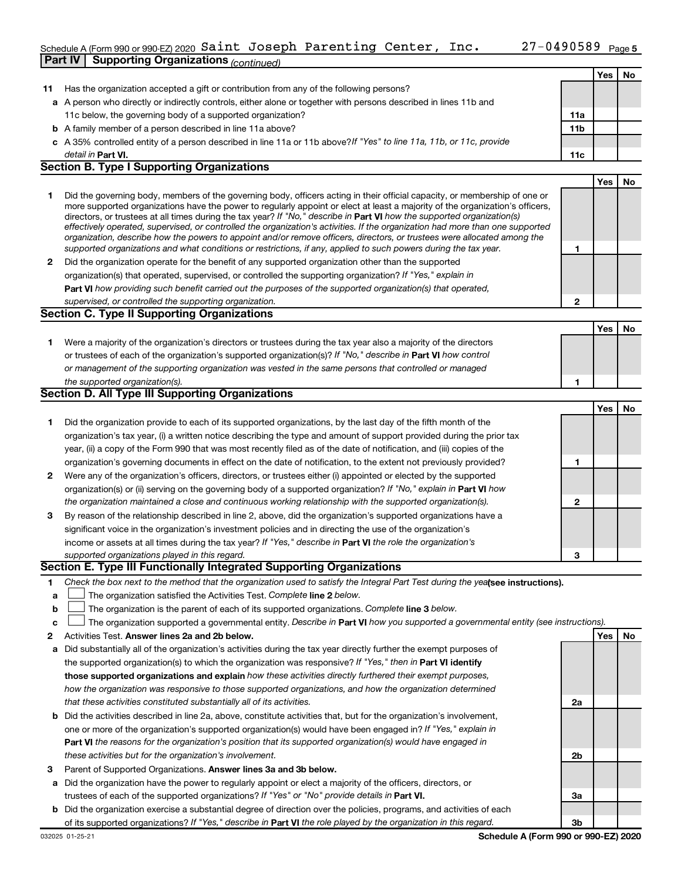Schedule A (Form 990 or 990-EZ) 2020 Saint Joseph Parenting Center, Inc. 27-0490589 Page 5

**Part IV | Supporting Organizations** *(continued)*

| | | | Yes | No |
|---|---|---|---|---|
| **11** | Has the organization accepted a gift or contribution from any of the following persons? | | | |
| **a** | A person who directly or indirectly controls, either alone or together with persons described in lines 11b and 11c below, the governing body of a supported organization? | **11a** | | |
| **b** | A family member of a person described in line 11a above? | **11b** | | |
| **c** | A 35% controlled entity of a person described in line 11a or 11b above? *If "Yes" to line 11a, 11b, or 11c, provide detail in* **Part VI.** | **11c** | | |

## Section B. Type I Supporting Organizations

| | | | Yes | No |
|---|---|---|---|---|
| **1** | Did the governing body, members of the governing body, officers acting in their official capacity, or membership of one or more supported organizations have the power to regularly appoint or elect at least a majority of the organization's officers, directors, or trustees at all times during the tax year? *If "No," describe in* **Part VI** *how the supported organization(s) effectively operated, supervised, or controlled the organization's activities. If the organization had more than one supported organization, describe how the powers to appoint and/or remove officers, directors, or trustees were allocated among the supported organizations and what conditions or restrictions, if any, applied to such powers during the tax year.* | **1** | | |
| **2** | Did the organization operate for the benefit of any supported organization other than the supported organization(s) that operated, supervised, or controlled the supporting organization? *If "Yes," explain in* **Part VI** *how providing such benefit carried out the purposes of the supported organization(s) that operated, supervised, or controlled the supporting organization.* | **2** | | |

## Section C. Type II Supporting Organizations

| | | | Yes | No |
|---|---|---|---|---|
| **1** | Were a majority of the organization's directors or trustees during the tax year also a majority of the directors or trustees of each of the organization's supported organization(s)? *If "No," describe in* **Part VI** *how control or management of the supporting organization was vested in the same persons that controlled or managed the supported organization(s).* | **1** | | |

## Section D. All Type III Supporting Organizations

| | | | Yes | No |
|---|---|---|---|---|
| **1** | Did the organization provide to each of its supported organizations, by the last day of the fifth month of the organization's tax year, (i) a written notice describing the type and amount of support provided during the prior tax year, (ii) a copy of the Form 990 that was most recently filed as of the date of notification, and (iii) copies of the organization's governing documents in effect on the date of notification, to the extent not previously provided? | **1** | | |
| **2** | Were any of the organization's officers, directors, or trustees either (i) appointed or elected by the supported organization(s) or (ii) serving on the governing body of a supported organization? *If "No," explain in* **Part VI** *how the organization maintained a close and continuous working relationship with the supported organization(s).* | **2** | | |
| **3** | By reason of the relationship described in line 2, above, did the organization's supported organizations have a significant voice in the organization's investment policies and in directing the use of the organization's income or assets at all times during the tax year? *If "Yes," describe in* **Part VI** *the role the organization's supported organizations played in this regard.* | **3** | | |

## Section E. Type III Functionally Integrated Supporting Organizations

**1** *Check the box next to the method that the organization used to satisfy the Integral Part Test during the year* **(see instructions).**

- **a** ☐ The organization satisfied the Activities Test. *Complete* **line 2** *below.*
- **b** ☐ The organization is the parent of each of its supported organizations. *Complete* **line 3** *below.*
- **c** ☐ The organization supported a governmental entity. *Describe in* **Part VI** *how you supported a governmental entity (see instructions).*

| | | | Yes | No |
|---|---|---|---|---|
| **2** | Activities Test. **Answer lines 2a and 2b below.** | | | |
| **a** | Did substantially all of the organization's activities during the tax year directly further the exempt purposes of the supported organization(s) to which the organization was responsive? *If "Yes," then in* **Part VI identify those supported organizations and explain** *how these activities directly furthered their exempt purposes, how the organization was responsive to those supported organizations, and how the organization determined that these activities constituted substantially all of its activities.* | **2a** | | |
| **b** | Did the activities described in line 2a, above, constitute activities that, but for the organization's involvement, one or more of the organization's supported organization(s) would have been engaged in? *If "Yes," explain in* **Part VI** *the reasons for the organization's position that its supported organization(s) would have engaged in these activities but for the organization's involvement.* | **2b** | | |
| **3** | Parent of Supported Organizations. **Answer lines 3a and 3b below.** | | | |
| **a** | Did the organization have the power to regularly appoint or elect a majority of the officers, directors, or trustees of each of the supported organizations? *If "Yes" or "No" provide details in* **Part VI.** | **3a** | | |
| **b** | Did the organization exercise a substantial degree of direction over the policies, programs, and activities of each of its supported organizations? *If "Yes," describe in* **Part VI** *the role played by the organization in this regard.* | **3b** | | |

032025 01-25-21 **Schedule A (Form 990 or 990-EZ) 2020**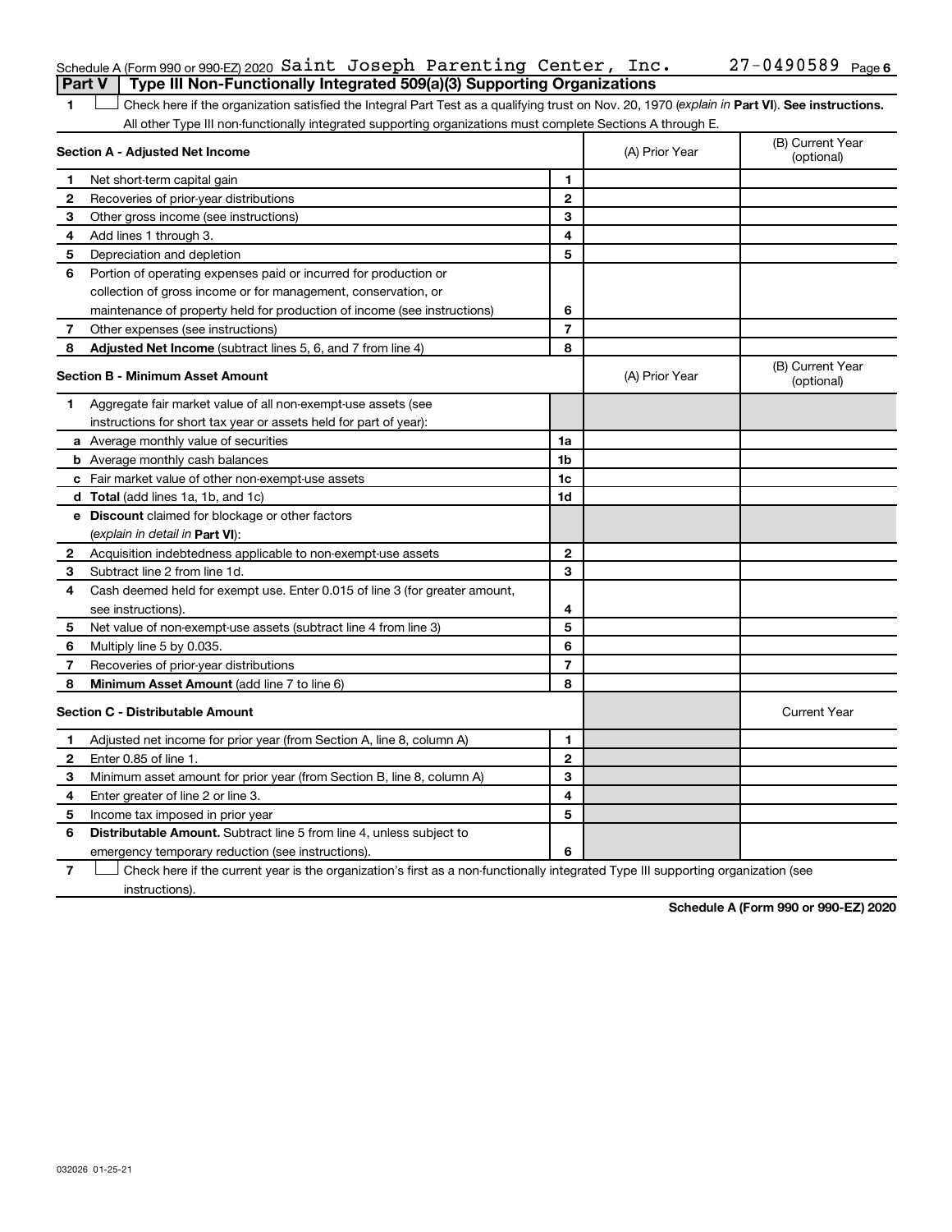Schedule A (Form 990 or 990-EZ) 2020 Saint Joseph Parenting Center, Inc. 27-0490589 Page 6

**Part V | Type III Non-Functionally Integrated 509(a)(3) Supporting Organizations**

1 ☐ Check here if the organization satisfied the Integral Part Test as a qualifying trust on Nov. 20, 1970 (*explain in* **Part VI**). **See instructions.** All other Type III non-functionally integrated supporting organizations must complete Sections A through E.

| **Section A - Adjusted Net Income** | | | (A) Prior Year | (B) Current Year (optional) |
|---|---|---|---|---|
| 1 | Net short-term capital gain | 1 | | |
| 2 | Recoveries of prior-year distributions | 2 | | |
| 3 | Other gross income (see instructions) | 3 | | |
| 4 | Add lines 1 through 3. | 4 | | |
| 5 | Depreciation and depletion | 5 | | |
| 6 | Portion of operating expenses paid or incurred for production or collection of gross income or for management, conservation, or maintenance of property held for production of income (see instructions) | 6 | | |
| 7 | Other expenses (see instructions) | 7 | | |
| 8 | **Adjusted Net Income** (subtract lines 5, 6, and 7 from line 4) | 8 | | |

| **Section B - Minimum Asset Amount** | | | (A) Prior Year | (B) Current Year (optional) |
|---|---|---|---|---|
| 1 | Aggregate fair market value of all non-exempt-use assets (see instructions for short tax year or assets held for part of year): | | | |
| a | Average monthly value of securities | 1a | | |
| b | Average monthly cash balances | 1b | | |
| c | Fair market value of other non-exempt-use assets | 1c | | |
| d | **Total** (add lines 1a, 1b, and 1c) | 1d | | |
| e | **Discount** claimed for blockage or other factors (*explain in detail in* **Part VI**): | | | |
| 2 | Acquisition indebtedness applicable to non-exempt-use assets | 2 | | |
| 3 | Subtract line 2 from line 1d. | 3 | | |
| 4 | Cash deemed held for exempt use. Enter 0.015 of line 3 (for greater amount, see instructions). | 4 | | |
| 5 | Net value of non-exempt-use assets (subtract line 4 from line 3) | 5 | | |
| 6 | Multiply line 5 by 0.035. | 6 | | |
| 7 | Recoveries of prior-year distributions | 7 | | |
| 8 | **Minimum Asset Amount** (add line 7 to line 6) | 8 | | |

| **Section C - Distributable Amount** | | | | Current Year |
|---|---|---|---|---|
| 1 | Adjusted net income for prior year (from Section A, line 8, column A) | 1 | | |
| 2 | Enter 0.85 of line 1. | 2 | | |
| 3 | Minimum asset amount for prior year (from Section B, line 8, column A) | 3 | | |
| 4 | Enter greater of line 2 or line 3. | 4 | | |
| 5 | Income tax imposed in prior year | 5 | | |
| 6 | **Distributable Amount.** Subtract line 5 from line 4, unless subject to emergency temporary reduction (see instructions). | 6 | | |

7 ☐ Check here if the current year is the organization's first as a non-functionally integrated Type III supporting organization (see instructions).

**Schedule A (Form 990 or 990-EZ) 2020**

032026 01-25-21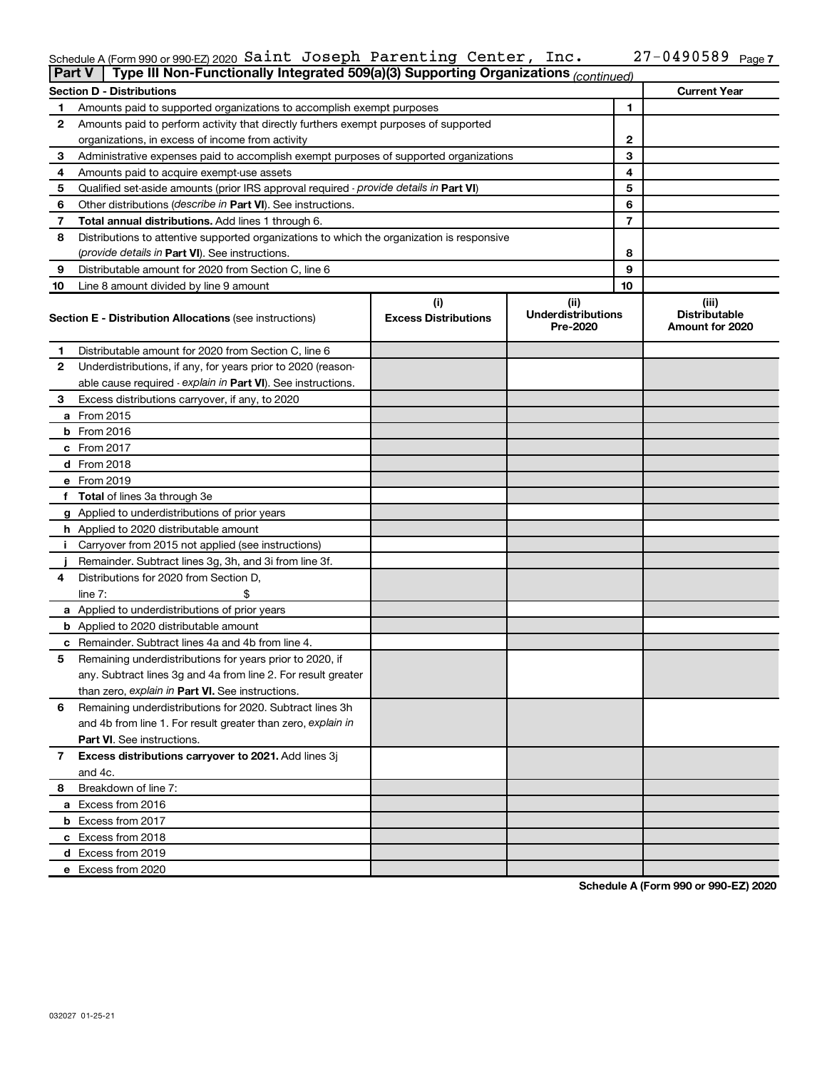Schedule A (Form 990 or 990-EZ) 2020 Saint Joseph Parenting Center, Inc. 27-0490589 Page 7

**Part V | Type III Non-Functionally Integrated 509(a)(3) Supporting Organizations** *(continued)*

| **Section D - Distributions** | | **Current Year** |
|---|---|---|
| **1** Amounts paid to supported organizations to accomplish exempt purposes | 1 | |
| **2** Amounts paid to perform activity that directly furthers exempt purposes of supported organizations, in excess of income from activity | 2 | |
| **3** Administrative expenses paid to accomplish exempt purposes of supported organizations | 3 | |
| **4** Amounts paid to acquire exempt-use assets | 4 | |
| **5** Qualified set-aside amounts (prior IRS approval required - *provide details in* **Part VI**) | 5 | |
| **6** Other distributions (*describe in* **Part VI**). See instructions. | 6 | |
| **7** **Total annual distributions.** Add lines 1 through 6. | 7 | |
| **8** Distributions to attentive supported organizations to which the organization is responsive (*provide details in* **Part VI**). See instructions. | 8 | |
| **9** Distributable amount for 2020 from Section C, line 6 | 9 | |
| **10** Line 8 amount divided by line 9 amount | 10 | |

| **Section E - Distribution Allocations** (see instructions) | (i) Excess Distributions | (ii) Underdistributions Pre-2020 | (iii) Distributable Amount for 2020 |
|---|---|---|---|
| **1** Distributable amount for 2020 from Section C, line 6 | | | |
| **2** Underdistributions, if any, for years prior to 2020 (reasonable cause required - *explain in* **Part VI**). See instructions. | | | |
| **3** Excess distributions carryover, if any, to 2020 | | | |
| **a** From 2015 | | | |
| **b** From 2016 | | | |
| **c** From 2017 | | | |
| **d** From 2018 | | | |
| **e** From 2019 | | | |
| **f** **Total** of lines 3a through 3e | | | |
| **g** Applied to underdistributions of prior years | | | |
| **h** Applied to 2020 distributable amount | | | |
| **i** Carryover from 2015 not applied (see instructions) | | | |
| **j** Remainder. Subtract lines 3g, 3h, and 3i from line 3f. | | | |
| **4** Distributions for 2020 from Section D, line 7: $ | | | |
| **a** Applied to underdistributions of prior years | | | |
| **b** Applied to 2020 distributable amount | | | |
| **c** Remainder. Subtract lines 4a and 4b from line 4. | | | |
| **5** Remaining underdistributions for years prior to 2020, if any. Subtract lines 3g and 4a from line 2. For result greater than zero, *explain in* **Part VI.** See instructions. | | | |
| **6** Remaining underdistributions for 2020. Subtract lines 3h and 4b from line 1. For result greater than zero, *explain in* **Part VI**. See instructions. | | | |
| **7** **Excess distributions carryover to 2021.** Add lines 3j and 4c. | | | |
| **8** Breakdown of line 7: | | | |
| **a** Excess from 2016 | | | |
| **b** Excess from 2017 | | | |
| **c** Excess from 2018 | | | |
| **d** Excess from 2019 | | | |
| **e** Excess from 2020 | | | |

**Schedule A (Form 990 or 990-EZ) 2020**

032027 01-25-21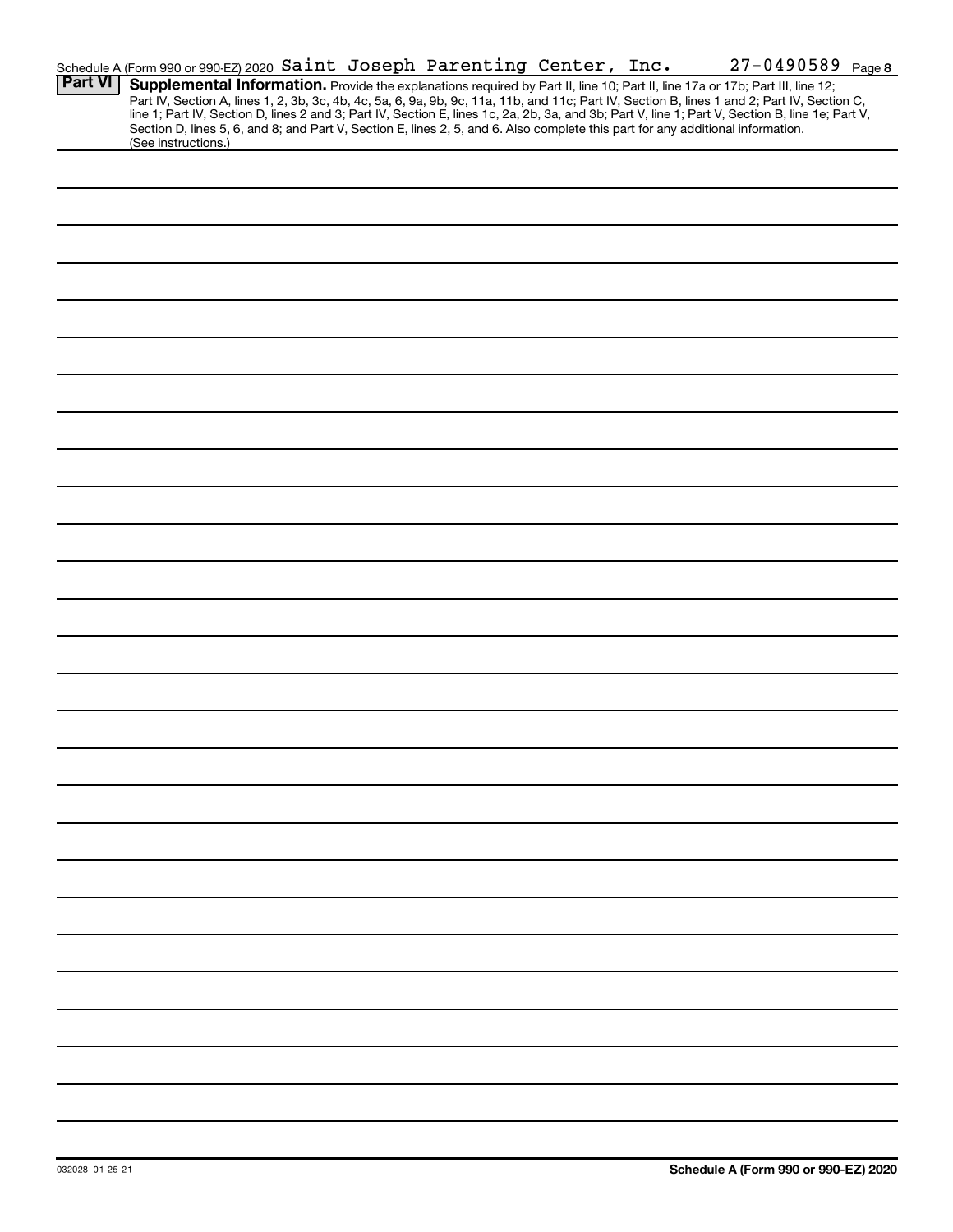Schedule A (Form 990 or 990-EZ) 2020 Saint Joseph Parenting Center, Inc. 27-0490589 Page 8

**Part VI** **Supplemental Information.** Provide the explanations required by Part II, line 10; Part II, line 17a or 17b; Part III, line 12; Part IV, Section A, lines 1, 2, 3b, 3c, 4b, 4c, 5a, 6, 9a, 9b, 9c, 11a, 11b, and 11c; Part IV, Section B, lines 1 and 2; Part IV, Section C, line 1; Part IV, Section D, lines 2 and 3; Part IV, Section E, lines 1c, 2a, 2b, 3a, and 3b; Part V, line 1; Part V, Section B, line 1e; Part V, Section D, lines 5, 6, and 8; and Part V, Section E, lines 2, 5, and 6. Also complete this part for any additional information. (See instructions.)

032028 01-25-21 **Schedule A (Form 990 or 990-EZ) 2020**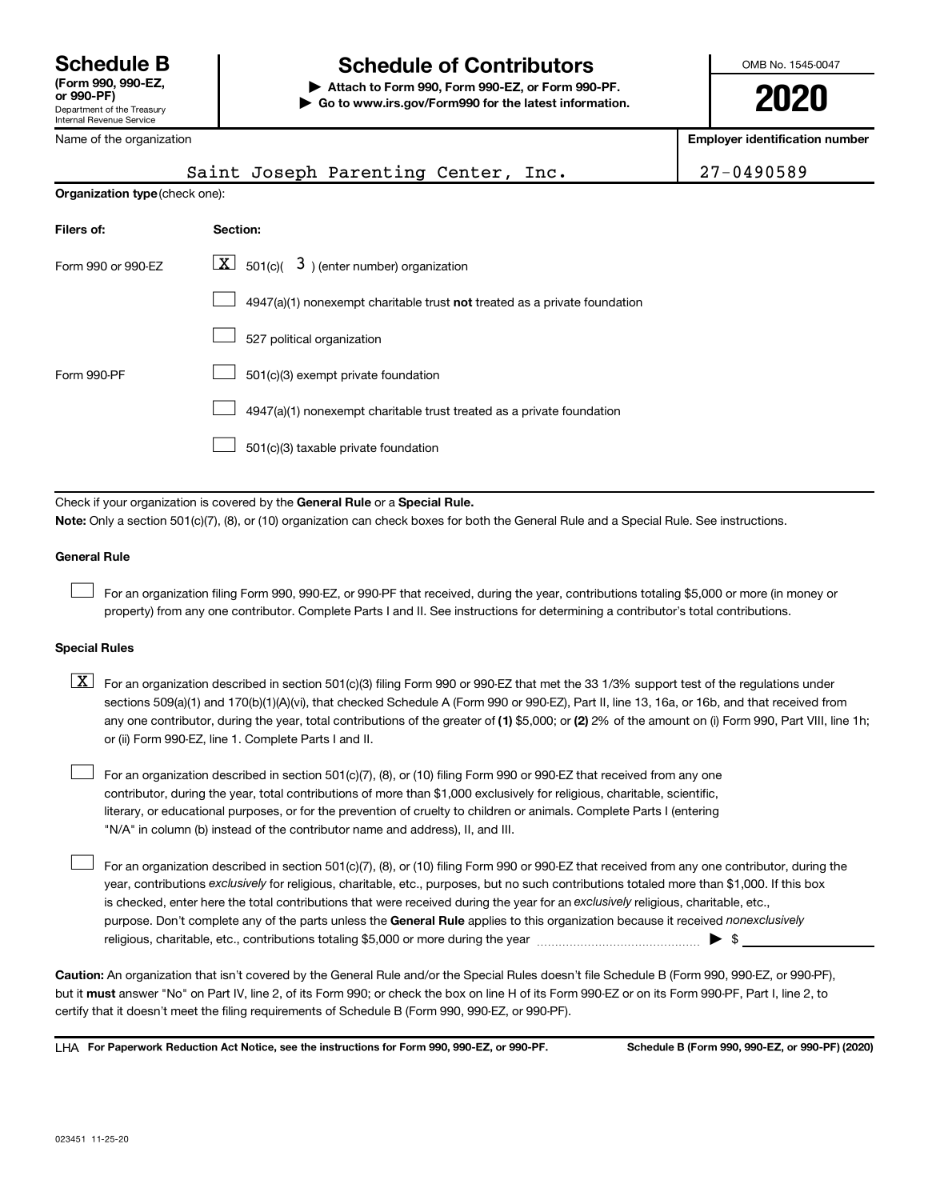# Schedule B (Form 990, 990-EZ, or 990-PF)

Department of the Treasury
Internal Revenue Service

## Schedule of Contributors

▶ **Attach to Form 990, Form 990-EZ, or Form 990-PF.**
▶ **Go to www.irs.gov/Form990 for the latest information.**

OMB No. 1545-0047

**2020**

| Name of the organization | Employer identification number |
|---|---|
| Saint Joseph Parenting Center, Inc. | 27-0490589 |

**Organization type** (check one):

| Filers of: | Section: |
|---|---|
| Form 990 or 990-EZ | [X] 501(c)( 3 ) (enter number) organization |
| | [ ] 4947(a)(1) nonexempt charitable trust **not** treated as a private foundation |
| | [ ] 527 political organization |
| Form 990-PF | [ ] 501(c)(3) exempt private foundation |
| | [ ] 4947(a)(1) nonexempt charitable trust treated as a private foundation |
| | [ ] 501(c)(3) taxable private foundation |

Check if your organization is covered by the **General Rule** or a **Special Rule.**

**Note:** Only a section 501(c)(7), (8), or (10) organization can check boxes for both the General Rule and a Special Rule. See instructions.

**General Rule**

[ ] For an organization filing Form 990, 990-EZ, or 990-PF that received, during the year, contributions totaling $5,000 or more (in money or property) from any one contributor. Complete Parts I and II. See instructions for determining a contributor's total contributions.

**Special Rules**

[X] For an organization described in section 501(c)(3) filing Form 990 or 990-EZ that met the 33 1/3% support test of the regulations under sections 509(a)(1) and 170(b)(1)(A)(vi), that checked Schedule A (Form 990 or 990-EZ), Part II, line 13, 16a, or 16b, and that received from any one contributor, during the year, total contributions of the greater of **(1)** $5,000; or **(2)** 2% of the amount on (i) Form 990, Part VIII, line 1h; or (ii) Form 990-EZ, line 1. Complete Parts I and II.

[ ] For an organization described in section 501(c)(7), (8), or (10) filing Form 990 or 990-EZ that received from any one contributor, during the year, total contributions of more than $1,000 exclusively for religious, charitable, scientific, literary, or educational purposes, or for the prevention of cruelty to children or animals. Complete Parts I (entering "N/A" in column (b) instead of the contributor name and address), II, and III.

[ ] For an organization described in section 501(c)(7), (8), or (10) filing Form 990 or 990-EZ that received from any one contributor, during the year, contributions *exclusively* for religious, charitable, etc., purposes, but no such contributions totaled more than $1,000. If this box is checked, enter here the total contributions that were received during the year for an *exclusively* religious, charitable, etc., purpose. Don't complete any of the parts unless the **General Rule** applies to this organization because it received *nonexclusively* religious, charitable, etc., contributions totaling $5,000 or more during the year ▶ $ ____________

**Caution:** An organization that isn't covered by the General Rule and/or the Special Rules doesn't file Schedule B (Form 990, 990-EZ, or 990-PF), but it **must** answer "No" on Part IV, line 2, of its Form 990; or check the box on line H of its Form 990-EZ or on its Form 990-PF, Part I, line 2, to certify that it doesn't meet the filing requirements of Schedule B (Form 990, 990-EZ, or 990-PF).

LHA **For Paperwork Reduction Act Notice, see the instructions for Form 990, 990-EZ, or 990-PF.** **Schedule B (Form 990, 990-EZ, or 990-PF) (2020)**

023451 11-25-20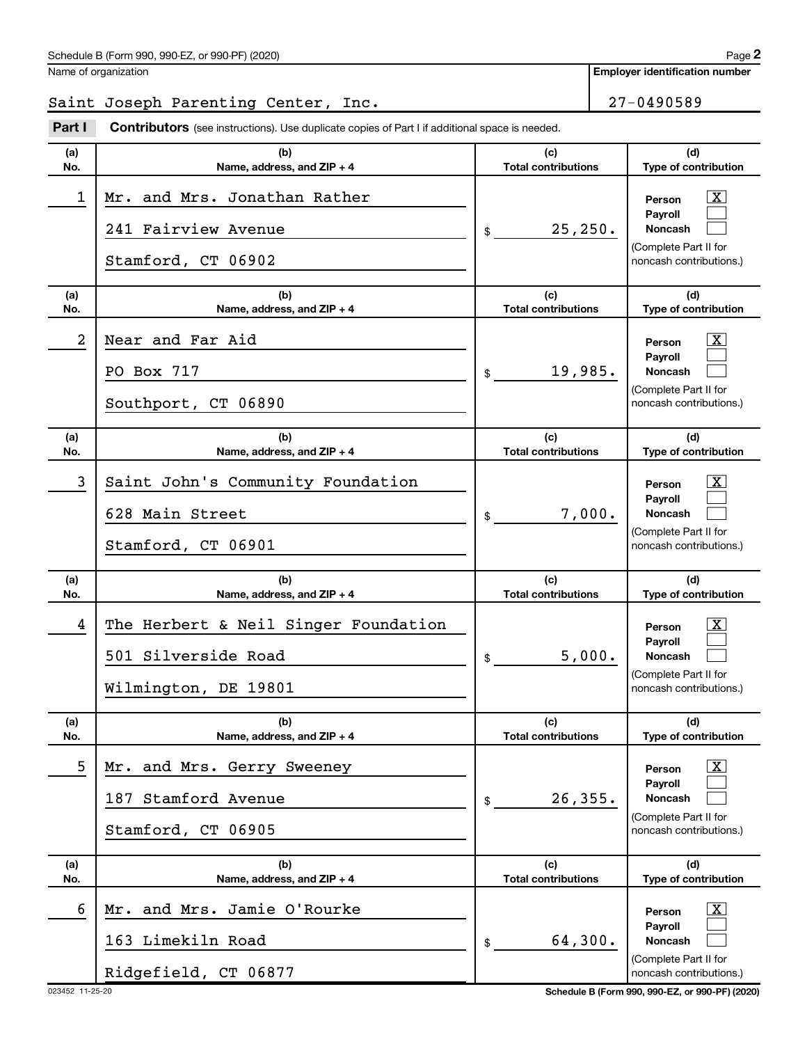Schedule B (Form 990, 990-EZ, or 990-PF) (2020)

Name of organization: Saint Joseph Parenting Center, Inc.

Employer identification number: 27-0490589

**Part I** **Contributors** (see instructions). Use duplicate copies of Part I if additional space is needed.

| (a) No. | (b) Name, address, and ZIP + 4 | (c) Total contributions | (d) Type of contribution |
|---|---|---|---|
| 1 | Mr. and Mrs. Jonathan Rather<br>241 Fairview Avenue<br>Stamford, CT 06902 | $ 25,250. | Person [X]<br>Payroll [ ]<br>Noncash [ ]<br>(Complete Part II for noncash contributions.) |
| 2 | Near and Far Aid<br>PO Box 717<br>Southport, CT 06890 | $ 19,985. | Person [X]<br>Payroll [ ]<br>Noncash [ ]<br>(Complete Part II for noncash contributions.) |
| 3 | Saint John's Community Foundation<br>628 Main Street<br>Stamford, CT 06901 | $ 7,000. | Person [X]<br>Payroll [ ]<br>Noncash [ ]<br>(Complete Part II for noncash contributions.) |
| 4 | The Herbert & Neil Singer Foundation<br>501 Silverside Road<br>Wilmington, DE 19801 | $ 5,000. | Person [X]<br>Payroll [ ]<br>Noncash [ ]<br>(Complete Part II for noncash contributions.) |
| 5 | Mr. and Mrs. Gerry Sweeney<br>187 Stamford Avenue<br>Stamford, CT 06905 | $ 26,355. | Person [X]<br>Payroll [ ]<br>Noncash [ ]<br>(Complete Part II for noncash contributions.) |
| 6 | Mr. and Mrs. Jamie O'Rourke<br>163 Limekiln Road<br>Ridgefield, CT 06877 | $ 64,300. | Person [X]<br>Payroll [ ]<br>Noncash [ ]<br>(Complete Part II for noncash contributions.) |

023452 11-25-20 Schedule B (Form 990, 990-EZ, or 990-PF) (2020)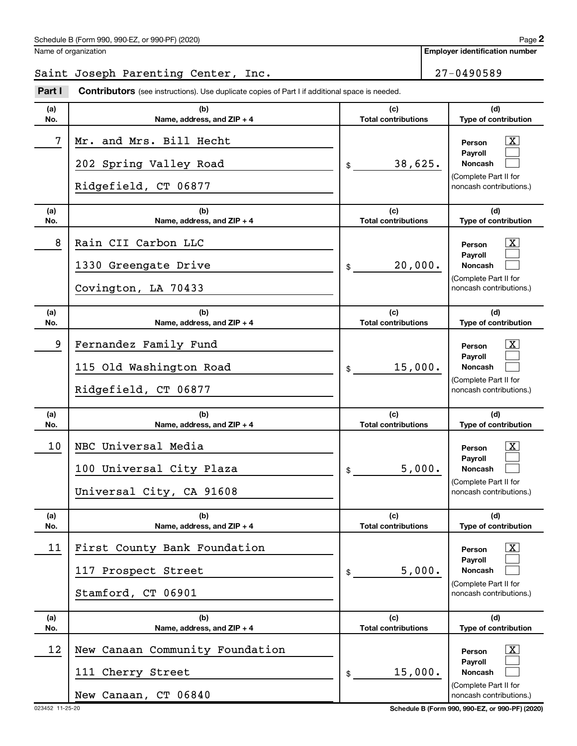Schedule B (Form 990, 990-EZ, or 990-PF) (2020)

Name of organization: Saint Joseph Parenting Center, Inc.

Employer identification number: 27-0490589

**Part I** **Contributors** (see instructions). Use duplicate copies of Part I if additional space is needed.

| (a) No. | (b) Name, address, and ZIP + 4 | (c) Total contributions | (d) Type of contribution |
|---|---|---|---|
| 7 | Mr. and Mrs. Bill Hecht<br>202 Spring Valley Road<br>Ridgefield, CT 06877 | $ 38,625. | Person [X]<br>Payroll [ ]<br>Noncash [ ]<br>(Complete Part II for noncash contributions.) |
| 8 | Rain CII Carbon LLC<br>1330 Greengate Drive<br>Covington, LA 70433 | $ 20,000. | Person [X]<br>Payroll [ ]<br>Noncash [ ]<br>(Complete Part II for noncash contributions.) |
| 9 | Fernandez Family Fund<br>115 Old Washington Road<br>Ridgefield, CT 06877 | $ 15,000. | Person [X]<br>Payroll [ ]<br>Noncash [ ]<br>(Complete Part II for noncash contributions.) |
| 10 | NBC Universal Media<br>100 Universal City Plaza<br>Universal City, CA 91608 | $ 5,000. | Person [X]<br>Payroll [ ]<br>Noncash [ ]<br>(Complete Part II for noncash contributions.) |
| 11 | First County Bank Foundation<br>117 Prospect Street<br>Stamford, CT 06901 | $ 5,000. | Person [X]<br>Payroll [ ]<br>Noncash [ ]<br>(Complete Part II for noncash contributions.) |
| 12 | New Canaan Community Foundation<br>111 Cherry Street<br>New Canaan, CT 06840 | $ 15,000. | Person [X]<br>Payroll [ ]<br>Noncash [ ]<br>(Complete Part II for noncash contributions.) |

023452 11-25-20

Schedule B (Form 990, 990-EZ, or 990-PF) (2020)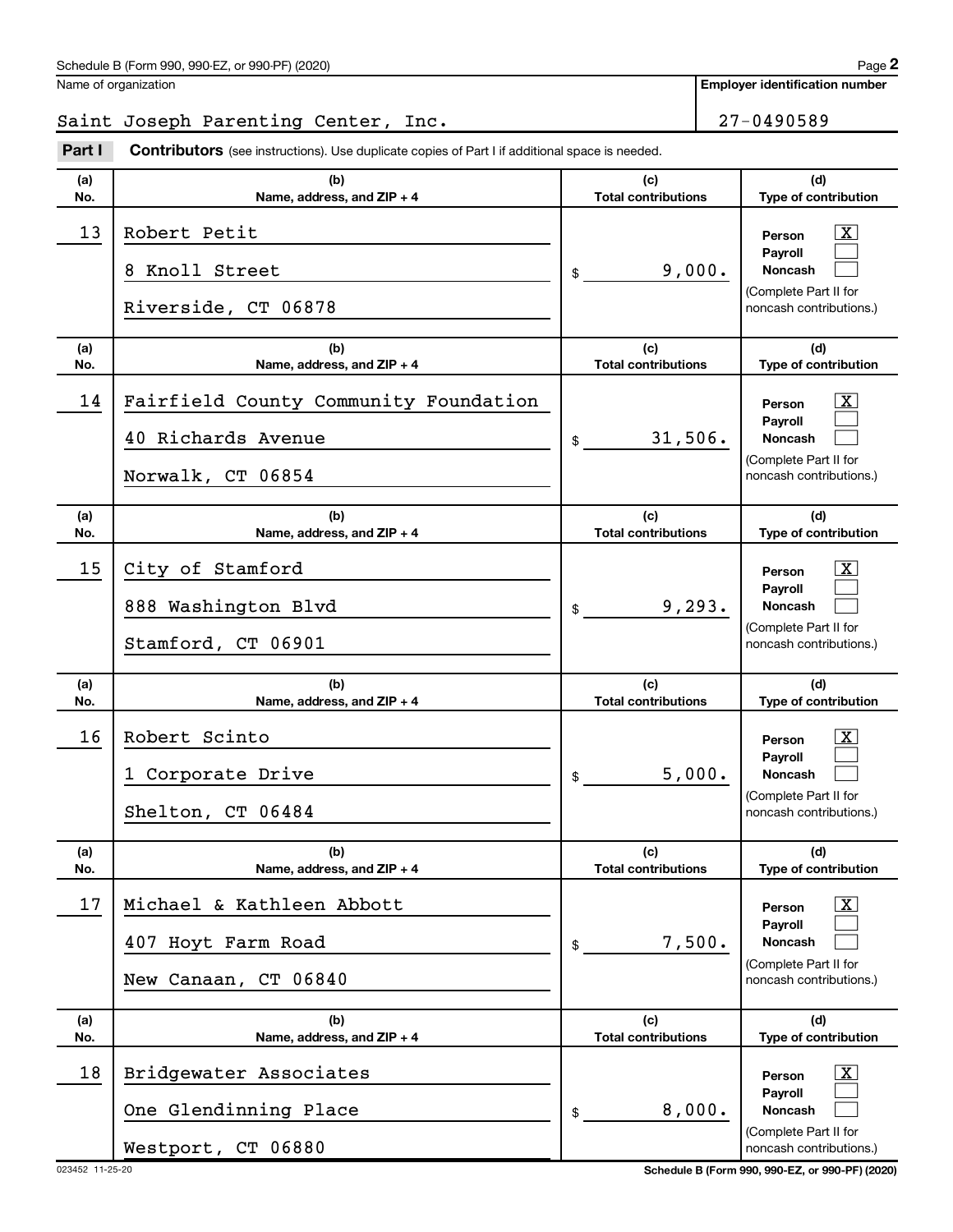Schedule B (Form 990, 990-EZ, or 990-PF) (2020)

Name of organization: Saint Joseph Parenting Center, Inc.

Employer identification number: 27-0490589

**Part I** **Contributors** (see instructions). Use duplicate copies of Part I if additional space is needed.

| (a) No. | (b) Name, address, and ZIP + 4 | (c) Total contributions | (d) Type of contribution |
|---|---|---|---|
| 13 | Robert Petit<br>8 Knoll Street<br>Riverside, CT 06878 | $ 9,000. | Person [X]<br>Payroll [ ]<br>Noncash [ ]<br>(Complete Part II for noncash contributions.) |
| 14 | Fairfield County Community Foundation<br>40 Richards Avenue<br>Norwalk, CT 06854 | $ 31,506. | Person [X]<br>Payroll [ ]<br>Noncash [ ]<br>(Complete Part II for noncash contributions.) |
| 15 | City of Stamford<br>888 Washington Blvd<br>Stamford, CT 06901 | $ 9,293. | Person [X]<br>Payroll [ ]<br>Noncash [ ]<br>(Complete Part II for noncash contributions.) |
| 16 | Robert Scinto<br>1 Corporate Drive<br>Shelton, CT 06484 | $ 5,000. | Person [X]<br>Payroll [ ]<br>Noncash [ ]<br>(Complete Part II for noncash contributions.) |
| 17 | Michael & Kathleen Abbott<br>407 Hoyt Farm Road<br>New Canaan, CT 06840 | $ 7,500. | Person [X]<br>Payroll [ ]<br>Noncash [ ]<br>(Complete Part II for noncash contributions.) |
| 18 | Bridgewater Associates<br>One Glendinning Place<br>Westport, CT 06880 | $ 8,000. | Person [X]<br>Payroll [ ]<br>Noncash [ ]<br>(Complete Part II for noncash contributions.) |

023452 11-25-20

Schedule B (Form 990, 990-EZ, or 990-PF) (2020)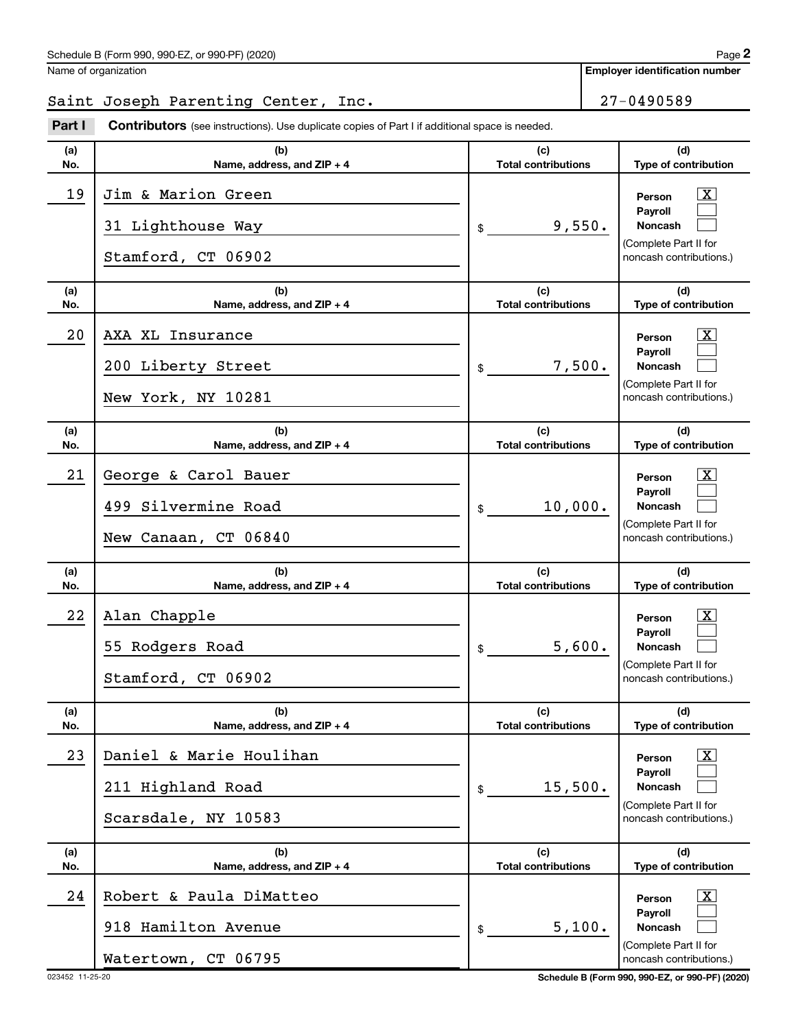Schedule B (Form 990, 990-EZ, or 990-PF) (2020) Page **2**

Name of organization: Saint Joseph Parenting Center, Inc.

**Employer identification number**: 27-0490589

**Part I** **Contributors** (see instructions). Use duplicate copies of Part I if additional space is needed.

| (a) No. | (b) Name, address, and ZIP + 4 | (c) Total contributions | (d) Type of contribution |
|---|---|---|---|
| 19 | Jim & Marion Green<br>31 Lighthouse Way<br>Stamford, CT 06902 | $ 9,550. | Person [X]<br>Payroll [ ]<br>Noncash [ ]<br>(Complete Part II for noncash contributions.) |
| 20 | AXA XL Insurance<br>200 Liberty Street<br>New York, NY 10281 | $ 7,500. | Person [X]<br>Payroll [ ]<br>Noncash [ ]<br>(Complete Part II for noncash contributions.) |
| 21 | George & Carol Bauer<br>499 Silvermine Road<br>New Canaan, CT 06840 | $ 10,000. | Person [X]<br>Payroll [ ]<br>Noncash [ ]<br>(Complete Part II for noncash contributions.) |
| 22 | Alan Chapple<br>55 Rodgers Road<br>Stamford, CT 06902 | $ 5,600. | Person [X]<br>Payroll [ ]<br>Noncash [ ]<br>(Complete Part II for noncash contributions.) |
| 23 | Daniel & Marie Houlihan<br>211 Highland Road<br>Scarsdale, NY 10583 | $ 15,500. | Person [X]<br>Payroll [ ]<br>Noncash [ ]<br>(Complete Part II for noncash contributions.) |
| 24 | Robert & Paula DiMatteo<br>918 Hamilton Avenue<br>Watertown, CT 06795 | $ 5,100. | Person [X]<br>Payroll [ ]<br>Noncash [ ]<br>(Complete Part II for noncash contributions.) |

023452 11-25-20 **Schedule B (Form 990, 990-EZ, or 990-PF) (2020)**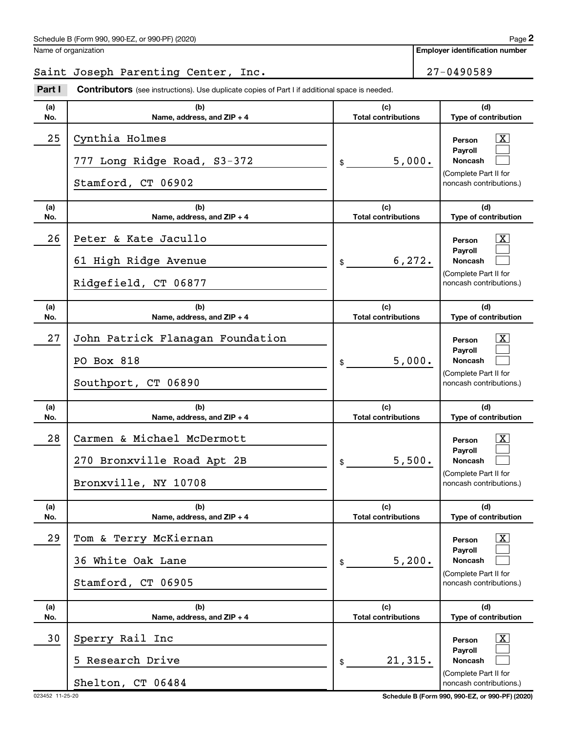Schedule B (Form 990, 990-EZ, or 990-PF) (2020)

Name of organization: Saint Joseph Parenting Center, Inc.

Employer identification number: 27-0490589

## Part I Contributors (see instructions). Use duplicate copies of Part I if additional space is needed.

| (a) No. | (b) Name, address, and ZIP + 4 | (c) Total contributions | (d) Type of contribution |
|---|---|---|---|
| 25 | Cynthia Holmes<br>777 Long Ridge Road, S3-372<br>Stamford, CT 06902 | $ 5,000. | Person [X]<br>Payroll [ ]<br>Noncash [ ]<br>(Complete Part II for noncash contributions.) |
| 26 | Peter & Kate Jacullo<br>61 High Ridge Avenue<br>Ridgefield, CT 06877 | $ 6,272. | Person [X]<br>Payroll [ ]<br>Noncash [ ]<br>(Complete Part II for noncash contributions.) |
| 27 | John Patrick Flanagan Foundation<br>PO Box 818<br>Southport, CT 06890 | $ 5,000. | Person [X]<br>Payroll [ ]<br>Noncash [ ]<br>(Complete Part II for noncash contributions.) |
| 28 | Carmen & Michael McDermott<br>270 Bronxville Road Apt 2B<br>Bronxville, NY 10708 | $ 5,500. | Person [X]<br>Payroll [ ]<br>Noncash [ ]<br>(Complete Part II for noncash contributions.) |
| 29 | Tom & Terry McKiernan<br>36 White Oak Lane<br>Stamford, CT 06905 | $ 5,200. | Person [X]<br>Payroll [ ]<br>Noncash [ ]<br>(Complete Part II for noncash contributions.) |
| 30 | Sperry Rail Inc<br>5 Research Drive<br>Shelton, CT 06484 | $ 21,315. | Person [X]<br>Payroll [ ]<br>Noncash [ ]<br>(Complete Part II for noncash contributions.) |

023452 11-25-20

Schedule B (Form 990, 990-EZ, or 990-PF) (2020)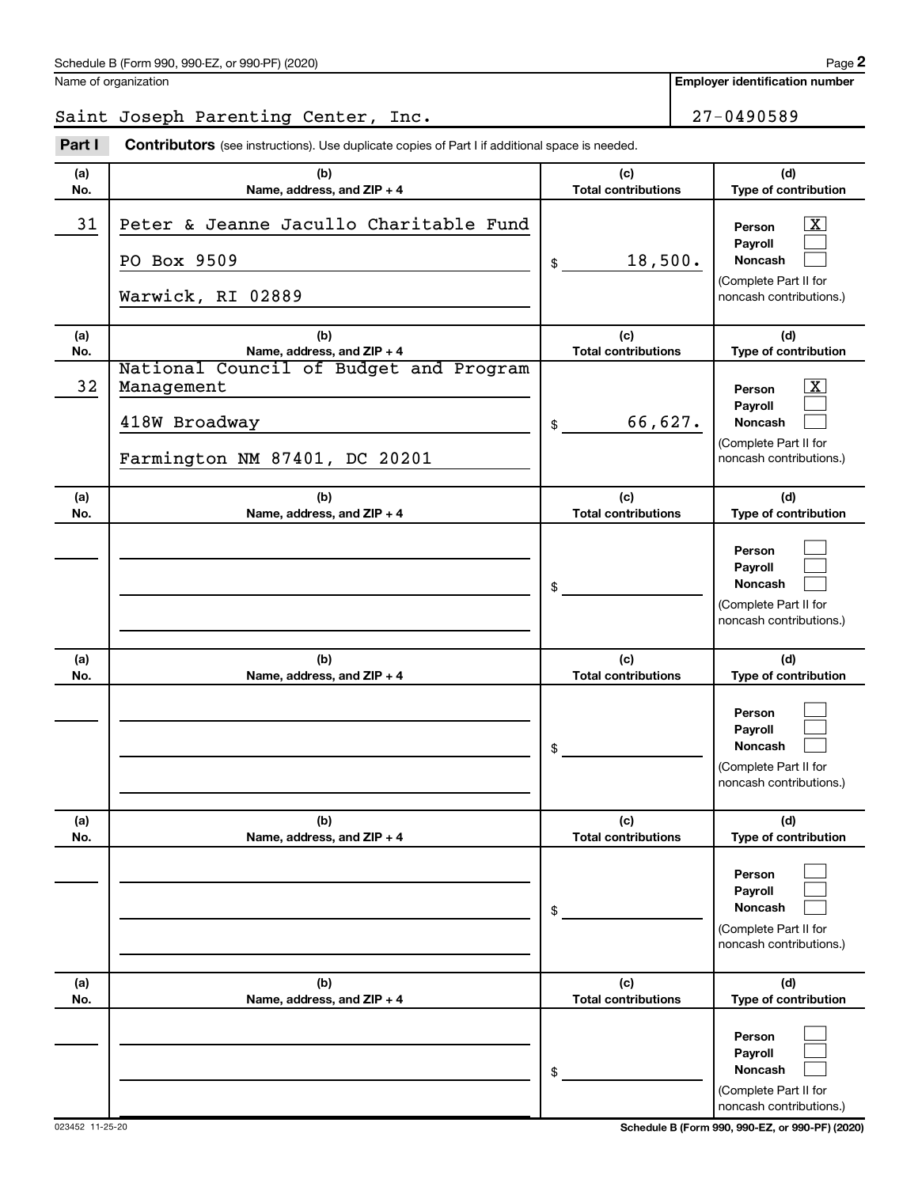Schedule B (Form 990, 990-EZ, or 990-PF) (2020)

Name of organization: Saint Joseph Parenting Center, Inc.

Employer identification number: 27-0490589

**Part I** **Contributors** (see instructions). Use duplicate copies of Part I if additional space is needed.

| (a) No. | (b) Name, address, and ZIP + 4 | (c) Total contributions | (d) Type of contribution |
|---|---|---|---|
| 31 | Peter & Jeanne Jacullo Charitable Fund<br>PO Box 9509<br>Warwick, RI 02889 | $ 18,500. | Person [X]<br>Payroll [ ]<br>Noncash [ ]<br>(Complete Part II for noncash contributions.) |
| 32 | National Council of Budget and Program Management<br>418W Broadway<br>Farmington NM 87401, DC 20201 | $ 66,627. | Person [X]<br>Payroll [ ]<br>Noncash [ ]<br>(Complete Part II for noncash contributions.) |
| | | $ | Person [ ]<br>Payroll [ ]<br>Noncash [ ]<br>(Complete Part II for noncash contributions.) |
| | | $ | Person [ ]<br>Payroll [ ]<br>Noncash [ ]<br>(Complete Part II for noncash contributions.) |
| | | $ | Person [ ]<br>Payroll [ ]<br>Noncash [ ]<br>(Complete Part II for noncash contributions.) |
| | | $ | Person [ ]<br>Payroll [ ]<br>Noncash [ ]<br>(Complete Part II for noncash contributions.) |

023452 11-25-20

Schedule B (Form 990, 990-EZ, or 990-PF) (2020)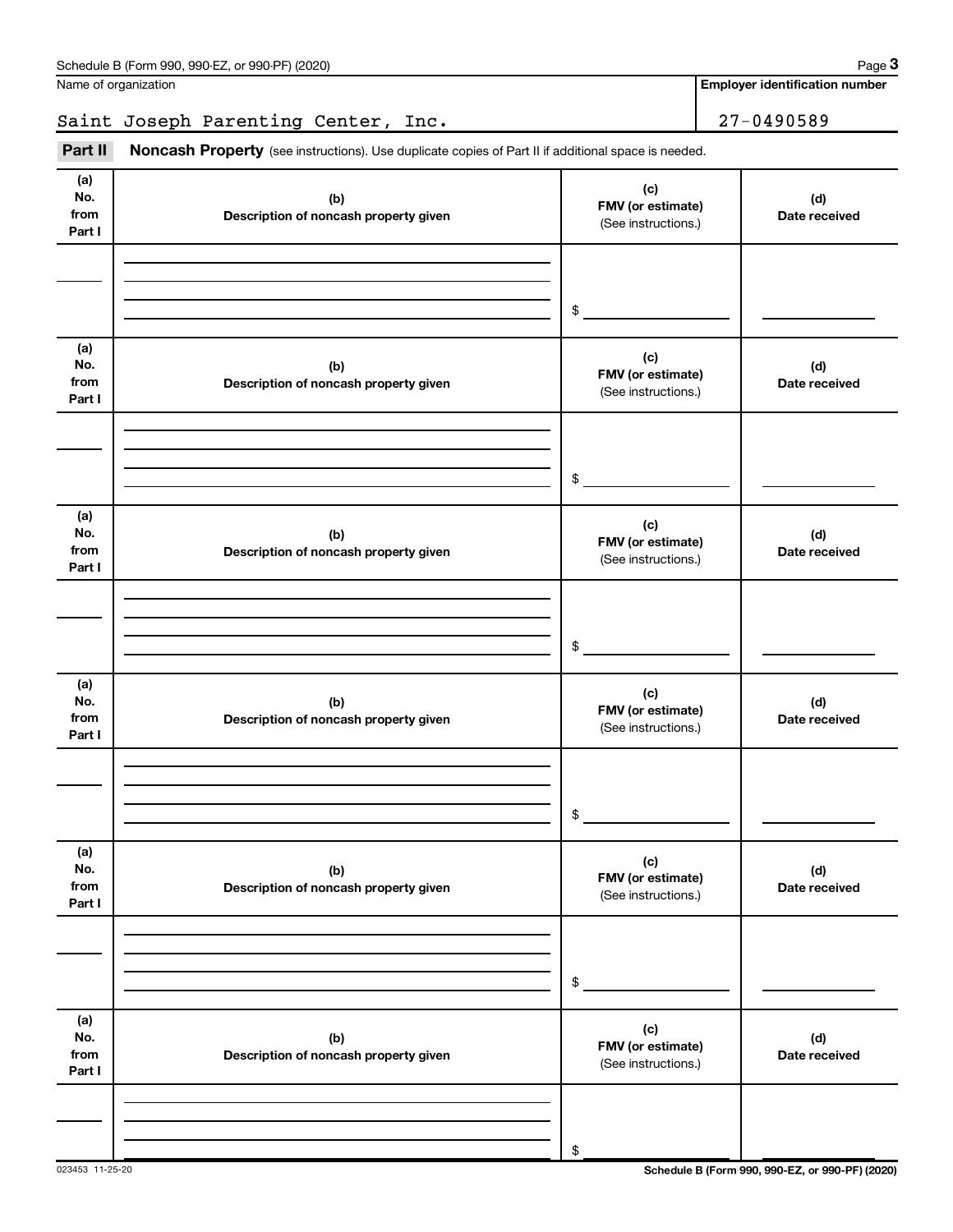Schedule B (Form 990, 990-EZ, or 990-PF) (2020)

Name of organization: Saint Joseph Parenting Center, Inc.

Employer identification number: 27-0490589

**Part II** **Noncash Property** (see instructions). Use duplicate copies of Part II if additional space is needed.

| (a) No. from Part I | (b) Description of noncash property given | (c) FMV (or estimate) (See instructions.) | (d) Date received |
|---|---|---|---|
| | | $ | |

| (a) No. from Part I | (b) Description of noncash property given | (c) FMV (or estimate) (See instructions.) | (d) Date received |
|---|---|---|---|
| | | $ | |

| (a) No. from Part I | (b) Description of noncash property given | (c) FMV (or estimate) (See instructions.) | (d) Date received |
|---|---|---|---|
| | | $ | |

| (a) No. from Part I | (b) Description of noncash property given | (c) FMV (or estimate) (See instructions.) | (d) Date received |
|---|---|---|---|
| | | $ | |

| (a) No. from Part I | (b) Description of noncash property given | (c) FMV (or estimate) (See instructions.) | (d) Date received |
|---|---|---|---|
| | | $ | |

| (a) No. from Part I | (b) Description of noncash property given | (c) FMV (or estimate) (See instructions.) | (d) Date received |
|---|---|---|---|
| | | $ | |

023453 11-25-20

Schedule B (Form 990, 990-EZ, or 990-PF) (2020)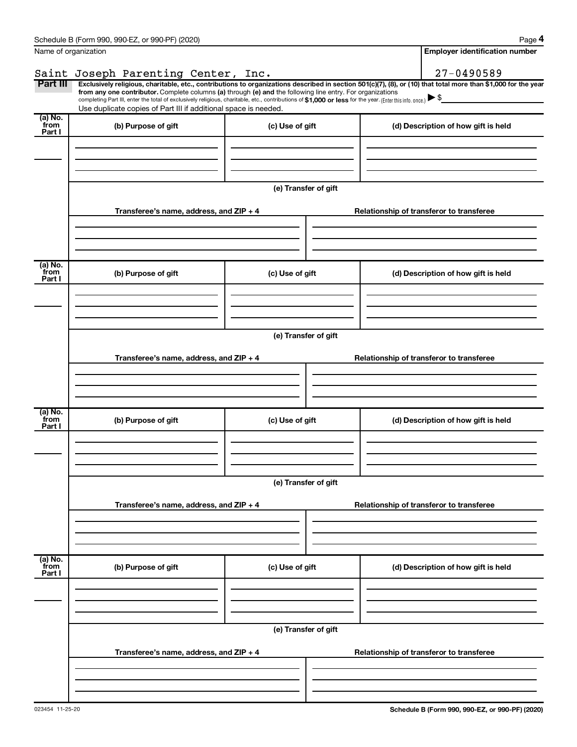Name of organization

Saint Joseph Parenting Center, Inc.

Employer identification number

27-0490589

**Part III** **Exclusively religious, charitable, etc., contributions to organizations described in section 501(c)(7), (8), or (10) that total more than $1,000 for the year from any one contributor.** Complete columns **(a)** through **(e) and** the following line entry. For organizations completing Part III, enter the total of exclusively religious, charitable, etc., contributions of **$1,000 or less** for the year. (Enter this info. once.) ▶ $

Use duplicate copies of Part III if additional space is needed.

| (a) No. from Part I | (b) Purpose of gift | (c) Use of gift | (d) Description of how gift is held |
|---|---|---|---|
| | | | |

(e) Transfer of gift

| Transferee's name, address, and ZIP + 4 | Relationship of transferor to transferee |
|---|---|
| | |

| (a) No. from Part I | (b) Purpose of gift | (c) Use of gift | (d) Description of how gift is held |
|---|---|---|---|
| | | | |

(e) Transfer of gift

| Transferee's name, address, and ZIP + 4 | Relationship of transferor to transferee |
|---|---|
| | |

| (a) No. from Part I | (b) Purpose of gift | (c) Use of gift | (d) Description of how gift is held |
|---|---|---|---|
| | | | |

(e) Transfer of gift

| Transferee's name, address, and ZIP + 4 | Relationship of transferor to transferee |
|---|---|
| | |

| (a) No. from Part I | (b) Purpose of gift | (c) Use of gift | (d) Description of how gift is held |
|---|---|---|---|
| | | | |

(e) Transfer of gift

| Transferee's name, address, and ZIP + 4 | Relationship of transferor to transferee |
|---|---|
| | |

023454 11-25-20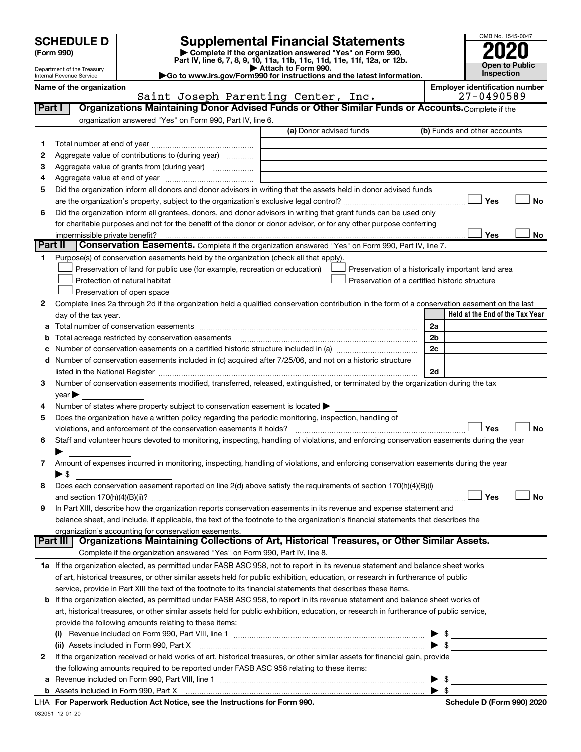# SCHEDULE D (Form 990)

Department of the Treasury
Internal Revenue Service

## Supplemental Financial Statements

▶ Complete if the organization answered "Yes" on Form 990, Part IV, line 6, 7, 8, 9, 10, 11a, 11b, 11c, 11d, 11e, 11f, 12a, or 12b.
▶ Attach to Form 990.
▶Go to www.irs.gov/Form990 for instructions and the latest information.

OMB No. 1545-0047

**2020**

**Open to Public Inspection**

**Name of the organization:** Saint Joseph Parenting Center, Inc.

**Employer identification number:** 27-0490589

### Part I — Organizations Maintaining Donor Advised Funds or Other Similar Funds or Accounts. Complete if the organization answered "Yes" on Form 990, Part IV, line 6.

| | | (a) Donor advised funds | (b) Funds and other accounts |
|---|---|---|---|
| 1 | Total number at end of year | | |
| 2 | Aggregate value of contributions to (during year) | | |
| 3 | Aggregate value of grants from (during year) | | |
| 4 | Aggregate value at end of year | | |

5 Did the organization inform all donors and donor advisors in writing that the assets held in donor advised funds are the organization's property, subject to the organization's exclusive legal control? ☐ Yes ☐ No

6 Did the organization inform all grantees, donors, and donor advisors in writing that grant funds can be used only for charitable purposes and not for the benefit of the donor or donor advisor, or for any other purpose conferring impermissible private benefit? ☐ Yes ☐ No

### Part II — Conservation Easements. Complete if the organization answered "Yes" on Form 990, Part IV, line 7.

1 Purpose(s) of conservation easements held by the organization (check all that apply).

- ☐ Preservation of land for public use (for example, recreation or education)
- ☐ Preservation of a historically important land area
- ☐ Protection of natural habitat
- ☐ Preservation of a certified historic structure
- ☐ Preservation of open space

2 Complete lines 2a through 2d if the organization held a qualified conservation contribution in the form of a conservation easement on the last day of the tax year.

| | | | Held at the End of the Tax Year |
|---|---|---|---|
| a | Total number of conservation easements | 2a | |
| b | Total acreage restricted by conservation easements | 2b | |
| c | Number of conservation easements on a certified historic structure included in (a) | 2c | |
| d | Number of conservation easements included in (c) acquired after 7/25/06, and not on a historic structure listed in the National Register | 2d | |

3 Number of conservation easements modified, transferred, released, extinguished, or terminated by the organization during the tax year ▶

4 Number of states where property subject to conservation easement is located ▶

5 Does the organization have a written policy regarding the periodic monitoring, inspection, handling of violations, and enforcement of the conservation easements it holds? ☐ Yes ☐ No

6 Staff and volunteer hours devoted to monitoring, inspecting, handling of violations, and enforcing conservation easements during the year ▶

7 Amount of expenses incurred in monitoring, inspecting, handling of violations, and enforcing conservation easements during the year ▶ $

8 Does each conservation easement reported on line 2(d) above satisfy the requirements of section 170(h)(4)(B)(i) and section 170(h)(4)(B)(ii)? ☐ Yes ☐ No

9 In Part XIII, describe how the organization reports conservation easements in its revenue and expense statement and balance sheet, and include, if applicable, the text of the footnote to the organization's financial statements that describes the organization's accounting for conservation easements.

### Part III — Organizations Maintaining Collections of Art, Historical Treasures, or Other Similar Assets. Complete if the organization answered "Yes" on Form 990, Part IV, line 8.

1a If the organization elected, as permitted under FASB ASC 958, not to report in its revenue statement and balance sheet works of art, historical treasures, or other similar assets held for public exhibition, education, or research in furtherance of public service, provide in Part XIII the text of the footnote to its financial statements that describes these items.

b If the organization elected, as permitted under FASB ASC 958, to report in its revenue statement and balance sheet works of art, historical treasures, or other similar assets held for public exhibition, education, or research in furtherance of public service, provide the following amounts relating to these items:

(i) Revenue included on Form 990, Part VIII, line 1 ▶ $

(ii) Assets included in Form 990, Part X ▶ $

2 If the organization received or held works of art, historical treasures, or other similar assets for financial gain, provide the following amounts required to be reported under FASB ASC 958 relating to these items:

a Revenue included on Form 990, Part VIII, line 1 ▶ $

b Assets included in Form 990, Part X ▶ $

LHA For Paperwork Reduction Act Notice, see the Instructions for Form 990. Schedule D (Form 990) 2020

032051 12-01-20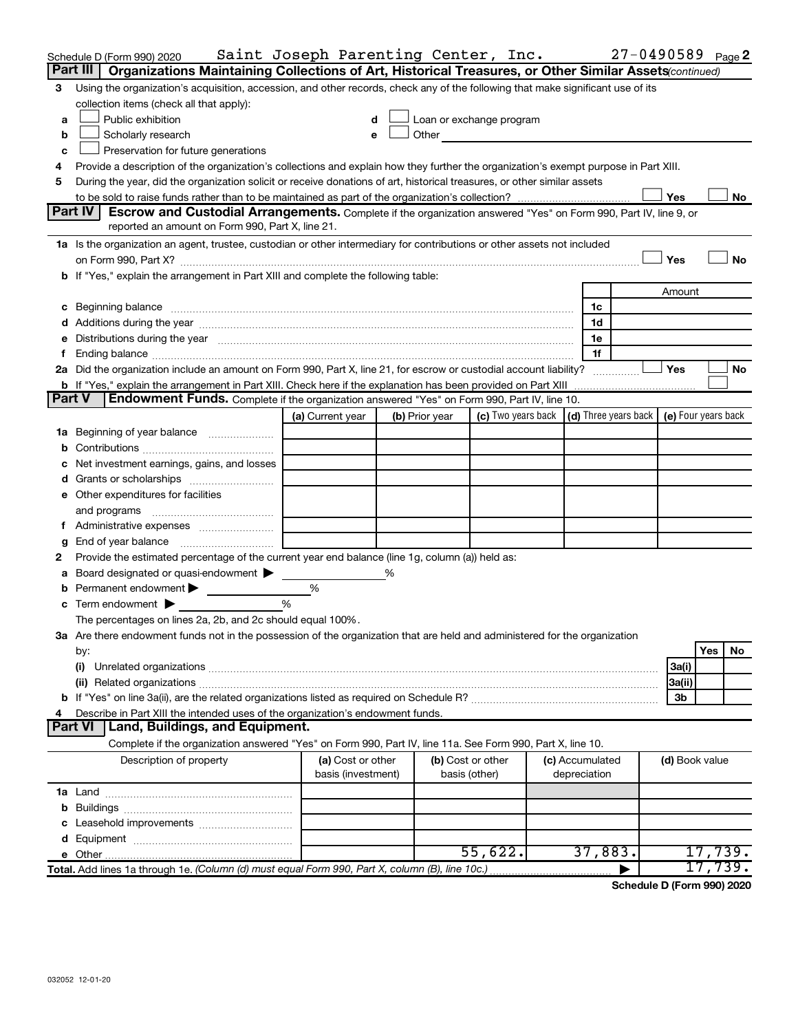Schedule D (Form 990) 2020 Saint Joseph Parenting Center, Inc. 27-0490589 Page 2

**Part III | Organizations Maintaining Collections of Art, Historical Treasures, or Other Similar Assets** *(continued)*

3 Using the organization's acquisition, accession, and other records, check any of the following that make significant use of its collection items (check all that apply):

a ☐ Public exhibition
b ☐ Scholarly research
c ☐ Preservation for future generations
d ☐ Loan or exchange program
e ☐ Other

4 Provide a description of the organization's collections and explain how they further the organization's exempt purpose in Part XIII.

5 During the year, did the organization solicit or receive donations of art, historical treasures, or other similar assets to be sold to raise funds rather than to be maintained as part of the organization's collection? ☐ Yes ☐ No

**Part IV | Escrow and Custodial Arrangements.** Complete if the organization answered "Yes" on Form 990, Part IV, line 9, or reported an amount on Form 990, Part X, line 21.

1a Is the organization an agent, trustee, custodian or other intermediary for contributions or other assets not included on Form 990, Part X? ☐ Yes ☐ No

b If "Yes," explain the arrangement in Part XIII and complete the following table:

| | | Amount |
|---|---|---|
| c Beginning balance | 1c | |
| d Additions during the year | 1d | |
| e Distributions during the year | 1e | |
| f Ending balance | 1f | |

2a Did the organization include an amount on Form 990, Part X, line 21, for escrow or custodial account liability? ☐ Yes ☐ No

b If "Yes," explain the arrangement in Part XIII. Check here if the explanation has been provided on Part XIII ☐

**Part V | Endowment Funds.** Complete if the organization answered "Yes" on Form 990, Part IV, line 10.

| | (a) Current year | (b) Prior year | (c) Two years back | (d) Three years back | (e) Four years back |
|---|---|---|---|---|---|
| 1a Beginning of year balance | | | | | |
| b Contributions | | | | | |
| c Net investment earnings, gains, and losses | | | | | |
| d Grants or scholarships | | | | | |
| e Other expenditures for facilities and programs | | | | | |
| f Administrative expenses | | | | | |
| g End of year balance | | | | | |

2 Provide the estimated percentage of the current year end balance (line 1g, column (a)) held as:

a Board designated or quasi-endowment ▶ %
b Permanent endowment ▶ %
c Term endowment ▶ %

The percentages on lines 2a, 2b, and 2c should equal 100%.

3a Are there endowment funds not in the possession of the organization that are held and administered for the organization by:

| | | Yes | No |
|---|---|---|---|
| (i) Unrelated organizations | 3a(i) | | |
| (ii) Related organizations | 3a(ii) | | |
| b If "Yes" on line 3a(ii), are the related organizations listed as required on Schedule R? | 3b | | |

4 Describe in Part XIII the intended uses of the organization's endowment funds.

**Part VI | Land, Buildings, and Equipment.**

Complete if the organization answered "Yes" on Form 990, Part IV, line 11a. See Form 990, Part X, line 10.

| Description of property | (a) Cost or other basis (investment) | (b) Cost or other basis (other) | (c) Accumulated depreciation | (d) Book value |
|---|---|---|---|---|
| 1a Land | | | | |
| b Buildings | | | | |
| c Leasehold improvements | | | | |
| d Equipment | | | | |
| e Other | | 55,622. | 37,883. | 17,739. |
| **Total.** Add lines 1a through 1e. *(Column (d) must equal Form 990, Part X, column (B), line 10c.)* | | | ▶ | 17,739. |

**Schedule D (Form 990) 2020**

032052 12-01-20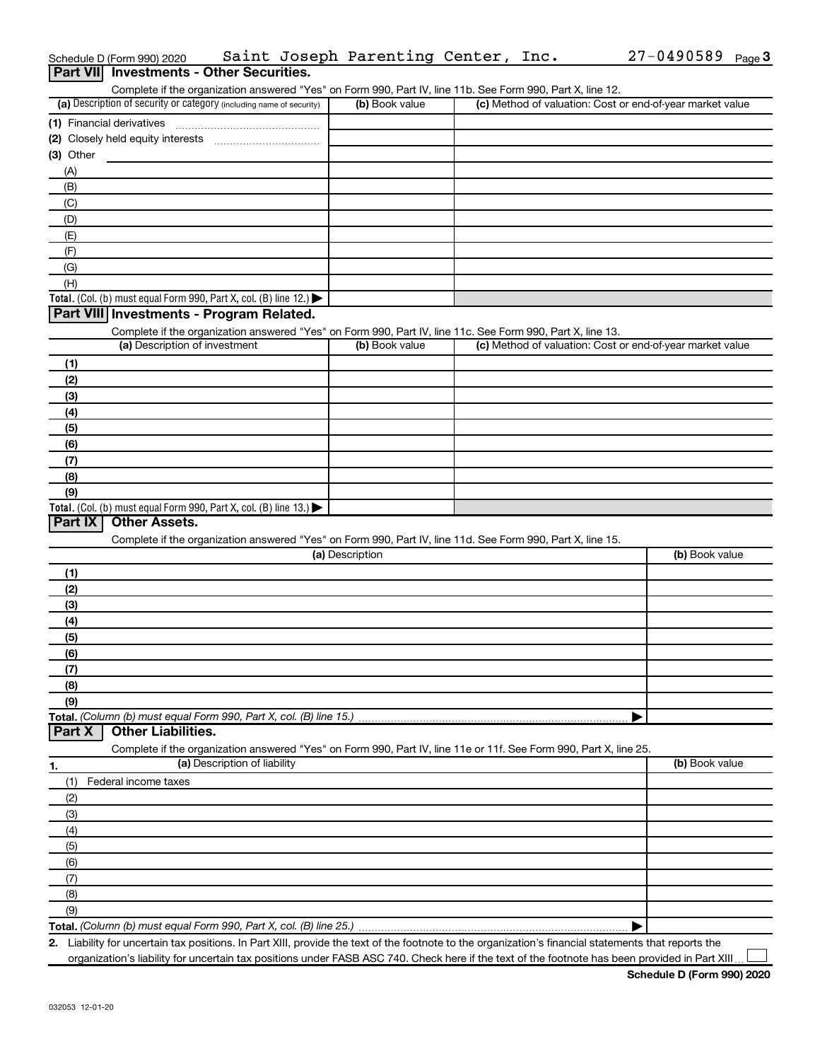Schedule D (Form 990) 2020 Saint Joseph Parenting Center, Inc. 27-0490589 Page 3

## Part VII Investments - Other Securities.

Complete if the organization answered "Yes" on Form 990, Part IV, line 11b. See Form 990, Part X, line 12.

| (a) Description of security or category (including name of security) | (b) Book value | (c) Method of valuation: Cost or end-of-year market value |
|---|---|---|
| (1) Financial derivatives | | |
| (2) Closely held equity interests | | |
| (3) Other | | |
| (A) | | |
| (B) | | |
| (C) | | |
| (D) | | |
| (E) | | |
| (F) | | |
| (G) | | |
| (H) | | |
| **Total.** (Col. (b) must equal Form 990, Part X, col. (B) line 12.) ▶ | | |

## Part VIII Investments - Program Related.

Complete if the organization answered "Yes" on Form 990, Part IV, line 11c. See Form 990, Part X, line 13.

| (a) Description of investment | (b) Book value | (c) Method of valuation: Cost or end-of-year market value |
|---|---|---|
| (1) | | |
| (2) | | |
| (3) | | |
| (4) | | |
| (5) | | |
| (6) | | |
| (7) | | |
| (8) | | |
| (9) | | |
| **Total.** (Col. (b) must equal Form 990, Part X, col. (B) line 13.) ▶ | | |

## Part IX Other Assets.

Complete if the organization answered "Yes" on Form 990, Part IV, line 11d. See Form 990, Part X, line 15.

| (a) Description | (b) Book value |
|---|---|
| (1) | |
| (2) | |
| (3) | |
| (4) | |
| (5) | |
| (6) | |
| (7) | |
| (8) | |
| (9) | |
| **Total.** *(Column (b) must equal Form 990, Part X, col. (B) line 15.)* ▶ | |

## Part X Other Liabilities.

Complete if the organization answered "Yes" on Form 990, Part IV, line 11e or 11f. See Form 990, Part X, line 25.

| 1. (a) Description of liability | (b) Book value |
|---|---|
| (1) Federal income taxes | |
| (2) | |
| (3) | |
| (4) | |
| (5) | |
| (6) | |
| (7) | |
| (8) | |
| (9) | |
| **Total.** *(Column (b) must equal Form 990, Part X, col. (B) line 25.)* ▶ | |

**2.** Liability for uncertain tax positions. In Part XIII, provide the text of the footnote to the organization's financial statements that reports the organization's liability for uncertain tax positions under FASB ASC 740. Check here if the text of the footnote has been provided in Part XIII ☐

032053 12-01-20

**Schedule D (Form 990) 2020**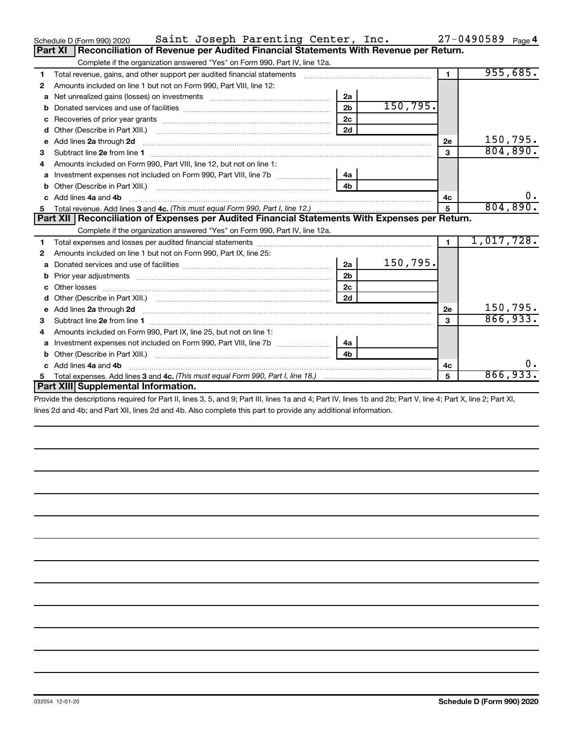Schedule D (Form 990) 2020 Saint Joseph Parenting Center, Inc. 27-0490589 Page 4

## Part XI Reconciliation of Revenue per Audited Financial Statements With Revenue per Return.

Complete if the organization answered "Yes" on Form 990, Part IV, line 12a.

| | | | | | |
|---|---|---|---|---|---|
| 1 | Total revenue, gains, and other support per audited financial statements | | | 1 | 955,685. |
| 2 | Amounts included on line 1 but not on Form 990, Part VIII, line 12: | | | | |
| a | Net unrealized gains (losses) on investments | 2a | | | |
| b | Donated services and use of facilities | 2b | 150,795. | | |
| c | Recoveries of prior year grants | 2c | | | |
| d | Other (Describe in Part XIII.) | 2d | | | |
| e | Add lines 2a through 2d | | | 2e | 150,795. |
| 3 | Subtract line 2e from line 1 | | | 3 | 804,890. |
| 4 | Amounts included on Form 990, Part VIII, line 12, but not on line 1: | | | | |
| a | Investment expenses not included on Form 990, Part VIII, line 7b | 4a | | | |
| b | Other (Describe in Part XIII.) | 4b | | | |
| c | Add lines 4a and 4b | | | 4c | 0. |
| 5 | Total revenue. Add lines 3 and 4c. *(This must equal Form 990, Part I, line 12.)* | | | 5 | 804,890. |

## Part XII Reconciliation of Expenses per Audited Financial Statements With Expenses per Return.

Complete if the organization answered "Yes" on Form 990, Part IV, line 12a.

| | | | | | |
|---|---|---|---|---|---|
| 1 | Total expenses and losses per audited financial statements | | | 1 | 1,017,728. |
| 2 | Amounts included on line 1 but not on Form 990, Part IX, line 25: | | | | |
| a | Donated services and use of facilities | 2a | 150,795. | | |
| b | Prior year adjustments | 2b | | | |
| c | Other losses | 2c | | | |
| d | Other (Describe in Part XIII.) | 2d | | | |
| e | Add lines 2a through 2d | | | 2e | 150,795. |
| 3 | Subtract line 2e from line 1 | | | 3 | 866,933. |
| 4 | Amounts included on Form 990, Part IX, line 25, but not on line 1: | | | | |
| a | Investment expenses not included on Form 990, Part VIII, line 7b | 4a | | | |
| b | Other (Describe in Part XIII.) | 4b | | | |
| c | Add lines 4a and 4b | | | 4c | 0. |
| 5 | Total expenses. Add lines 3 and 4c. *(This must equal Form 990, Part I, line 18.)* | | | 5 | 866,933. |

## Part XIII Supplemental Information.

Provide the descriptions required for Part II, lines 3, 5, and 9; Part III, lines 1a and 4; Part IV, lines 1b and 2b; Part V, line 4; Part X, line 2; Part XI, lines 2d and 4b; and Part XII, lines 2d and 4b. Also complete this part to provide any additional information.

032054 12-01-20 **Schedule D (Form 990) 2020**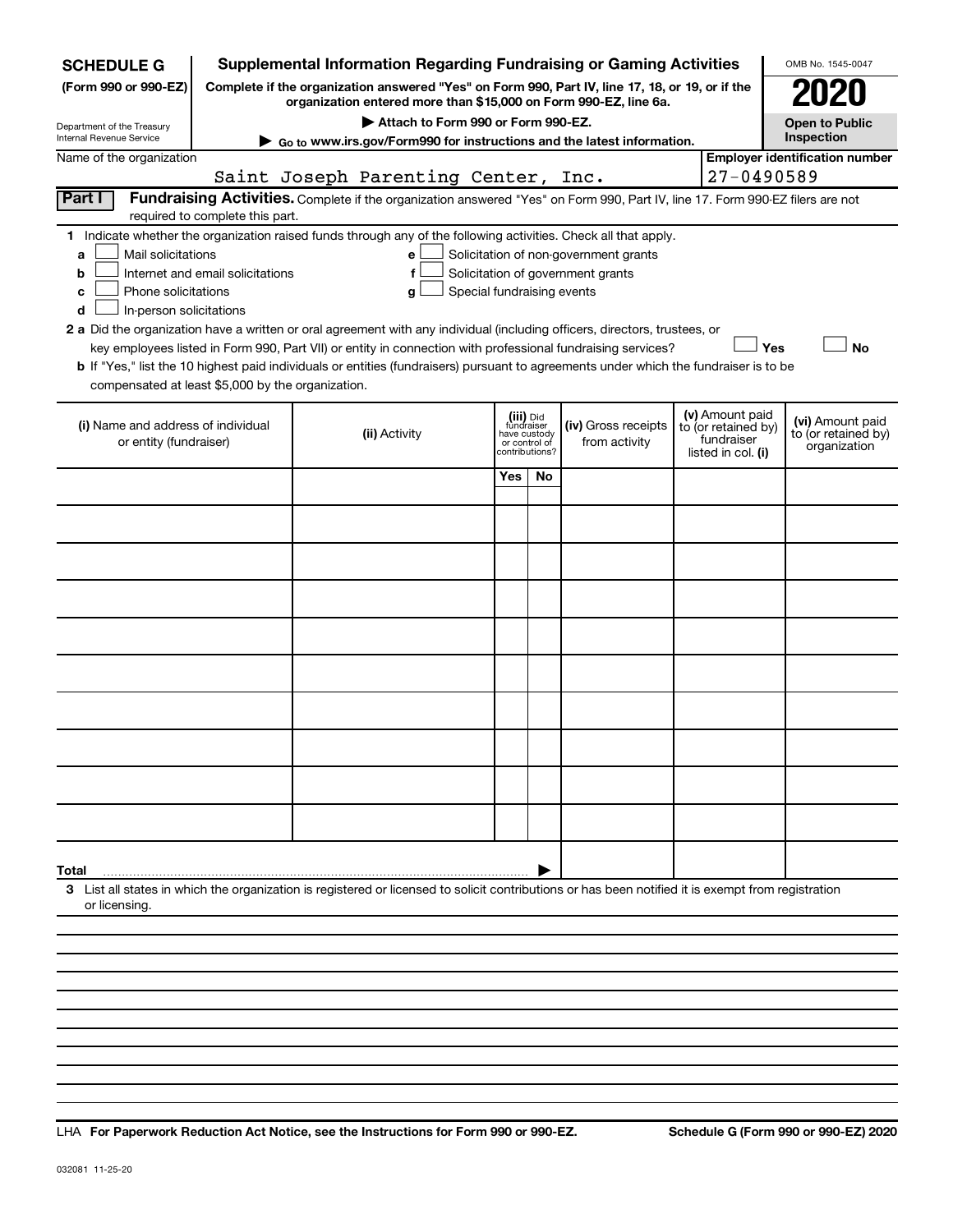**SCHEDULE G**
**(Form 990 or 990-EZ)**

Department of the Treasury
Internal Revenue Service

# Supplemental Information Regarding Fundraising or Gaming Activities

**Complete if the organization answered "Yes" on Form 990, Part IV, line 17, 18, or 19, or if the organization entered more than $15,000 on Form 990-EZ, line 6a.**

**▶ Attach to Form 990 or Form 990-EZ.**

**▶ Go to www.irs.gov/Form990 for instructions and the latest information.**

OMB No. 1545-0047

**2020**

**Open to Public Inspection**

Name of the organization: Saint Joseph Parenting Center, Inc.

**Employer identification number:** 27-0490589

**Part I** **Fundraising Activities.** Complete if the organization answered "Yes" on Form 990, Part IV, line 17. Form 990-EZ filers are not required to complete this part.

**1** Indicate whether the organization raised funds through any of the following activities. Check all that apply.

- **a** ☐ Mail solicitations
- **b** ☐ Internet and email solicitations
- **c** ☐ Phone solicitations
- **d** ☐ In-person solicitations
- **e** ☐ Solicitation of non-government grants
- **f** ☐ Solicitation of government grants
- **g** ☐ Special fundraising events

**2 a** Did the organization have a written or oral agreement with any individual (including officers, directors, trustees, or key employees listed in Form 990, Part VII) or entity in connection with professional fundraising services? ☐ **Yes** ☐ **No**

**b** If "Yes," list the 10 highest paid individuals or entities (fundraisers) pursuant to agreements under which the fundraiser is to be compensated at least $5,000 by the organization.

| (i) Name and address of individual or entity (fundraiser) | (ii) Activity | (iii) Did fundraiser have custody or control of contributions? | | (iv) Gross receipts from activity | (v) Amount paid to (or retained by) fundraiser listed in col. (i) | (vi) Amount paid to (or retained by) organization |
|---|---|---|---|---|---|---|
| | | Yes | No | | | |
| | | | | | | |
| | | | | | | |
| | | | | | | |
| | | | | | | |
| | | | | | | |
| | | | | | | |
| | | | | | | |
| | | | | | | |
| | | | | | | |
| | | | | | | |
| **Total** ▶ | | | | | | |

**3** List all states in which the organization is registered or licensed to solicit contributions or has been notified it is exempt from registration or licensing.

LHA **For Paperwork Reduction Act Notice, see the Instructions for Form 990 or 990-EZ.** **Schedule G (Form 990 or 990-EZ) 2020**

032081 11-25-20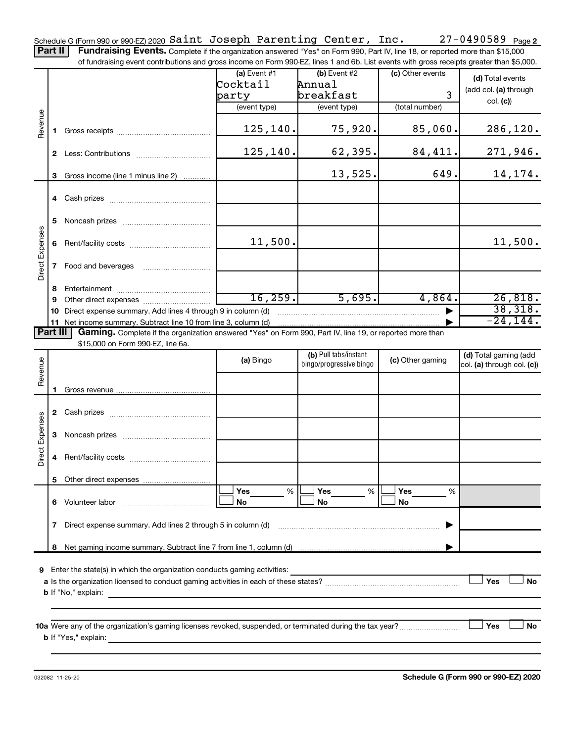Schedule G (Form 990 or 990-EZ) 2020 Saint Joseph Parenting Center, Inc. 27-0490589 Page 2

**Part II** **Fundraising Events.** Complete if the organization answered "Yes" on Form 990, Part IV, line 18, or reported more than $15,000 of fundraising event contributions and gross income on Form 990-EZ, lines 1 and 6b. List events with gross receipts greater than $5,000.

| | | (a) Event #1 Cocktail party (event type) | (b) Event #2 Annual breakfast (event type) | (c) Other events 3 (total number) | (d) Total events (add col. (a) through col. (c)) |
|---|---|---|---|---|---|
| Revenue | 1 Gross receipts | 125,140. | 75,920. | 85,060. | 286,120. |
| | 2 Less: Contributions | 125,140. | 62,395. | 84,411. | 271,946. |
| | 3 Gross income (line 1 minus line 2) | | 13,525. | 649. | 14,174. |
| Direct Expenses | 4 Cash prizes | | | | |
| | 5 Noncash prizes | | | | |
| | 6 Rent/facility costs | 11,500. | | | 11,500. |
| | 7 Food and beverages | | | | |
| | 8 Entertainment | | | | |
| | 9 Other direct expenses | 16,259. | 5,695. | 4,864. | 26,818. |
| | 10 Direct expense summary. Add lines 4 through 9 in column (d) | | | | 38,318. |
| | 11 Net income summary. Subtract line 10 from line 3, column (d) | | | | -24,144. |

**Part III** **Gaming.** Complete if the organization answered "Yes" on Form 990, Part IV, line 19, or reported more than $15,000 on Form 990-EZ, line 6a.

| | | (a) Bingo | (b) Pull tabs/instant bingo/progressive bingo | (c) Other gaming | (d) Total gaming (add col. (a) through col. (c)) |
|---|---|---|---|---|---|
| Revenue | 1 Gross revenue | | | | |
| Direct Expenses | 2 Cash prizes | | | | |
| | 3 Noncash prizes | | | | |
| | 4 Rent/facility costs | | | | |
| | 5 Other direct expenses | | | | |
| | 6 Volunteer labor | ☐ Yes ___ % ☐ No | ☐ Yes ___ % ☐ No | ☐ Yes ___ % ☐ No | |
| | 7 Direct expense summary. Add lines 2 through 5 in column (d) | | | | |
| | 8 Net gaming income summary. Subtract line 7 from line 1, column (d) | | | | |

9 Enter the state(s) in which the organization conducts gaming activities:

a Is the organization licensed to conduct gaming activities in each of these states? ☐ Yes ☐ No

b If "No," explain:

10a Were any of the organization's gaming licenses revoked, suspended, or terminated during the tax year? ☐ Yes ☐ No

b If "Yes," explain:

032082 11-25-20 **Schedule G (Form 990 or 990-EZ) 2020**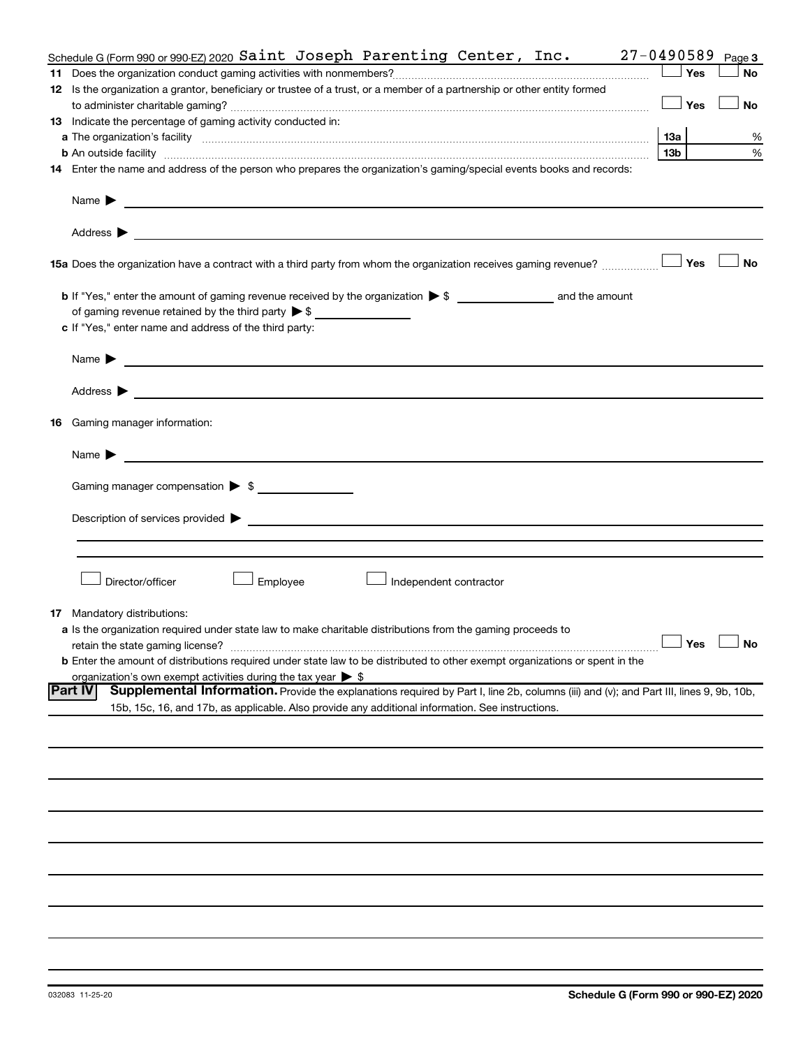Schedule G (Form 990 or 990-EZ) 2020 Saint Joseph Parenting Center, Inc. 27-0490589 Page 3

**11** Does the organization conduct gaming activities with nonmembers? ☐ Yes ☐ No

**12** Is the organization a grantor, beneficiary or trustee of a trust, or a member of a partnership or other entity formed to administer charitable gaming? ☐ Yes ☐ No

**13** Indicate the percentage of gaming activity conducted in:

**a** The organization's facility **13a** %

**b** An outside facility **13b** %

**14** Enter the name and address of the person who prepares the organization's gaming/special events books and records:

Name ▶

Address ▶

**15a** Does the organization have a contract with a third party from whom the organization receives gaming revenue? ☐ Yes ☐ No

**b** If "Yes," enter the amount of gaming revenue received by the organization ▶ $ ________ and the amount of gaming revenue retained by the third party ▶ $ ________

**c** If "Yes," enter name and address of the third party:

Name ▶

Address ▶

**16** Gaming manager information:

Name ▶

Gaming manager compensation ▶ $

Description of services provided ▶

☐ Director/officer ☐ Employee ☐ Independent contractor

**17** Mandatory distributions:

**a** Is the organization required under state law to make charitable distributions from the gaming proceeds to retain the state gaming license? ☐ Yes ☐ No

**b** Enter the amount of distributions required under state law to be distributed to other exempt organizations or spent in the organization's own exempt activities during the tax year ▶ $

**Part IV** **Supplemental Information.** Provide the explanations required by Part I, line 2b, columns (iii) and (v); and Part III, lines 9, 9b, 10b, 15b, 15c, 16, and 17b, as applicable. Also provide any additional information. See instructions.

032083 11-25-20

**Schedule G (Form 990 or 990-EZ) 2020**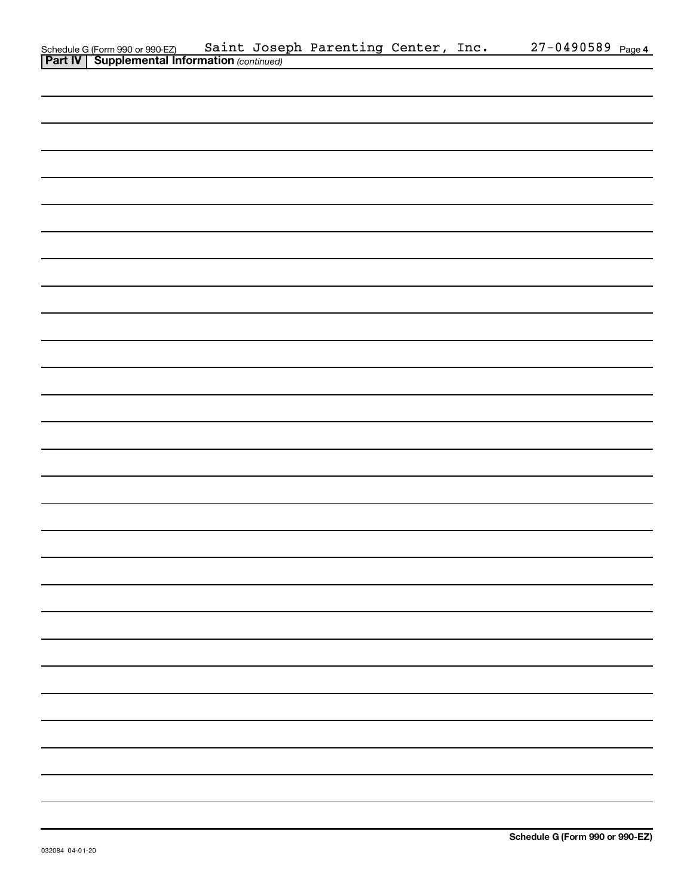Schedule G (Form 990 or 990-EZ) Saint Joseph Parenting Center, Inc. 27-0490589 Page **4**

**Part IV | Supplemental Information** *(continued)*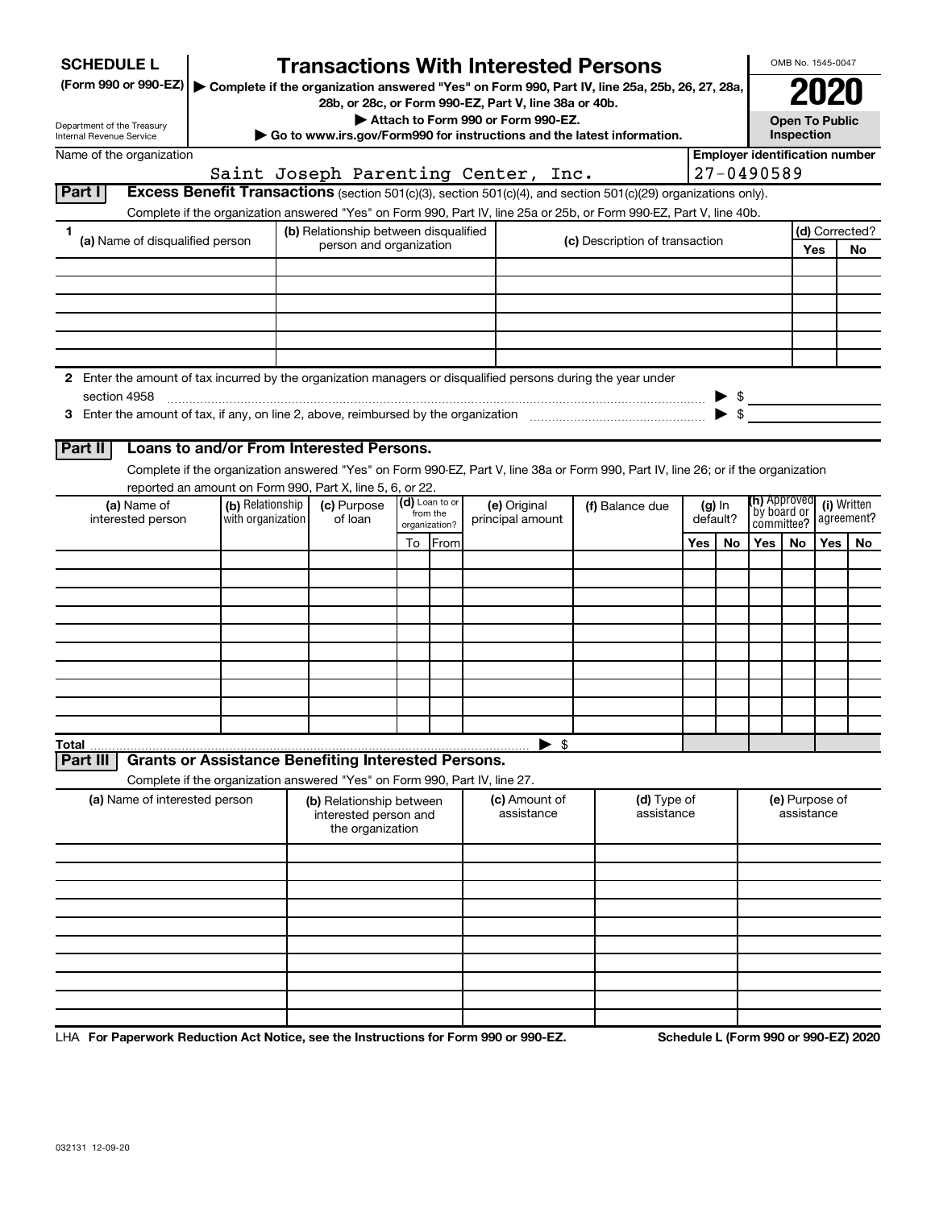**SCHEDULE L**
**(Form 990 or 990-EZ)**

Department of the Treasury
Internal Revenue Service

# Transactions With Interested Persons

▶ Complete if the organization answered "Yes" on Form 990, Part IV, line 25a, 25b, 26, 27, 28a, 28b, or 28c, or Form 990-EZ, Part V, line 38a or 40b.
▶ Attach to Form 990 or Form 990-EZ.
▶ Go to www.irs.gov/Form990 for instructions and the latest information.

OMB No. 1545-0047

**2020**

**Open To Public Inspection**

Name of the organization: Saint Joseph Parenting Center, Inc.

Employer identification number: 27-0490589

## Part I — Excess Benefit Transactions (section 501(c)(3), section 501(c)(4), and section 501(c)(29) organizations only).

Complete if the organization answered "Yes" on Form 990, Part IV, line 25a or 25b, or Form 990-EZ, Part V, line 40b.

| 1 (a) Name of disqualified person | (b) Relationship between disqualified person and organization | (c) Description of transaction | (d) Corrected? Yes | (d) Corrected? No |
|---|---|---|---|---|
| | | | | |
| | | | | |
| | | | | |
| | | | | |
| | | | | |
| | | | | |

2 Enter the amount of tax incurred by the organization managers or disqualified persons during the year under section 4958 ▶ $

3 Enter the amount of tax, if any, on line 2, above, reimbursed by the organization ▶ $

## Part II — Loans to and/or From Interested Persons.

Complete if the organization answered "Yes" on Form 990-EZ, Part V, line 38a or Form 990, Part IV, line 26; or if the organization reported an amount on Form 990, Part X, line 5, 6, or 22.

| (a) Name of interested person | (b) Relationship with organization | (c) Purpose of loan | (d) Loan to or from the organization? To | From | (e) Original principal amount | (f) Balance due | (g) In default? Yes | No | (h) Approved by board or committee? Yes | No | (i) Written agreement? Yes | No |
|---|---|---|---|---|---|---|---|---|---|---|---|---|
| | | | | | | | | | | | | |
| | | | | | | | | | | | | |
| | | | | | | | | | | | | |
| | | | | | | | | | | | | |
| | | | | | | | | | | | | |
| | | | | | | | | | | | | |
| | | | | | | | | | | | | |
| | | | | | | | | | | | | |
| | | | | | | | | | | | | |
| | | | | | | | | | | | | |
| **Total** | | | | | ▶ $ | | | | | | | |

## Part III — Grants or Assistance Benefiting Interested Persons.

Complete if the organization answered "Yes" on Form 990, Part IV, line 27.

| (a) Name of interested person | (b) Relationship between interested person and the organization | (c) Amount of assistance | (d) Type of assistance | (e) Purpose of assistance |
|---|---|---|---|---|
| | | | | |
| | | | | |
| | | | | |
| | | | | |
| | | | | |
| | | | | |
| | | | | |
| | | | | |
| | | | | |
| | | | | |

LHA **For Paperwork Reduction Act Notice, see the Instructions for Form 990 or 990-EZ.** **Schedule L (Form 990 or 990-EZ) 2020**

032131 12-09-20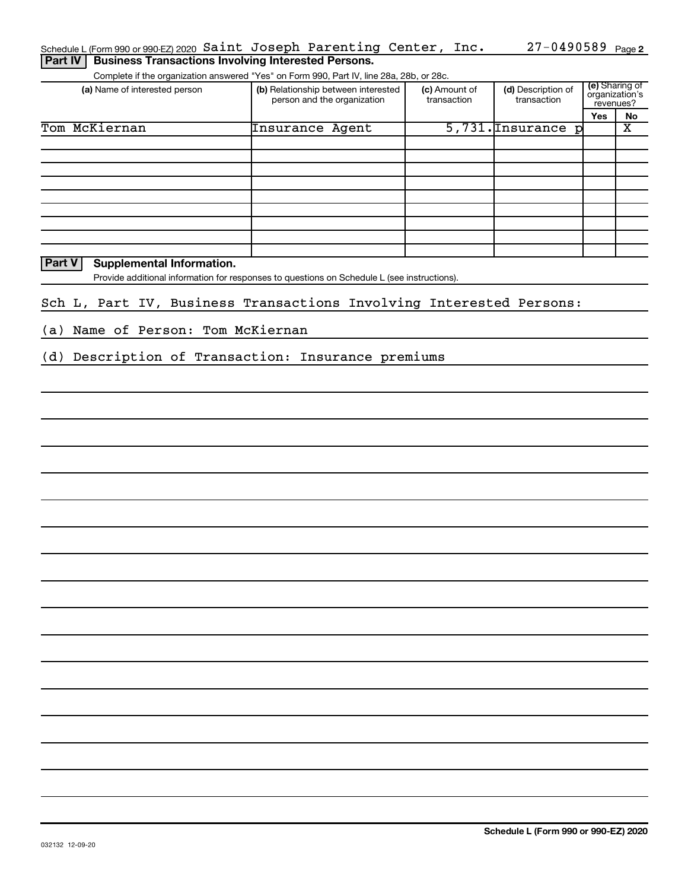Schedule L (Form 990 or 990-EZ) 2020 Saint Joseph Parenting Center, Inc. 27-0490589 Page 2

**Part IV** **Business Transactions Involving Interested Persons.**

Complete if the organization answered "Yes" on Form 990, Part IV, line 28a, 28b, or 28c.

| (a) Name of interested person | (b) Relationship between interested person and the organization | (c) Amount of transaction | (d) Description of transaction | (e) Sharing of organization's revenues? | |
|---|---|---|---|---|---|
| | | | | Yes | No |
| Tom McKiernan | Insurance Agent | 5,731. | Insurance p | | X |
| | | | | | |
| | | | | | |
| | | | | | |
| | | | | | |
| | | | | | |
| | | | | | |
| | | | | | |
| | | | | | |

**Part V** **Supplemental Information.**

Provide additional information for responses to questions on Schedule L (see instructions).

Sch L, Part IV, Business Transactions Involving Interested Persons:

(a) Name of Person: Tom McKiernan

(d) Description of Transaction: Insurance premiums

**Schedule L (Form 990 or 990-EZ) 2020**

032132 12-09-20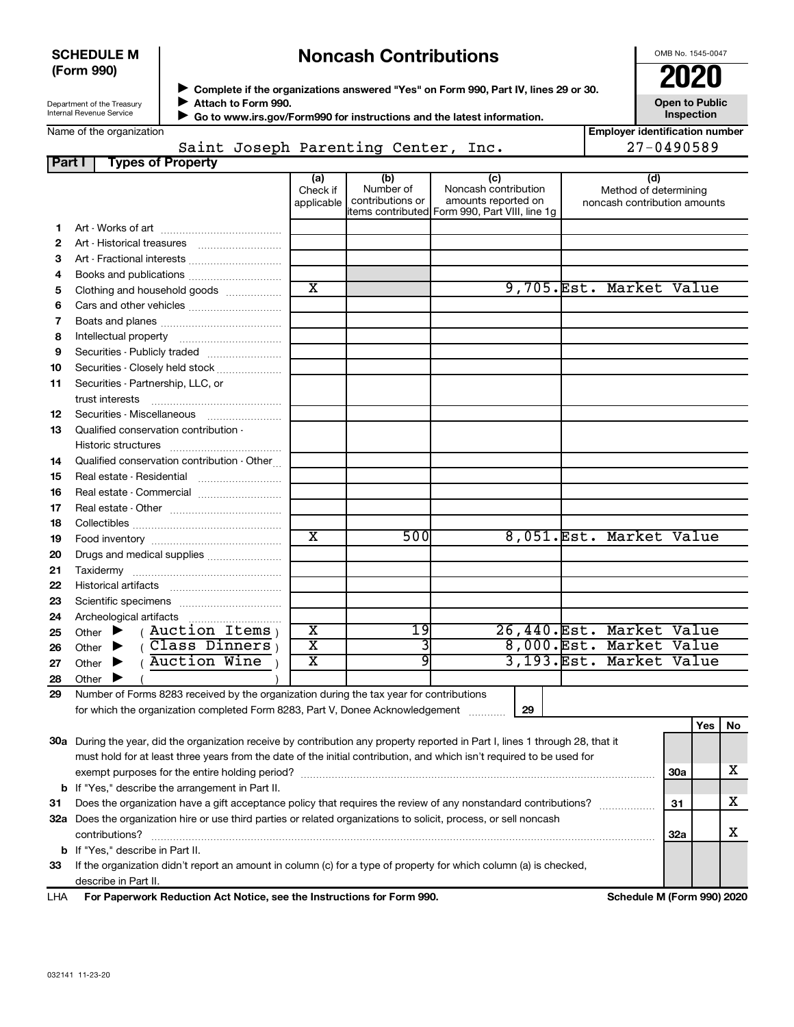**SCHEDULE M (Form 990)**

Department of the Treasury
Internal Revenue Service

# Noncash Contributions

▶ Complete if the organizations answered "Yes" on Form 990, Part IV, lines 29 or 30.
▶ Attach to Form 990.
▶ Go to www.irs.gov/Form990 for instructions and the latest information.

OMB No. 1545-0047

**2020**

**Open to Public Inspection**

Name of the organization: Saint Joseph Parenting Center, Inc.

Employer identification number: 27-0490589

**Part I — Types of Property**

| | | (a) Check if applicable | (b) Number of contributions or items contributed | (c) Noncash contribution amounts reported on Form 990, Part VIII, line 1g | (d) Method of determining noncash contribution amounts |
|---|---|---|---|---|---|
| 1 | Art - Works of art | | | | |
| 2 | Art - Historical treasures | | | | |
| 3 | Art - Fractional interests | | | | |
| 4 | Books and publications | | | | |
| 5 | Clothing and household goods | X | | 9,705. | Est. Market Value |
| 6 | Cars and other vehicles | | | | |
| 7 | Boats and planes | | | | |
| 8 | Intellectual property | | | | |
| 9 | Securities - Publicly traded | | | | |
| 10 | Securities - Closely held stock | | | | |
| 11 | Securities - Partnership, LLC, or trust interests | | | | |
| 12 | Securities - Miscellaneous | | | | |
| 13 | Qualified conservation contribution - Historic structures | | | | |
| 14 | Qualified conservation contribution - Other | | | | |
| 15 | Real estate - Residential | | | | |
| 16 | Real estate - Commercial | | | | |
| 17 | Real estate - Other | | | | |
| 18 | Collectibles | | | | |
| 19 | Food inventory | X | 500 | 8,051. | Est. Market Value |
| 20 | Drugs and medical supplies | | | | |
| 21 | Taxidermy | | | | |
| 22 | Historical artifacts | | | | |
| 23 | Scientific specimens | | | | |
| 24 | Archeological artifacts | | | | |
| 25 | Other ▶ ( Auction Items ) | X | 19 | 26,440. | Est. Market Value |
| 26 | Other ▶ ( Class Dinners ) | X | 3 | 8,000. | Est. Market Value |
| 27 | Other ▶ ( Auction Wine ) | X | 9 | 3,193. | Est. Market Value |
| 28 | Other ▶ ( ) | | | | |

29 Number of Forms 8283 received by the organization during the tax year for contributions for which the organization completed Form 8283, Part V, Donee Acknowledgement ..... 29

| | | | Yes | No |
|---|---|---|---|---|
| 30a | During the year, did the organization receive by contribution any property reported in Part I, lines 1 through 28, that it must hold for at least three years from the date of the initial contribution, and which isn't required to be used for exempt purposes for the entire holding period? | 30a | | X |
| b | If "Yes," describe the arrangement in Part II. | | | |
| 31 | Does the organization have a gift acceptance policy that requires the review of any nonstandard contributions? | 31 | | X |
| 32a | Does the organization hire or use third parties or related organizations to solicit, process, or sell noncash contributions? | 32a | | X |
| b | If "Yes," describe in Part II. | | | |
| 33 | If the organization didn't report an amount in column (c) for a type of property for which column (a) is checked, describe in Part II. | | | |

LHA **For Paperwork Reduction Act Notice, see the Instructions for Form 990.** **Schedule M (Form 990) 2020**

032141 11-23-20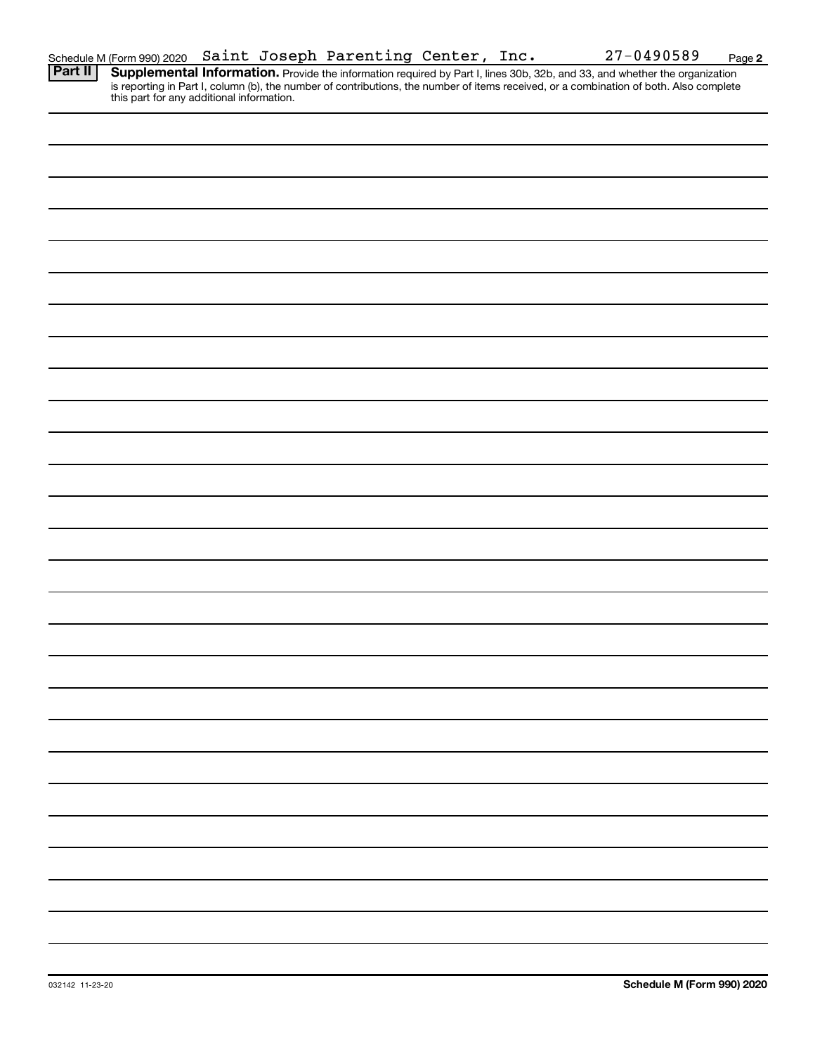Schedule M (Form 990) 2020 Saint Joseph Parenting Center, Inc. 27-0490589 Page **2**

**Part II** **Supplemental Information.** Provide the information required by Part I, lines 30b, 32b, and 33, and whether the organization is reporting in Part I, column (b), the number of contributions, the number of items received, or a combination of both. Also complete this part for any additional information.

032142 11-23-20

**Schedule M (Form 990) 2020**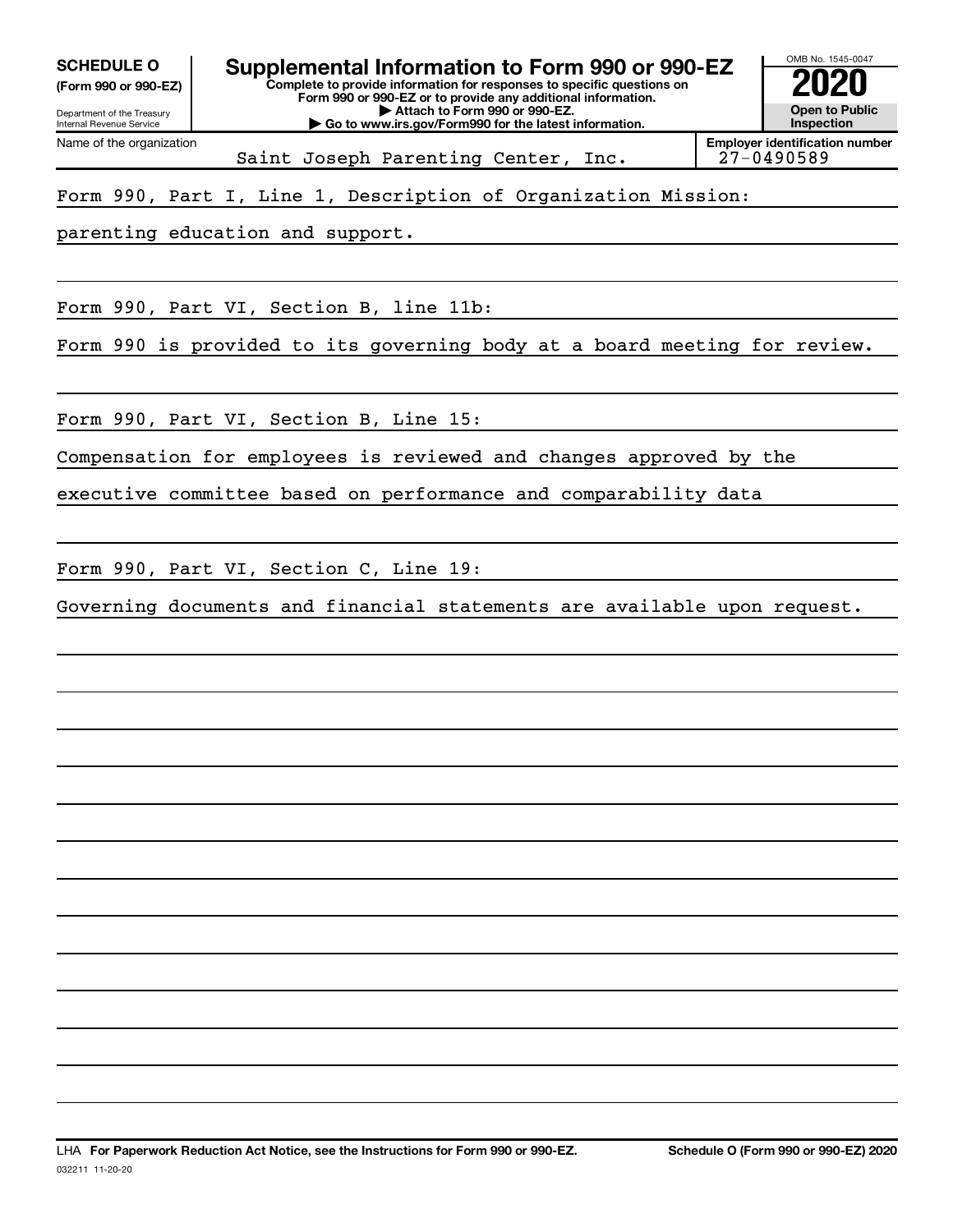**SCHEDULE O**
**(Form 990 or 990-EZ)**

Department of the Treasury
Internal Revenue Service

# Supplemental Information to Form 990 or 990-EZ

**Complete to provide information for responses to specific questions on Form 990 or 990-EZ or to provide any additional information.**
**▶ Attach to Form 990 or 990-EZ.**
**▶ Go to www.irs.gov/Form990 for the latest information.**

OMB No. 1545-0047
**2020**
**Open to Public Inspection**

Name of the organization: Saint Joseph Parenting Center, Inc.
**Employer identification number**: 27-0490589

Form 990, Part I, Line 1, Description of Organization Mission:

parenting education and support.

Form 990, Part VI, Section B, line 11b:

Form 990 is provided to its governing body at a board meeting for review.

Form 990, Part VI, Section B, Line 15:

Compensation for employees is reviewed and changes approved by the executive committee based on performance and comparability data

Form 990, Part VI, Section C, Line 19:

Governing documents and financial statements are available upon request.

LHA **For Paperwork Reduction Act Notice, see the Instructions for Form 990 or 990-EZ.** **Schedule O (Form 990 or 990-EZ) 2020**
032211 11-20-20